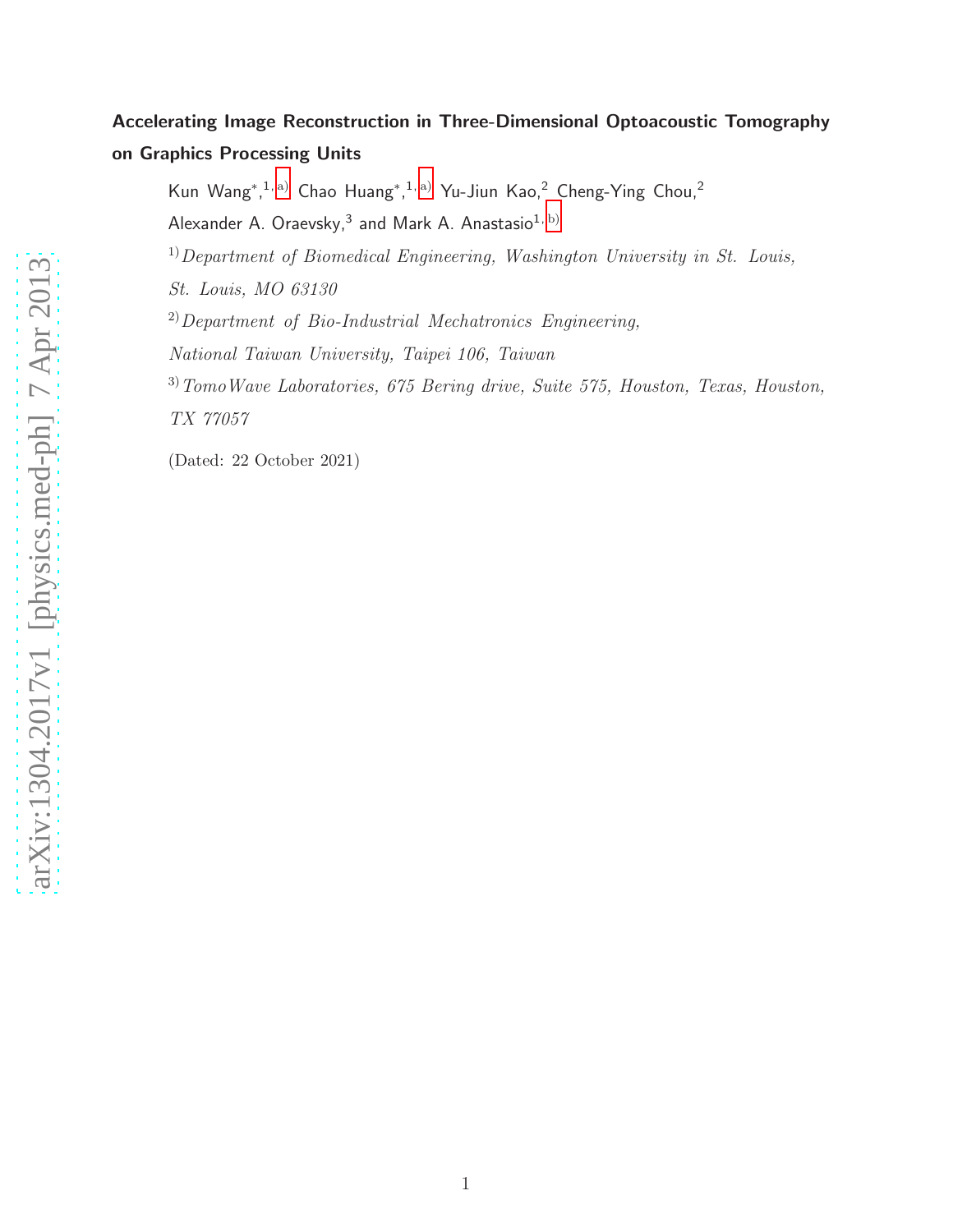# Accelerating Image Reconstruction in Three-Dimensional Optoacoustic Tomography on Graphics Processing Units

Kun Wang*,[1,a)] Chao Huang*,[1,a)] Yu-Jiun Kao,[2] Cheng-Ying Chou,[2] Alexander A. Oraevsky,[3] and Mark A. Anastasio[1,b)]

[1)] *Department of Biomedical Engineering, Washington University in St. Louis, St. Louis, MO 63130*

[2)] *Department of Bio-Industrial Mechatronics Engineering, National Taiwan University, Taipei 106, Taiwan*

[3)] *TomoWave Laboratories, 675 Bering drive, Suite 575, Houston, Texas, Houston, TX 77057*

(Dated: 22 October 2021)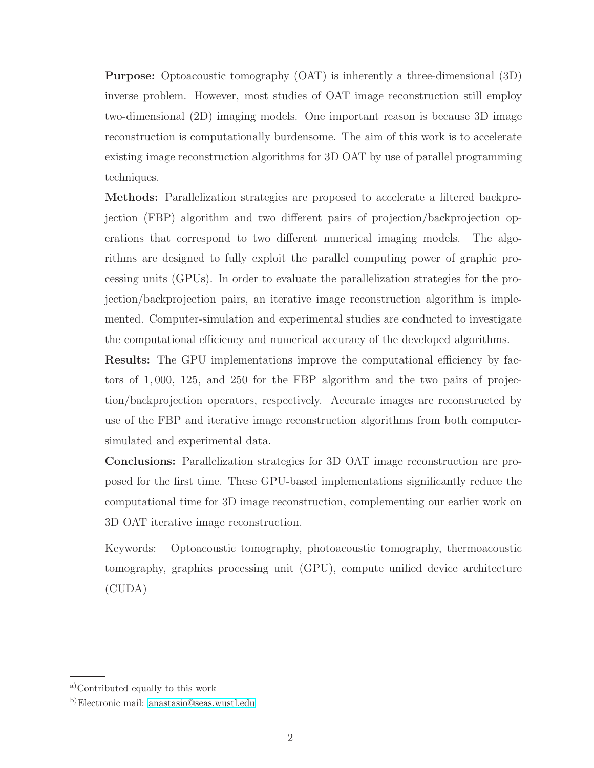**Purpose:** Optoacoustic tomography (OAT) is inherently a three-dimensional (3D) inverse problem. However, most studies of OAT image reconstruction still employ two-dimensional (2D) imaging models. One important reason is because 3D image reconstruction is computationally burdensome. The aim of this work is to accelerate existing image reconstruction algorithms for 3D OAT by use of parallel programming techniques.

**Methods:** Parallelization strategies are proposed to accelerate a filtered backprojection (FBP) algorithm and two different pairs of projection/backprojection operations that correspond to two different numerical imaging models. The algorithms are designed to fully exploit the parallel computing power of graphic processing units (GPUs). In order to evaluate the parallelization strategies for the projection/backprojection pairs, an iterative image reconstruction algorithm is implemented. Computer-simulation and experimental studies are conducted to investigate the computational efficiency and numerical accuracy of the developed algorithms.

**Results:** The GPU implementations improve the computational efficiency by factors of $1,000$, $125$, and $250$ for the FBP algorithm and the two pairs of projection/backprojection operators, respectively. Accurate images are reconstructed by use of the FBP and iterative image reconstruction algorithms from both computer-simulated and experimental data.

**Conclusions:** Parallelization strategies for 3D OAT image reconstruction are proposed for the first time. These GPU-based implementations significantly reduce the computational time for 3D image reconstruction, complementing our earlier work on 3D OAT iterative image reconstruction.

Keywords: Optoacoustic tomography, photoacoustic tomography, thermoacoustic tomography, graphics processing unit (GPU), compute unified device architecture (CUDA)

---

[a] Contributed equally to this work

[b] Electronic mail: anastasio@seas.wustl.edu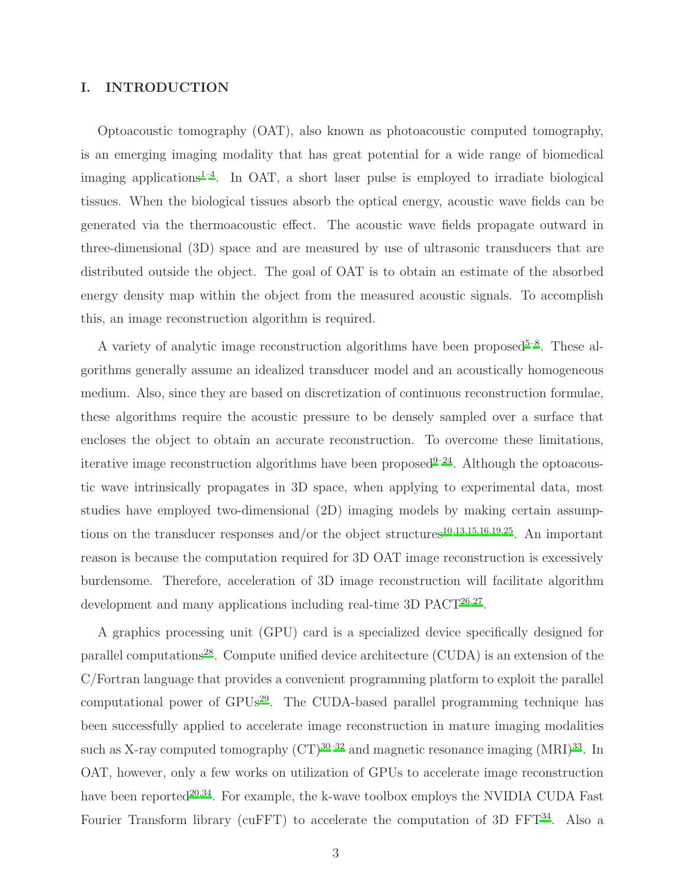## I. INTRODUCTION

Optoacoustic tomography (OAT), also known as photoacoustic computed tomography, is an emerging imaging modality that has great potential for a wide range of biomedical imaging applications[1–4]. In OAT, a short laser pulse is employed to irradiate biological tissues. When the biological tissues absorb the optical energy, acoustic wave fields can be generated via the thermoacoustic effect. The acoustic wave fields propagate outward in three-dimensional (3D) space and are measured by use of ultrasonic transducers that are distributed outside the object. The goal of OAT is to obtain an estimate of the absorbed energy density map within the object from the measured acoustic signals. To accomplish this, an image reconstruction algorithm is required.

A variety of analytic image reconstruction algorithms have been proposed[5–8]. These algorithms generally assume an idealized transducer model and an acoustically homogeneous medium. Also, since they are based on discretization of continuous reconstruction formulae, these algorithms require the acoustic pressure to be densely sampled over a surface that encloses the object to obtain an accurate reconstruction. To overcome these limitations, iterative image reconstruction algorithms have been proposed[9–24]. Although the optoacoustic wave intrinsically propagates in 3D space, when applying to experimental data, most studies have employed two-dimensional (2D) imaging models by making certain assumptions on the transducer responses and/or the object structures[10,13,15,16,19,25]. An important reason is because the computation required for 3D OAT image reconstruction is excessively burdensome. Therefore, acceleration of 3D image reconstruction will facilitate algorithm development and many applications including real-time 3D PACT[26,27].

A graphics processing unit (GPU) card is a specialized device specifically designed for parallel computations[28]. Compute unified device architecture (CUDA) is an extension of the C/Fortran language that provides a convenient programming platform to exploit the parallel computational power of GPUs[29]. The CUDA-based parallel programming technique has been successfully applied to accelerate image reconstruction in mature imaging modalities such as X-ray computed tomography (CT)[30–32] and magnetic resonance imaging (MRI)[33]. In OAT, however, only a few works on utilization of GPUs to accelerate image reconstruction have been reported[20,34]. For example, the k-wave toolbox employs the NVIDIA CUDA Fast Fourier Transform library (cuFFT) to accelerate the computation of 3D FFT[34]. Also a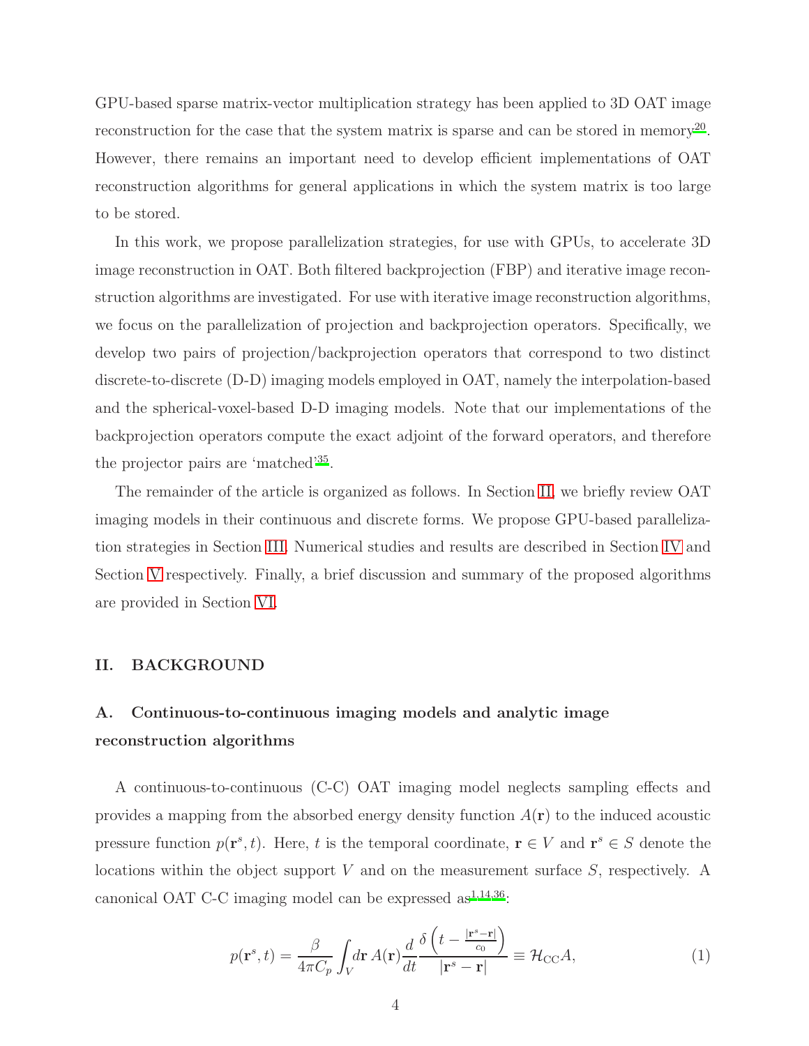GPU-based sparse matrix-vector multiplication strategy has been applied to 3D OAT image reconstruction for the case that the system matrix is sparse and can be stored in memory[20]. However, there remains an important need to develop efficient implementations of OAT reconstruction algorithms for general applications in which the system matrix is too large to be stored.

In this work, we propose parallelization strategies, for use with GPUs, to accelerate 3D image reconstruction in OAT. Both filtered backprojection (FBP) and iterative image reconstruction algorithms are investigated. For use with iterative image reconstruction algorithms, we focus on the parallelization of projection and backprojection operators. Specifically, we develop two pairs of projection/backprojection operators that correspond to two distinct discrete-to-discrete (D-D) imaging models employed in OAT, namely the interpolation-based and the spherical-voxel-based D-D imaging models. Note that our implementations of the backprojection operators compute the exact adjoint of the forward operators, and therefore the projector pairs are 'matched'[35].

The remainder of the article is organized as follows. In Section II, we briefly review OAT imaging models in their continuous and discrete forms. We propose GPU-based parallelization strategies in Section III. Numerical studies and results are described in Section IV and Section V respectively. Finally, a brief discussion and summary of the proposed algorithms are provided in Section VI.

## II. BACKGROUND

### A. Continuous-to-continuous imaging models and analytic image reconstruction algorithms

A continuous-to-continuous (C-C) OAT imaging model neglects sampling effects and provides a mapping from the absorbed energy density function $A(\mathbf{r})$ to the induced acoustic pressure function $p(\mathbf{r}^s, t)$. Here, $t$ is the temporal coordinate, $\mathbf{r} \in V$ and $\mathbf{r}^s \in S$ denote the locations within the object support $V$ and on the measurement surface $S$, respectively. A canonical OAT C-C imaging model can be expressed as[1,14,36]:

$$p(\mathbf{r}^s, t) = \frac{\beta}{4\pi C_p} \int_V d\mathbf{r}\, A(\mathbf{r}) \frac{d}{dt} \frac{\delta\left(t - \frac{|\mathbf{r}^s - \mathbf{r}|}{c_0}\right)}{|\mathbf{r}^s - \mathbf{r}|} \equiv \mathcal{H}_{\mathrm{CC}} A, \tag{1}$$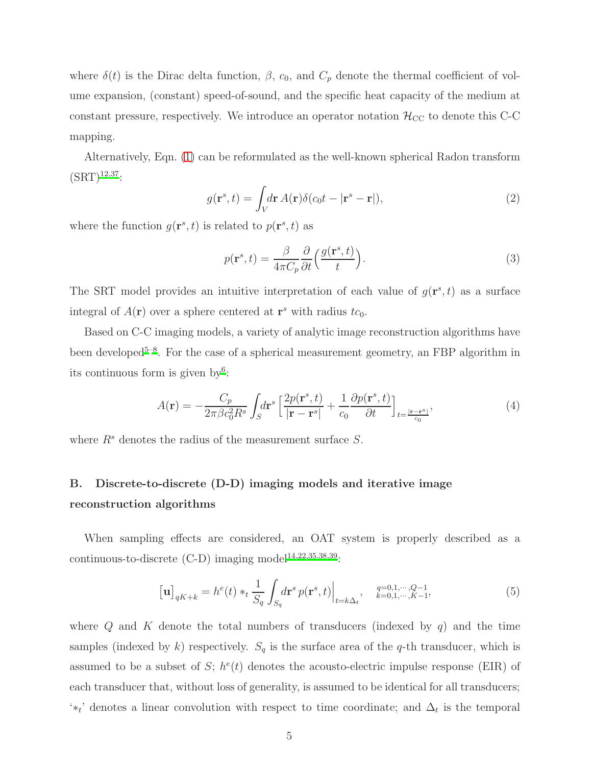where $\delta(t)$ is the Dirac delta function, $\beta$, $c_0$, and $C_p$ denote the thermal coefficient of volume expansion, (constant) speed-of-sound, and the specific heat capacity of the medium at constant pressure, respectively. We introduce an operator notation $\mathcal{H}_{\rm CC}$ to denote this C-C mapping.

Alternatively, Eqn. (1) can be reformulated as the well-known spherical Radon transform (SRT)[12,37]:

$$
g(\mathbf{r}^s, t) = \int_V d\mathbf{r}\, A(\mathbf{r})\delta(c_0 t - |\mathbf{r}^s - \mathbf{r}|), \tag{2}
$$

where the function $g(\mathbf{r}^s, t)$ is related to $p(\mathbf{r}^s, t)$ as

$$
p(\mathbf{r}^s, t) = \frac{\beta}{4\pi C_p} \frac{\partial}{\partial t}\Big(\frac{g(\mathbf{r}^s, t)}{t}\Big). \tag{3}
$$

The SRT model provides an intuitive interpretation of each value of $g(\mathbf{r}^s, t)$ as a surface integral of $A(\mathbf{r})$ over a sphere centered at $\mathbf{r}^s$ with radius $tc_0$.

Based on C-C imaging models, a variety of analytic image reconstruction algorithms have been developed[5–8]. For the case of a spherical measurement geometry, an FBP algorithm in its continuous form is given by[6]:

$$
A(\mathbf{r}) = -\frac{C_p}{2\pi\beta c_0^2 R^s} \int_S d\mathbf{r}^s \Big[\frac{2p(\mathbf{r}^s, t)}{|\mathbf{r} - \mathbf{r}^s|} + \frac{1}{c_0}\frac{\partial p(\mathbf{r}^s, t)}{\partial t}\Big]_{t = \frac{|\mathbf{r} - \mathbf{r}^s|}{c_0}}, \tag{4}
$$

where $R^s$ denotes the radius of the measurement surface $S$.

## B. Discrete-to-discrete (D-D) imaging models and iterative image reconstruction algorithms

When sampling effects are considered, an OAT system is properly described as a continuous-to-discrete (C-D) imaging model[14,22,35,38,39]:

$$
\big[\mathbf{u}\big]_{qK+k} = h^e(t) *_t \frac{1}{S_q}\int_{S_q} d\mathbf{r}^s\, p(\mathbf{r}^s, t)\Big|_{t = k\Delta_t}, \quad {\scriptstyle q=0,1,\cdots,Q-1 \atop k=0,1,\cdots,K-1}, \tag{5}
$$

where $Q$ and $K$ denote the total numbers of transducers (indexed by $q$) and the time samples (indexed by $k$) respectively. $S_q$ is the surface area of the $q$-th transducer, which is assumed to be a subset of $S$; $h^e(t)$ denotes the acousto-electric impulse response (EIR) of each transducer that, without loss of generality, is assumed to be identical for all transducers; '$*_t$' denotes a linear convolution with respect to time coordinate; and $\Delta_t$ is the temporal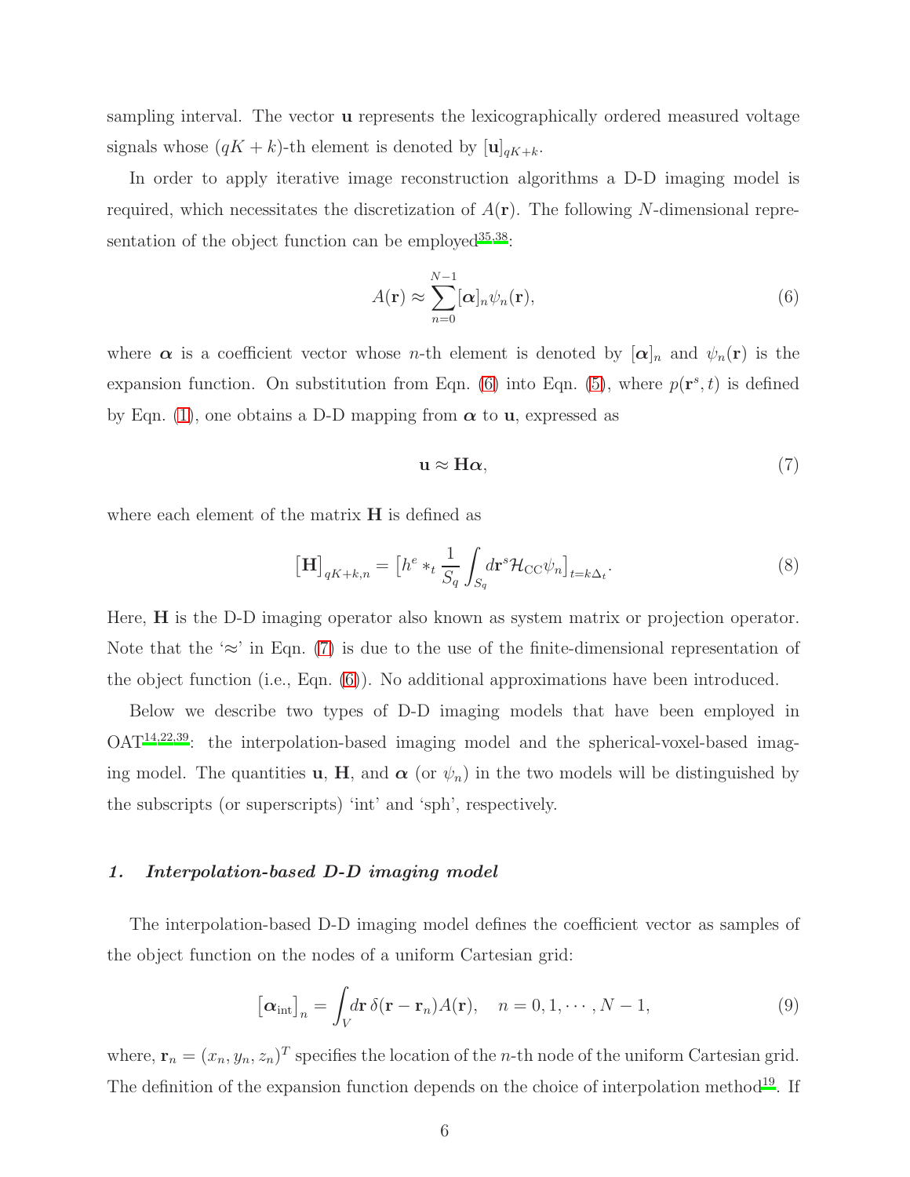sampling interval. The vector $\mathbf{u}$ represents the lexicographically ordered measured voltage signals whose $(qK+k)$-th element is denoted by $[\mathbf{u}]_{qK+k}$.

In order to apply iterative image reconstruction algorithms a D-D imaging model is required, which necessitates the discretization of $A(\mathbf{r})$. The following $N$-dimensional representation of the object function can be employed[35,38]:

$$A(\mathbf{r}) \approx \sum_{n=0}^{N-1} [\boldsymbol{\alpha}]_n \psi_n(\mathbf{r}), \tag{6}$$

where $\boldsymbol{\alpha}$ is a coefficient vector whose $n$-th element is denoted by $[\boldsymbol{\alpha}]_n$ and $\psi_n(\mathbf{r})$ is the expansion function. On substitution from Eqn. (6) into Eqn. (5), where $p(\mathbf{r}^s, t)$ is defined by Eqn. (1), one obtains a D-D mapping from $\boldsymbol{\alpha}$ to $\mathbf{u}$, expressed as

$$\mathbf{u} \approx \mathbf{H}\boldsymbol{\alpha}, \tag{7}$$

where each element of the matrix $\mathbf{H}$ is defined as

$$\left[\mathbf{H}\right]_{qK+k,n} = \left[h^e *_t \frac{1}{S_q} \int_{S_q} d\mathbf{r}^s \mathcal{H}_{\mathrm{CC}} \psi_n \right]_{t=k\Delta_t}. \tag{8}$$

Here, $\mathbf{H}$ is the D-D imaging operator also known as system matrix or projection operator. Note that the '$\approx$' in Eqn. (7) is due to the use of the finite-dimensional representation of the object function (i.e., Eqn. (6)). No additional approximations have been introduced.

Below we describe two types of D-D imaging models that have been employed in OAT[14,22,39]: the interpolation-based imaging model and the spherical-voxel-based imaging model. The quantities $\mathbf{u}$, $\mathbf{H}$, and $\boldsymbol{\alpha}$ (or $\psi_n$) in the two models will be distinguished by the subscripts (or superscripts) 'int' and 'sph', respectively.

### *1. Interpolation-based D-D imaging model*

The interpolation-based D-D imaging model defines the coefficient vector as samples of the object function on the nodes of a uniform Cartesian grid:

$$\left[\boldsymbol{\alpha}_{\mathrm{int}}\right]_n = \int_V d\mathbf{r}\, \delta(\mathbf{r} - \mathbf{r}_n) A(\mathbf{r}), \quad n = 0, 1, \cdots, N-1, \tag{9}$$

where, $\mathbf{r}_n = (x_n, y_n, z_n)^T$ specifies the location of the $n$-th node of the uniform Cartesian grid. The definition of the expansion function depends on the choice of interpolation method[19]. If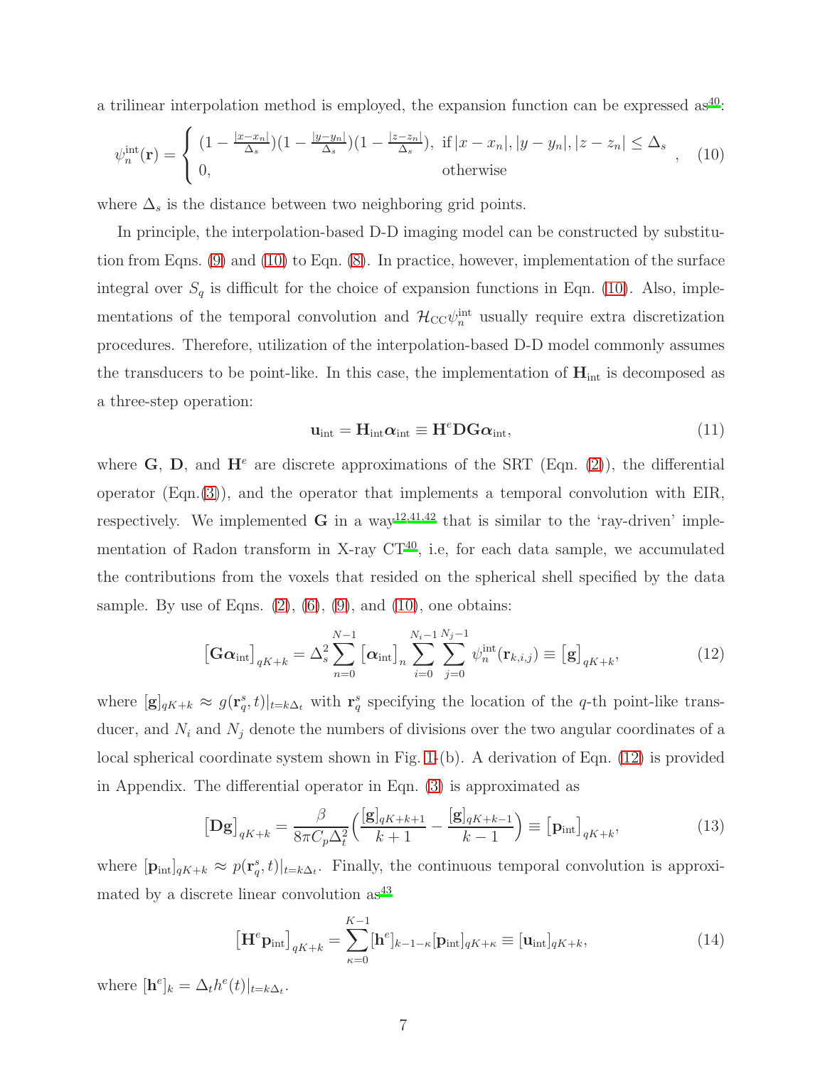a trilinear interpolation method is employed, the expansion function can be expressed as[40]:

$$\psi_n^{\rm int}(\mathbf{r}) = \begin{cases} (1-\frac{|x-x_n|}{\Delta_s})(1-\frac{|y-y_n|}{\Delta_s})(1-\frac{|z-z_n|}{\Delta_s}), & \text{if } |x-x_n|, |y-y_n|, |z-z_n| \leq \Delta_s \\ 0, & \text{otherwise} \end{cases}, \quad (10)$$

where $\Delta_s$ is the distance between two neighboring grid points.

In principle, the interpolation-based D-D imaging model can be constructed by substitution from Eqns. (9) and (10) to Eqn. (8). In practice, however, implementation of the surface integral over $S_q$ is difficult for the choice of expansion functions in Eqn. (10). Also, implementations of the temporal convolution and $\mathcal{H}_{\rm CC}\psi_n^{\rm int}$ usually require extra discretization procedures. Therefore, utilization of the interpolation-based D-D model commonly assumes the transducers to be point-like. In this case, the implementation of $\mathbf{H}_{\rm int}$ is decomposed as a three-step operation:

$$\mathbf{u}_{\rm int} = \mathbf{H}_{\rm int}\boldsymbol{\alpha}_{\rm int} \equiv \mathbf{H}^e\mathbf{D}\mathbf{G}\boldsymbol{\alpha}_{\rm int}, \quad (11)$$

where $\mathbf{G}$, $\mathbf{D}$, and $\mathbf{H}^e$ are discrete approximations of the SRT (Eqn. (2)), the differential operator (Eqn.(3)), and the operator that implements a temporal convolution with EIR, respectively. We implemented $\mathbf{G}$ in a way[12,41,42] that is similar to the 'ray-driven' implementation of Radon transform in X-ray CT[40], i.e, for each data sample, we accumulated the contributions from the voxels that resided on the spherical shell specified by the data sample. By use of Eqns. (2), (6), (9), and (10), one obtains:

$$\big[\mathbf{G}\boldsymbol{\alpha}_{\rm int}\big]_{qK+k} = \Delta_s^2 \sum_{n=0}^{N-1}\big[\boldsymbol{\alpha}_{\rm int}\big]_n \sum_{i=0}^{N_i-1}\sum_{j=0}^{N_j-1}\psi_n^{\rm int}(\mathbf{r}_{k,i,j}) \equiv \big[\mathbf{g}\big]_{qK+k}, \quad (12)$$

where $[\mathbf{g}]_{qK+k} \approx g(\mathbf{r}_q^s, t)|_{t=k\Delta_t}$ with $\mathbf{r}_q^s$ specifying the location of the $q$-th point-like transducer, and $N_i$ and $N_j$ denote the numbers of divisions over the two angular coordinates of a local spherical coordinate system shown in Fig. 1-(b). A derivation of Eqn. (12) is provided in Appendix. The differential operator in Eqn. (3) is approximated as

$$\big[\mathbf{D}\mathbf{g}\big]_{qK+k} = \frac{\beta}{8\pi C_p\Delta_t^2}\Big(\frac{[\mathbf{g}]_{qK+k+1}}{k+1} - \frac{[\mathbf{g}]_{qK+k-1}}{k-1}\Big) \equiv \big[\mathbf{p}_{\rm int}\big]_{qK+k}, \quad (13)$$

where $[\mathbf{p}_{\rm int}]_{qK+k} \approx p(\mathbf{r}_q^s, t)|_{t=k\Delta_t}$. Finally, the continuous temporal convolution is approximated by a discrete linear convolution as[43]

$$\big[\mathbf{H}^e\mathbf{p}_{\rm int}\big]_{qK+k} = \sum_{\kappa=0}^{K-1}[\mathbf{h}^e]_{k-1-\kappa}[\mathbf{p}_{\rm int}]_{qK+\kappa} \equiv [\mathbf{u}_{\rm int}]_{qK+k}, \quad (14)$$

where $[\mathbf{h}^e]_k = \Delta_t h^e(t)|_{t=k\Delta_t}$.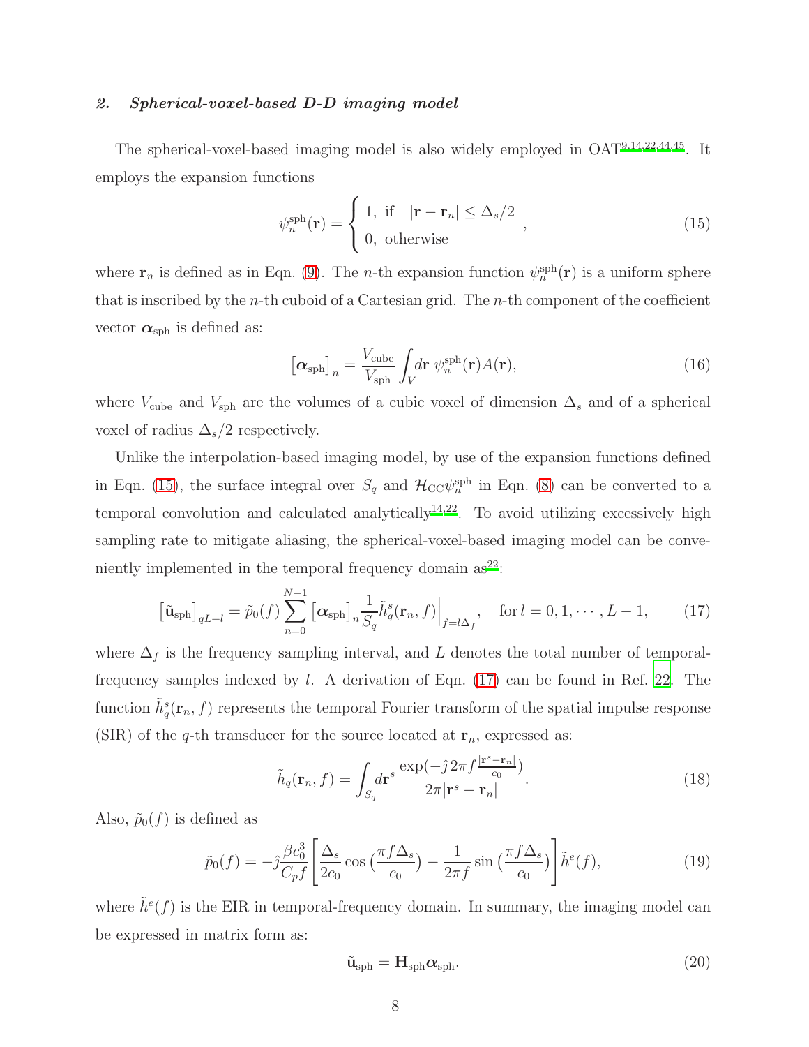### *2. Spherical-voxel-based D-D imaging model*

The spherical-voxel-based imaging model is also widely employed in OAT[9,14,22,44,45]. It employs the expansion functions

$$\psi_n^{\text{sph}}(\mathbf{r}) = \begin{cases} 1, & \text{if} \quad |\mathbf{r} - \mathbf{r}_n| \le \Delta_s/2 \\ 0, & \text{otherwise} \end{cases}, \tag{15}$$

where $\mathbf{r}_n$ is defined as in Eqn. (9). The $n$-th expansion function $\psi_n^{\text{sph}}(\mathbf{r})$ is a uniform sphere that is inscribed by the $n$-th cuboid of a Cartesian grid. The $n$-th component of the coefficient vector $\boldsymbol{\alpha}_{\text{sph}}$ is defined as:

$$\left[\boldsymbol{\alpha}_{\text{sph}}\right]_n = \frac{V_{\text{cube}}}{V_{\text{sph}}} \int_V d\mathbf{r}\; \psi_n^{\text{sph}}(\mathbf{r}) A(\mathbf{r}), \tag{16}$$

where $V_{\text{cube}}$ and $V_{\text{sph}}$ are the volumes of a cubic voxel of dimension $\Delta_s$ and of a spherical voxel of radius $\Delta_s/2$ respectively.

Unlike the interpolation-based imaging model, by use of the expansion functions defined in Eqn. (15), the surface integral over $S_q$ and $\mathcal{H}_{\text{CC}}\psi_n^{\text{sph}}$ in Eqn. (8) can be converted to a temporal convolution and calculated analytically[14,22]. To avoid utilizing excessively high sampling rate to mitigate aliasing, the spherical-voxel-based imaging model can be conveniently implemented in the temporal frequency domain as[22]:

$$\left[\tilde{\mathbf{u}}_{\text{sph}}\right]_{qL+l} = \tilde{p}_0(f) \sum_{n=0}^{N-1} \left[\boldsymbol{\alpha}_{\text{sph}}\right]_n \frac{1}{S_q} \tilde{h}_q^s(\mathbf{r}_n, f)\Big|_{f=l\Delta_f}, \quad \text{for } l = 0, 1, \cdots, L-1, \tag{17}$$

where $\Delta_f$ is the frequency sampling interval, and $L$ denotes the total number of temporal-frequency samples indexed by $l$. A derivation of Eqn. (17) can be found in Ref. 22. The function $\tilde{h}_q^s(\mathbf{r}_n, f)$ represents the temporal Fourier transform of the spatial impulse response (SIR) of the $q$-th transducer for the source located at $\mathbf{r}_n$, expressed as:

$$\tilde{h}_q(\mathbf{r}_n, f) = \int_{S_q} d\mathbf{r}^s \, \frac{\exp(-\hat{j}2\pi f \frac{|\mathbf{r}^s - \mathbf{r}_n|}{c_0})}{2\pi|\mathbf{r}^s - \mathbf{r}_n|}. \tag{18}$$

Also, $\tilde{p}_0(f)$ is defined as

$$\tilde{p}_0(f) = -\hat{j}\frac{\beta c_0^3}{C_p f}\left[\frac{\Delta_s}{2c_0}\cos\left(\frac{\pi f \Delta_s}{c_0}\right) - \frac{1}{2\pi f}\sin\left(\frac{\pi f \Delta_s}{c_0}\right)\right]\tilde{h}^e(f), \tag{19}$$

where $\tilde{h}^e(f)$ is the EIR in temporal-frequency domain. In summary, the imaging model can be expressed in matrix form as:

$$\tilde{\mathbf{u}}_{\text{sph}} = \mathbf{H}_{\text{sph}}\boldsymbol{\alpha}_{\text{sph}}. \tag{20}$$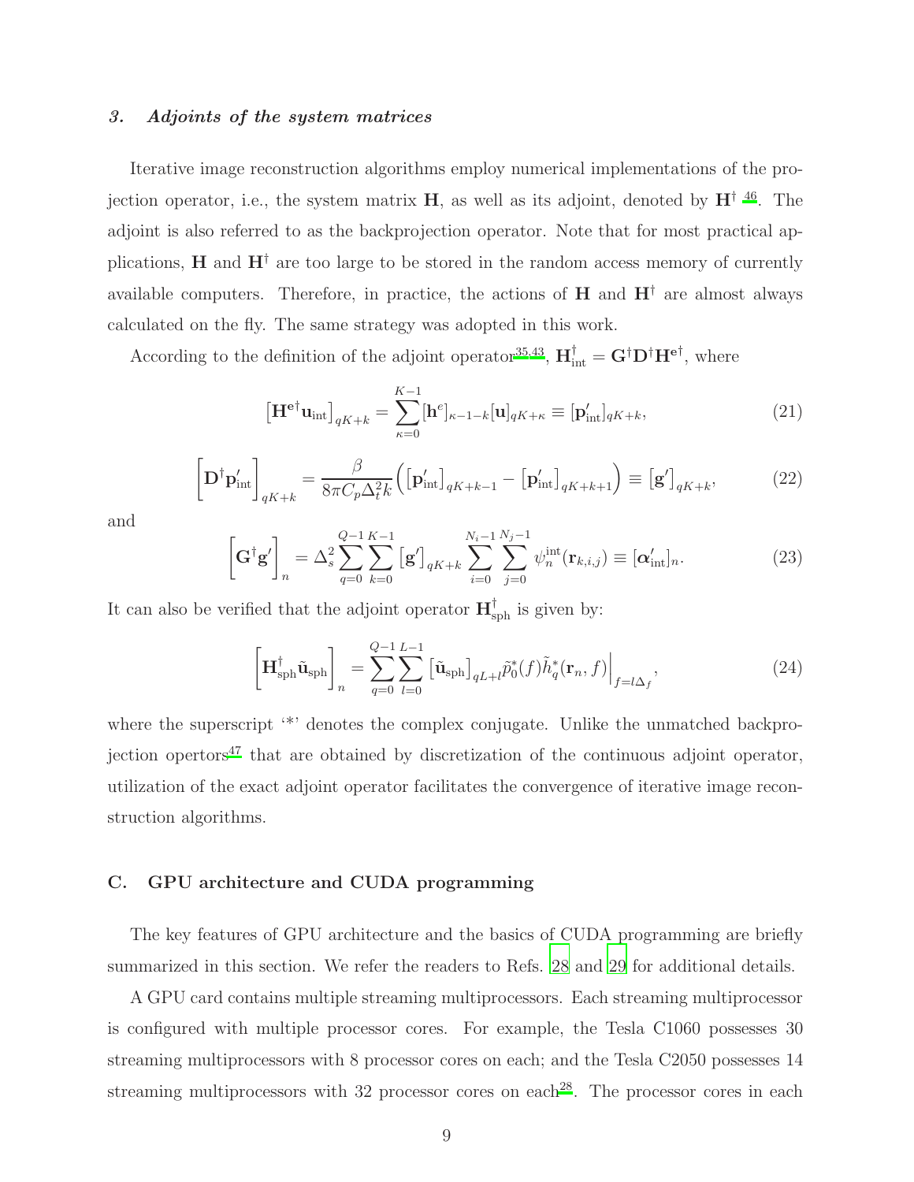### 3. *Adjoints of the system matrices*

Iterative image reconstruction algorithms employ numerical implementations of the projection operator, i.e., the system matrix $\mathbf{H}$, as well as its adjoint, denoted by $\mathbf{H}^\dagger$ [46]. The adjoint is also referred to as the backprojection operator. Note that for most practical applications, $\mathbf{H}$ and $\mathbf{H}^\dagger$ are too large to be stored in the random access memory of currently available computers. Therefore, in practice, the actions of $\mathbf{H}$ and $\mathbf{H}^\dagger$ are almost always calculated on the fly. The same strategy was adopted in this work.

According to the definition of the adjoint operator[35,43], $\mathbf{H}_{\rm int}^\dagger = \mathbf{G}^\dagger \mathbf{D}^\dagger \mathbf{H}^{\mathbf{e}\dagger}$, where

$$\left[\mathbf{H}^{\mathbf{e}\dagger}\mathbf{u}_{\rm int}\right]_{qK+k} = \sum_{\kappa=0}^{K-1} [\mathbf{h}^e]_{\kappa-1-k}[\mathbf{u}]_{qK+\kappa} \equiv [\mathbf{p}'_{\rm int}]_{qK+k}, \tag{21}$$

$$\left[\mathbf{D}^\dagger \mathbf{p}'_{\rm int}\right]_{qK+k} = \frac{\beta}{8\pi C_p \Delta_t^2 k}\Big(\left[\mathbf{p}'_{\rm int}\right]_{qK+k-1} - \left[\mathbf{p}'_{\rm int}\right]_{qK+k+1}\Big) \equiv \left[\mathbf{g}'\right]_{qK+k}, \tag{22}$$

and

$$\left[\mathbf{G}^\dagger \mathbf{g}'\right]_n = \Delta_s^2 \sum_{q=0}^{Q-1}\sum_{k=0}^{K-1} \left[\mathbf{g}'\right]_{qK+k} \sum_{i=0}^{N_i-1}\sum_{j=0}^{N_j-1} \psi_n^{\rm int}(\mathbf{r}_{k,i,j}) \equiv [\boldsymbol{\alpha}'_{\rm int}]_n. \tag{23}$$

It can also be verified that the adjoint operator $\mathbf{H}_{\rm sph}^\dagger$ is given by:

$$\left[\mathbf{H}_{\rm sph}^\dagger \tilde{\mathbf{u}}_{\rm sph}\right]_n = \sum_{q=0}^{Q-1}\sum_{l=0}^{L-1} \left[\tilde{\mathbf{u}}_{\rm sph}\right]_{qL+l} \tilde{p}_0^*(f)\tilde{h}_q^*(\mathbf{r}_n, f)\Big|_{f=l\Delta_f}, \tag{24}$$

where the superscript '*' denotes the complex conjugate. Unlike the unmatched backprojection opertors[47] that are obtained by discretization of the continuous adjoint operator, utilization of the exact adjoint operator facilitates the convergence of iterative image reconstruction algorithms.

## C. GPU architecture and CUDA programming

The key features of GPU architecture and the basics of CUDA programming are briefly summarized in this section. We refer the readers to Refs. 28 and 29 for additional details.

A GPU card contains multiple streaming multiprocessors. Each streaming multiprocessor is configured with multiple processor cores. For example, the Tesla C1060 possesses 30 streaming multiprocessors with 8 processor cores on each; and the Tesla C2050 possesses 14 streaming multiprocessors with 32 processor cores on each[28]. The processor cores in each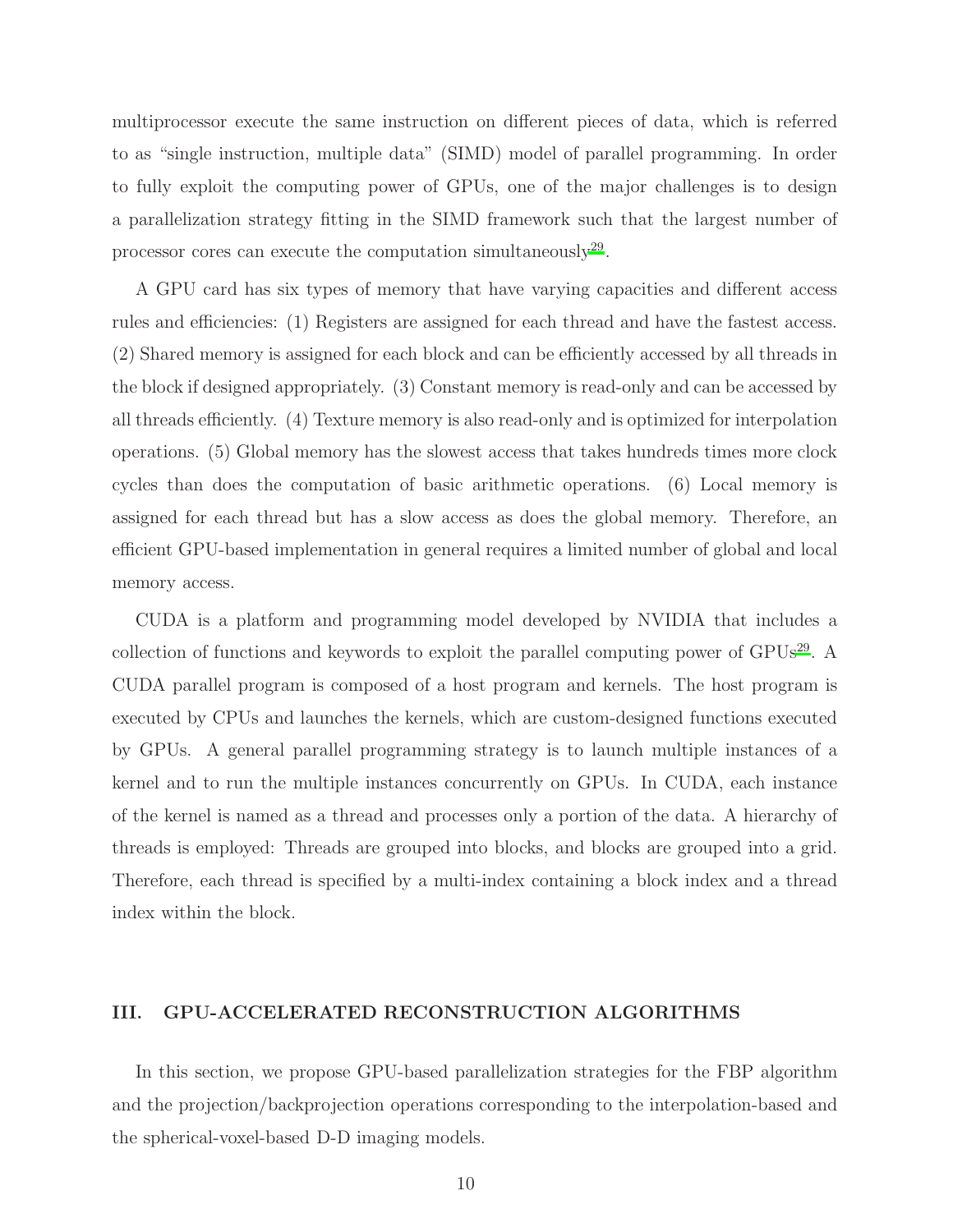multiprocessor execute the same instruction on different pieces of data, which is referred to as "single instruction, multiple data" (SIMD) model of parallel programming. In order to fully exploit the computing power of GPUs, one of the major challenges is to design a parallelization strategy fitting in the SIMD framework such that the largest number of processor cores can execute the computation simultaneously[29].

A GPU card has six types of memory that have varying capacities and different access rules and efficiencies: (1) Registers are assigned for each thread and have the fastest access. (2) Shared memory is assigned for each block and can be efficiently accessed by all threads in the block if designed appropriately. (3) Constant memory is read-only and can be accessed by all threads efficiently. (4) Texture memory is also read-only and is optimized for interpolation operations. (5) Global memory has the slowest access that takes hundreds times more clock cycles than does the computation of basic arithmetic operations. (6) Local memory is assigned for each thread but has a slow access as does the global memory. Therefore, an efficient GPU-based implementation in general requires a limited number of global and local memory access.

CUDA is a platform and programming model developed by NVIDIA that includes a collection of functions and keywords to exploit the parallel computing power of GPUs[29]. A CUDA parallel program is composed of a host program and kernels. The host program is executed by CPUs and launches the kernels, which are custom-designed functions executed by GPUs. A general parallel programming strategy is to launch multiple instances of a kernel and to run the multiple instances concurrently on GPUs. In CUDA, each instance of the kernel is named as a thread and processes only a portion of the data. A hierarchy of threads is employed: Threads are grouped into blocks, and blocks are grouped into a grid. Therefore, each thread is specified by a multi-index containing a block index and a thread index within the block.

## III. GPU-ACCELERATED RECONSTRUCTION ALGORITHMS

In this section, we propose GPU-based parallelization strategies for the FBP algorithm and the projection/backprojection operations corresponding to the interpolation-based and the spherical-voxel-based D-D imaging models.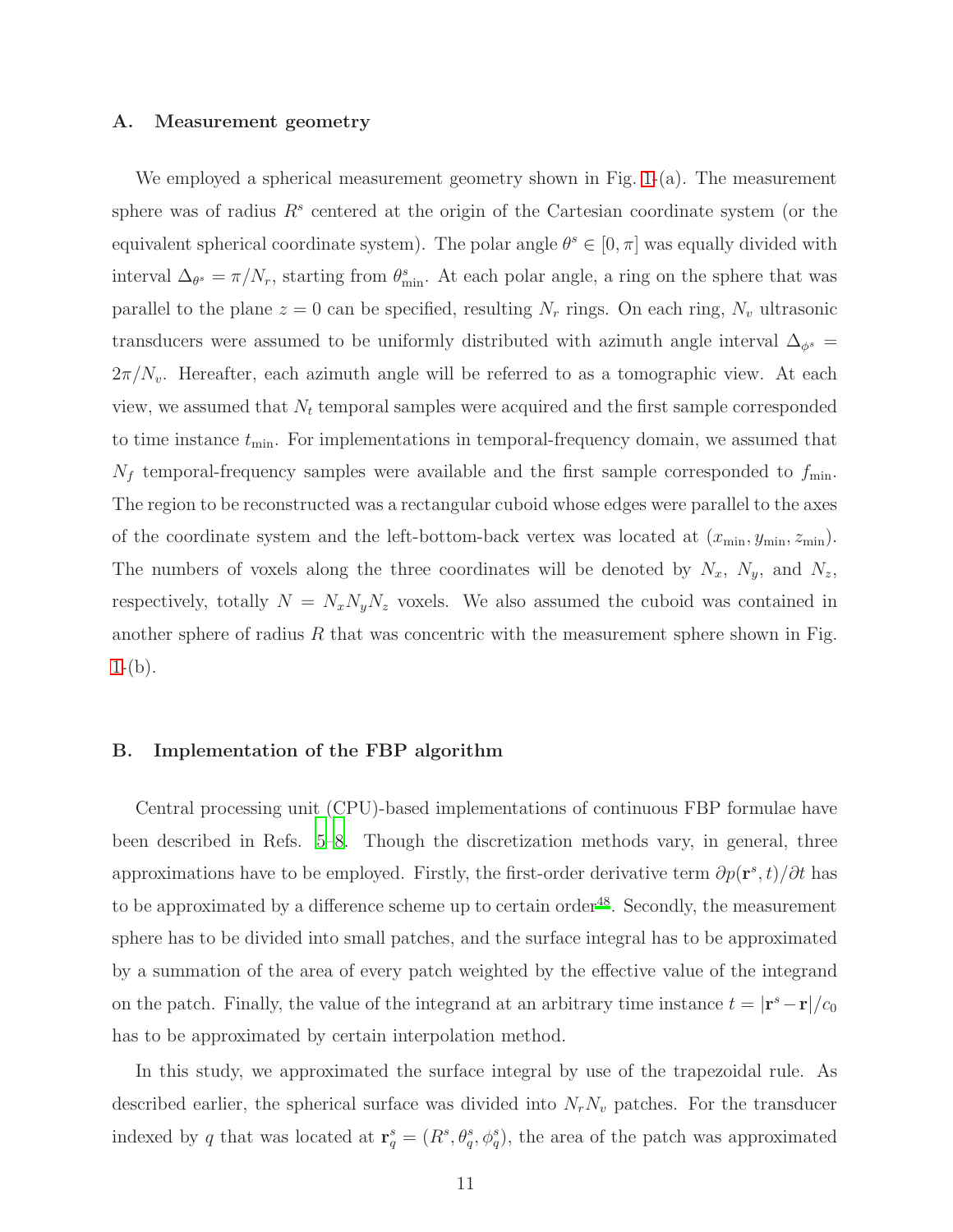### A. Measurement geometry

We employed a spherical measurement geometry shown in Fig. 1-(a). The measurement sphere was of radius $R^s$ centered at the origin of the Cartesian coordinate system (or the equivalent spherical coordinate system). The polar angle $\theta^s \in [0, \pi]$ was equally divided with interval $\Delta_{\theta^s} = \pi/N_r$, starting from $\theta^s_{\min}$. At each polar angle, a ring on the sphere that was parallel to the plane $z = 0$ can be specified, resulting $N_r$ rings. On each ring, $N_v$ ultrasonic transducers were assumed to be uniformly distributed with azimuth angle interval $\Delta_{\phi^s} = 2\pi/N_v$. Hereafter, each azimuth angle will be referred to as a tomographic view. At each view, we assumed that $N_t$ temporal samples were acquired and the first sample corresponded to time instance $t_{\min}$. For implementations in temporal-frequency domain, we assumed that $N_f$ temporal-frequency samples were available and the first sample corresponded to $f_{\min}$. The region to be reconstructed was a rectangular cuboid whose edges were parallel to the axes of the coordinate system and the left-bottom-back vertex was located at $(x_{\min}, y_{\min}, z_{\min})$. The numbers of voxels along the three coordinates will be denoted by $N_x$, $N_y$, and $N_z$, respectively, totally $N = N_x N_y N_z$ voxels. We also assumed the cuboid was contained in another sphere of radius $R$ that was concentric with the measurement sphere shown in Fig. 1-(b).

### B. Implementation of the FBP algorithm

Central processing unit (CPU)-based implementations of continuous FBP formulae have been described in Refs. 5–8. Though the discretization methods vary, in general, three approximations have to be employed. Firstly, the first-order derivative term $\partial p(\mathbf{r}^s, t)/\partial t$ has to be approximated by a difference scheme up to certain order[48]. Secondly, the measurement sphere has to be divided into small patches, and the surface integral has to be approximated by a summation of the area of every patch weighted by the effective value of the integrand on the patch. Finally, the value of the integrand at an arbitrary time instance $t = |\mathbf{r}^s - \mathbf{r}|/c_0$ has to be approximated by certain interpolation method.

In this study, we approximated the surface integral by use of the trapezoidal rule. As described earlier, the spherical surface was divided into $N_r N_v$ patches. For the transducer indexed by $q$ that was located at $\mathbf{r}^s_q = (R^s, \theta^s_q, \phi^s_q)$, the area of the patch was approximated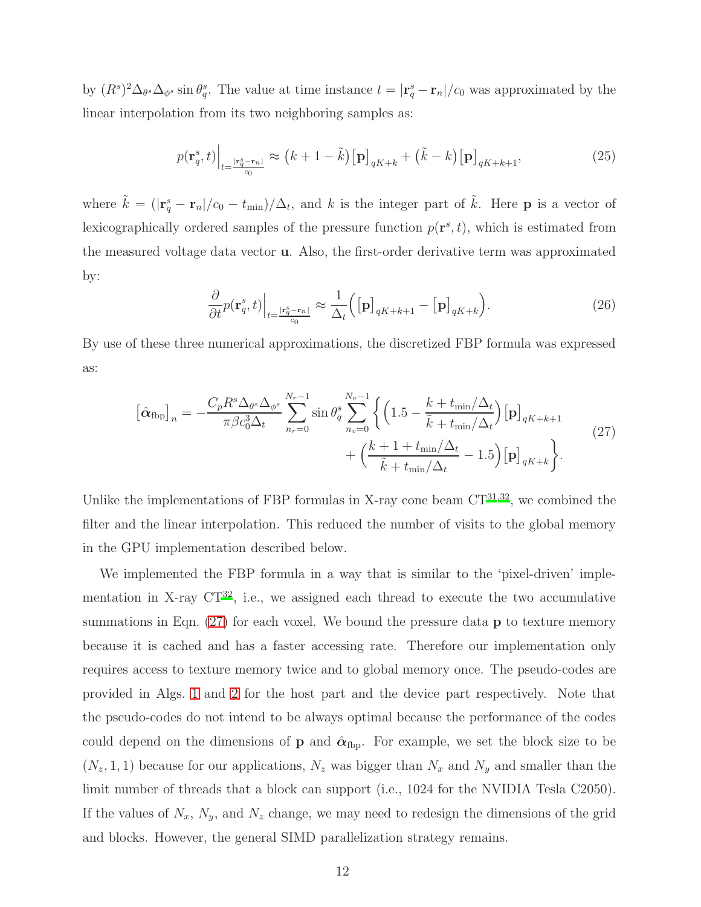by $(R^s)^2 \Delta_{\theta^s} \Delta_{\phi^s} \sin\theta_q^s$. The value at time instance $t = |\mathbf{r}_q^s - \mathbf{r}_n|/c_0$ was approximated by the linear interpolation from its two neighboring samples as:

$$
p(\mathbf{r}_q^s, t)\Big|_{t=\frac{|\mathbf{r}_q^s - \mathbf{r}_n|}{c_0}} \approx \big(k + 1 - \tilde{k}\big)\big[\mathbf{p}\big]_{qK+k} + \big(\tilde{k} - k\big)\big[\mathbf{p}\big]_{qK+k+1}, \tag{25}
$$

where $\tilde{k} = (|\mathbf{r}_q^s - \mathbf{r}_n|/c_0 - t_{\min})/\Delta_t$, and $k$ is the integer part of $\tilde{k}$. Here $\mathbf{p}$ is a vector of lexicographically ordered samples of the pressure function $p(\mathbf{r}^s, t)$, which is estimated from the measured voltage data vector $\mathbf{u}$. Also, the first-order derivative term was approximated by:

$$
\frac{\partial}{\partial t} p(\mathbf{r}_q^s, t)\Big|_{t=\frac{|\mathbf{r}_q^s - \mathbf{r}_n|}{c_0}} \approx \frac{1}{\Delta_t}\Big(\big[\mathbf{p}\big]_{qK+k+1} - \big[\mathbf{p}\big]_{qK+k}\Big). \tag{26}
$$

By use of these three numerical approximations, the discretized FBP formula was expressed as:

$$
\begin{aligned}
\big[\hat{\boldsymbol{\alpha}}_{\text{fbp}}\big]_n = -\frac{C_p R^s \Delta_{\theta^s} \Delta_{\phi^s}}{\pi \beta c_0^3 \Delta_t} \sum_{n_r=0}^{N_r-1} \sin\theta_q^s \sum_{n_v=0}^{N_v-1} \bigg\{ &\Big(1.5 - \frac{k + t_{\min}/\Delta_t}{\tilde{k} + t_{\min}/\Delta_t}\Big)\big[\mathbf{p}\big]_{qK+k+1} \\
&+ \Big(\frac{k + 1 + t_{\min}/\Delta_t}{\tilde{k} + t_{\min}/\Delta_t} - 1.5\Big)\big[\mathbf{p}\big]_{qK+k} \bigg\}.
\end{aligned} \tag{27}
$$

Unlike the implementations of FBP formulas in X-ray cone beam CT[31,32], we combined the filter and the linear interpolation. This reduced the number of visits to the global memory in the GPU implementation described below.

We implemented the FBP formula in a way that is similar to the 'pixel-driven' implementation in X-ray CT[32], i.e., we assigned each thread to execute the two accumulative summations in Eqn. (27) for each voxel. We bound the pressure data $\mathbf{p}$ to texture memory because it is cached and has a faster accessing rate. Therefore our implementation only requires access to texture memory twice and to global memory once. The pseudo-codes are provided in Algs. 1 and 2 for the host part and the device part respectively. Note that the pseudo-codes do not intend to be always optimal because the performance of the codes could depend on the dimensions of $\mathbf{p}$ and $\hat{\boldsymbol{\alpha}}_{\text{fbp}}$. For example, we set the block size to be $(N_z, 1, 1)$ because for our applications, $N_z$ was bigger than $N_x$ and $N_y$ and smaller than the limit number of threads that a block can support (i.e., 1024 for the NVIDIA Tesla C2050). If the values of $N_x$, $N_y$, and $N_z$ change, we may need to redesign the dimensions of the grid and blocks. However, the general SIMD parallelization strategy remains.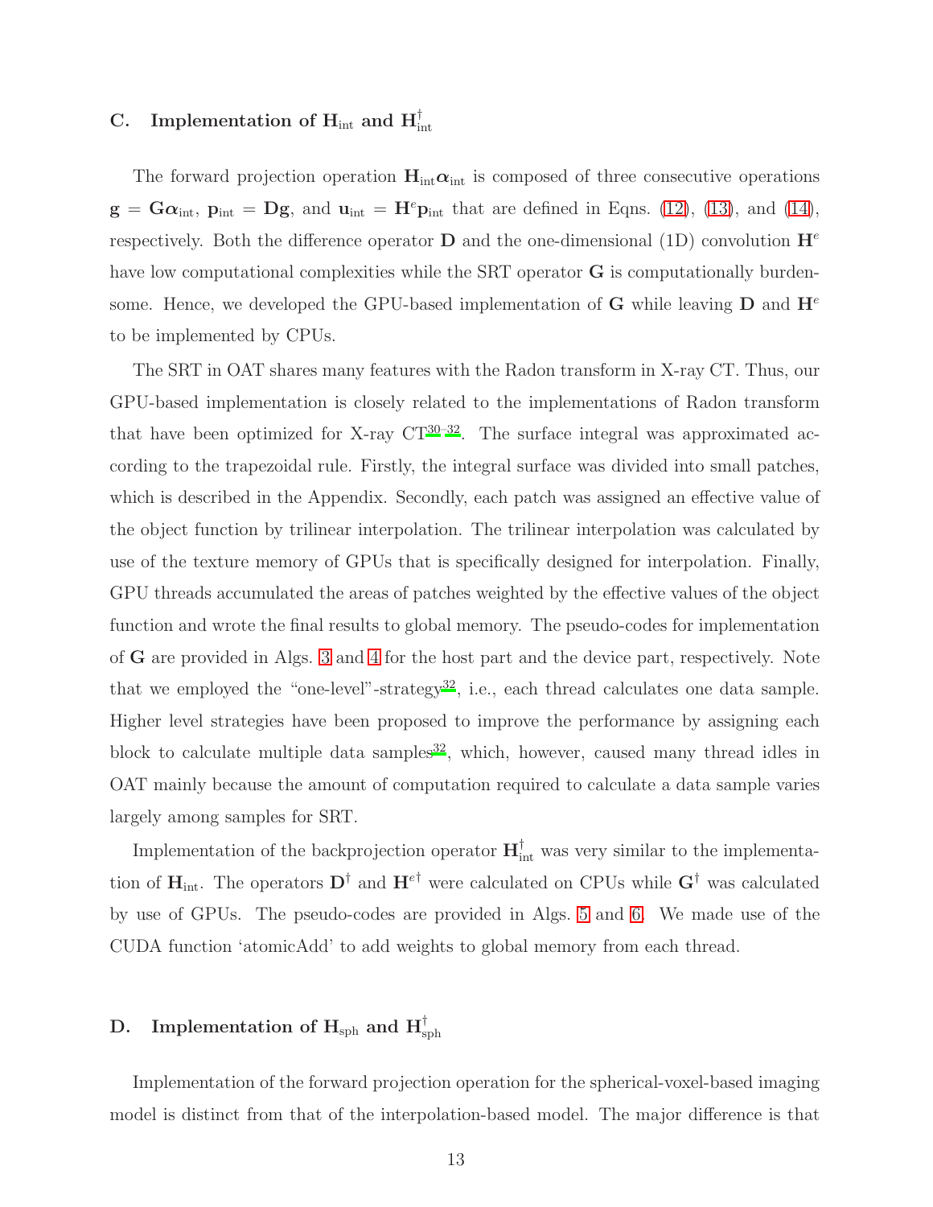### C. Implementation of $\mathbf{H}_{\text{int}}$ and $\mathbf{H}_{\text{int}}^{\dagger}$

The forward projection operation $\mathbf{H}_{\text{int}}\boldsymbol{\alpha}_{\text{int}}$ is composed of three consecutive operations $\mathbf{g} = \mathbf{G}\boldsymbol{\alpha}_{\text{int}}$, $\mathbf{p}_{\text{int}} = \mathbf{D}\mathbf{g}$, and $\mathbf{u}_{\text{int}} = \mathbf{H}^{e}\mathbf{p}_{\text{int}}$ that are defined in Eqns. (12), (13), and (14), respectively. Both the difference operator $\mathbf{D}$ and the one-dimensional (1D) convolution $\mathbf{H}^{e}$ have low computational complexities while the SRT operator $\mathbf{G}$ is computationally burdensome. Hence, we developed the GPU-based implementation of $\mathbf{G}$ while leaving $\mathbf{D}$ and $\mathbf{H}^{e}$ to be implemented by CPUs.

The SRT in OAT shares many features with the Radon transform in X-ray CT. Thus, our GPU-based implementation is closely related to the implementations of Radon transform that have been optimized for X-ray CT[30–32]. The surface integral was approximated according to the trapezoidal rule. Firstly, the integral surface was divided into small patches, which is described in the Appendix. Secondly, each patch was assigned an effective value of the object function by trilinear interpolation. The trilinear interpolation was calculated by use of the texture memory of GPUs that is specifically designed for interpolation. Finally, GPU threads accumulated the areas of patches weighted by the effective values of the object function and wrote the final results to global memory. The pseudo-codes for implementation of $\mathbf{G}$ are provided in Algs. 3 and 4 for the host part and the device part, respectively. Note that we employed the "one-level"-strategy[32], i.e., each thread calculates one data sample. Higher level strategies have been proposed to improve the performance by assigning each block to calculate multiple data samples[32], which, however, caused many thread idles in OAT mainly because the amount of computation required to calculate a data sample varies largely among samples for SRT.

Implementation of the backprojection operator $\mathbf{H}_{\text{int}}^{\dagger}$ was very similar to the implementation of $\mathbf{H}_{\text{int}}$. The operators $\mathbf{D}^{\dagger}$ and $\mathbf{H}^{e\dagger}$ were calculated on CPUs while $\mathbf{G}^{\dagger}$ was calculated by use of GPUs. The pseudo-codes are provided in Algs. 5 and 6. We made use of the CUDA function 'atomicAdd' to add weights to global memory from each thread.

### D. Implementation of $\mathbf{H}_{\text{sph}}$ and $\mathbf{H}_{\text{sph}}^{\dagger}$

Implementation of the forward projection operation for the spherical-voxel-based imaging model is distinct from that of the interpolation-based model. The major difference is that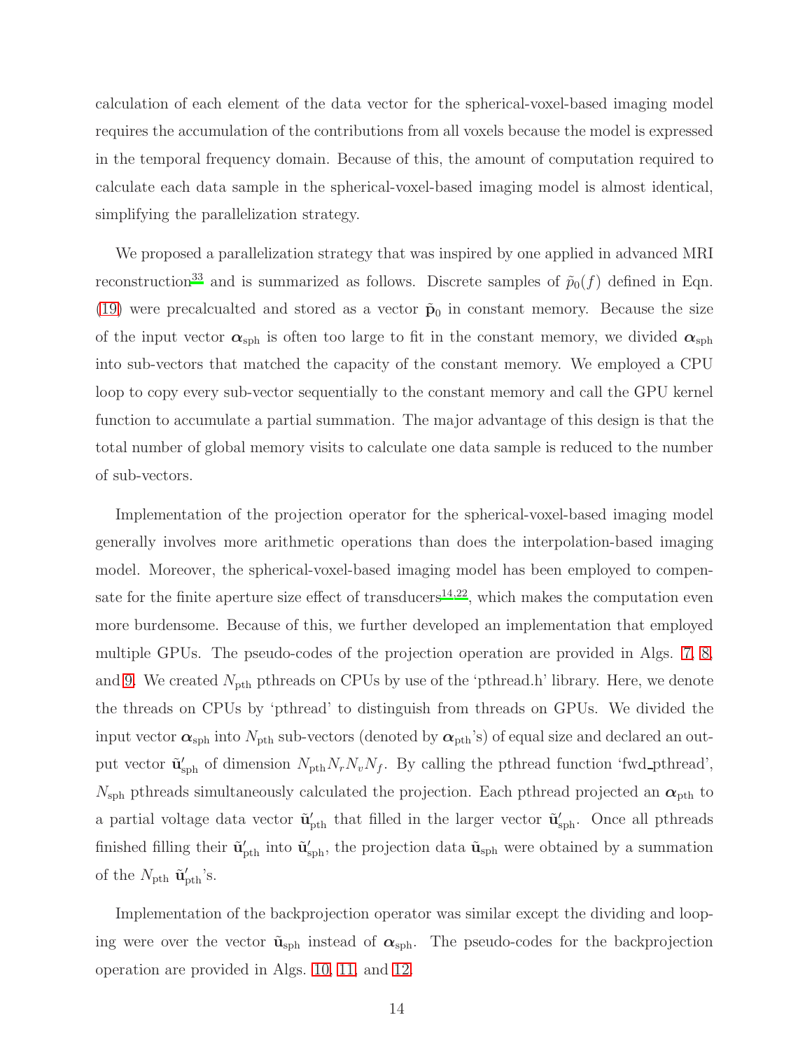calculation of each element of the data vector for the spherical-voxel-based imaging model requires the accumulation of the contributions from all voxels because the model is expressed in the temporal frequency domain. Because of this, the amount of computation required to calculate each data sample in the spherical-voxel-based imaging model is almost identical, simplifying the parallelization strategy.

We proposed a parallelization strategy that was inspired by one applied in advanced MRI reconstruction[33] and is summarized as follows. Discrete samples of $\tilde{p}_0(f)$ defined in Eqn. (19) were precalcualted and stored as a vector $\tilde{\mathbf{p}}_0$ in constant memory. Because the size of the input vector $\boldsymbol{\alpha}_{\rm sph}$ is often too large to fit in the constant memory, we divided $\boldsymbol{\alpha}_{\rm sph}$ into sub-vectors that matched the capacity of the constant memory. We employed a CPU loop to copy every sub-vector sequentially to the constant memory and call the GPU kernel function to accumulate a partial summation. The major advantage of this design is that the total number of global memory visits to calculate one data sample is reduced to the number of sub-vectors.

Implementation of the projection operator for the spherical-voxel-based imaging model generally involves more arithmetic operations than does the interpolation-based imaging model. Moreover, the spherical-voxel-based imaging model has been employed to compensate for the finite aperture size effect of transducers[14,22], which makes the computation even more burdensome. Because of this, we further developed an implementation that employed multiple GPUs. The pseudo-codes of the projection operation are provided in Algs. 7, 8, and 9. We created $N_{\rm pth}$ pthreads on CPUs by use of the 'pthread.h' library. Here, we denote the threads on CPUs by 'pthread' to distinguish from threads on GPUs. We divided the input vector $\boldsymbol{\alpha}_{\rm sph}$ into $N_{\rm pth}$ sub-vectors (denoted by $\boldsymbol{\alpha}_{\rm pth}$'s) of equal size and declared an output vector $\tilde{\mathbf{u}}'_{\rm sph}$ of dimension $N_{\rm pth}N_rN_vN_f$. By calling the pthread function 'fwd_pthread', $N_{\rm sph}$ pthreads simultaneously calculated the projection. Each pthread projected an $\boldsymbol{\alpha}_{\rm pth}$ to a partial voltage data vector $\tilde{\mathbf{u}}'_{\rm pth}$ that filled in the larger vector $\tilde{\mathbf{u}}'_{\rm sph}$. Once all pthreads finished filling their $\tilde{\mathbf{u}}'_{\rm pth}$ into $\tilde{\mathbf{u}}'_{\rm sph}$, the projection data $\tilde{\mathbf{u}}_{\rm sph}$ were obtained by a summation of the $N_{\rm pth}$ $\tilde{\mathbf{u}}'_{\rm pth}$'s.

Implementation of the backprojection operator was similar except the dividing and looping were over the vector $\tilde{\mathbf{u}}_{\rm sph}$ instead of $\boldsymbol{\alpha}_{\rm sph}$. The pseudo-codes for the backprojection operation are provided in Algs. 10, 11, and 12.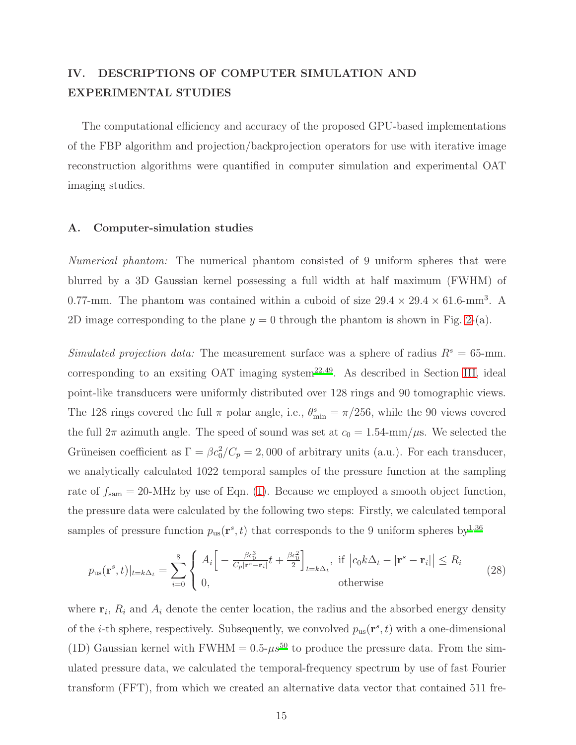## IV. DESCRIPTIONS OF COMPUTER SIMULATION AND EXPERIMENTAL STUDIES

The computational efficiency and accuracy of the proposed GPU-based implementations of the FBP algorithm and projection/backprojection operators for use with iterative image reconstruction algorithms were quantified in computer simulation and experimental OAT imaging studies.

### A. Computer-simulation studies

*Numerical phantom:* The numerical phantom consisted of 9 uniform spheres that were blurred by a 3D Gaussian kernel possessing a full width at half maximum (FWHM) of 0.77-mm. The phantom was contained within a cuboid of size $29.4 \times 29.4 \times 61.6$-mm$^3$. A 2D image corresponding to the plane $y = 0$ through the phantom is shown in Fig. 2-(a).

*Simulated projection data:* The measurement surface was a sphere of radius $R^s = 65$-mm. corresponding to an exsiting OAT imaging system[22,49]. As described in Section III, ideal point-like transducers were uniformly distributed over 128 rings and 90 tomographic views. The 128 rings covered the full $\pi$ polar angle, i.e., $\theta^s_{\min} = \pi/256$, while the 90 views covered the full $2\pi$ azimuth angle. The speed of sound was set at $c_0 = 1.54$-mm/$\mu$s. We selected the Grüneisen coefficient as $\Gamma = \beta c_0^2/C_p = 2,000$ of arbitrary units (a.u.). For each transducer, we analytically calculated 1022 temporal samples of the pressure function at the sampling rate of $f_{\text{sam}} = 20$-MHz by use of Eqn. (1). Because we employed a smooth object function, the pressure data were calculated by the following two steps: Firstly, we calculated temporal samples of pressure function $p_{\text{us}}(\mathbf{r}^s, t)$ that corresponds to the 9 uniform spheres by[1,36]

$$p_{\text{us}}(\mathbf{r}^s, t)|_{t=k\Delta_t} = \sum_{i=0}^{8} \begin{cases} A_i \Big[ -\frac{\beta c_0^3}{C_p |\mathbf{r}^s - \mathbf{r}_i|} t + \frac{\beta c_0^2}{2} \Big]_{t=k\Delta_t}, & \text{if } \big| c_0 k \Delta_t - |\mathbf{r}^s - \mathbf{r}_i| \big| \leq R_i \\ 0, & \text{otherwise} \end{cases} \tag{28}$$

where $\mathbf{r}_i$, $R_i$ and $A_i$ denote the center location, the radius and the absorbed energy density of the $i$-th sphere, respectively. Subsequently, we convolved $p_{\text{us}}(\mathbf{r}^s, t)$ with a one-dimensional (1D) Gaussian kernel with FWHM = 0.5-$\mu s$[50] to produce the pressure data. From the simulated pressure data, we calculated the temporal-frequency spectrum by use of fast Fourier transform (FFT), from which we created an alternative data vector that contained 511 fre-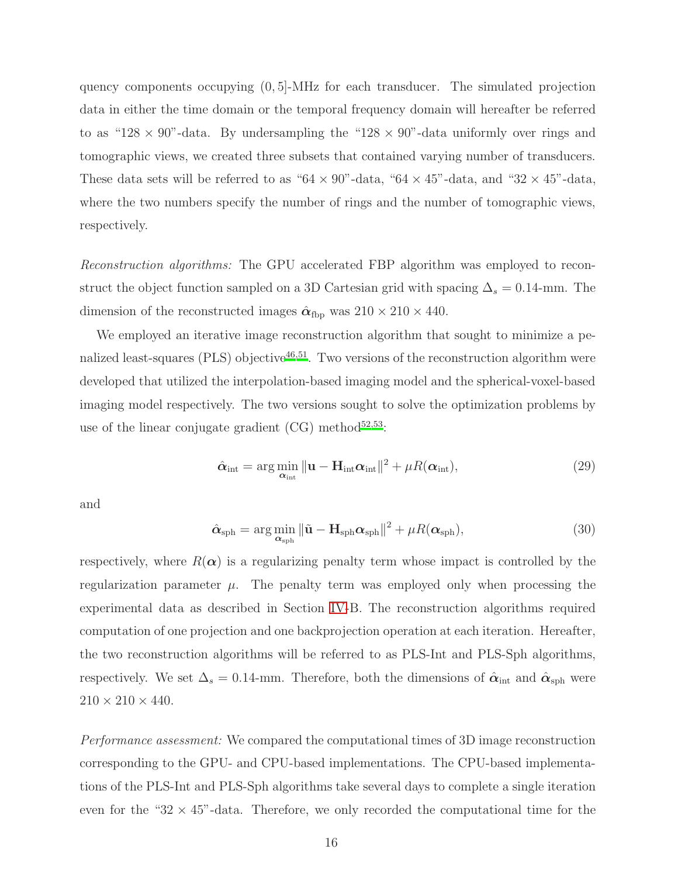quency components occupying $(0, 5]$-MHz for each transducer. The simulated projection data in either the time domain or the temporal frequency domain will hereafter be referred to as "$128 \times 90$"-data. By undersampling the "$128 \times 90$"-data uniformly over rings and tomographic views, we created three subsets that contained varying number of transducers. These data sets will be referred to as "$64 \times 90$"-data, "$64 \times 45$"-data, and "$32 \times 45$"-data, where the two numbers specify the number of rings and the number of tomographic views, respectively.

*Reconstruction algorithms:* The GPU accelerated FBP algorithm was employed to reconstruct the object function sampled on a 3D Cartesian grid with spacing $\Delta_s = 0.14$-mm. The dimension of the reconstructed images $\hat{\boldsymbol{\alpha}}_{\rm fbp}$ was $210 \times 210 \times 440$.

We employed an iterative image reconstruction algorithm that sought to minimize a penalized least-squares (PLS) objective[46,51]. Two versions of the reconstruction algorithm were developed that utilized the interpolation-based imaging model and the spherical-voxel-based imaging model respectively. The two versions sought to solve the optimization problems by use of the linear conjugate gradient (CG) method[52,53]:

$$\hat{\boldsymbol{\alpha}}_{\rm int} = \arg\min_{\boldsymbol{\alpha}_{\rm int}} \|\mathbf{u} - \mathbf{H}_{\rm int}\boldsymbol{\alpha}_{\rm int}\|^2 + \mu R(\boldsymbol{\alpha}_{\rm int}), \tag{29}$$

and

$$\hat{\boldsymbol{\alpha}}_{\rm sph} = \arg\min_{\boldsymbol{\alpha}_{\rm sph}} \|\tilde{\mathbf{u}} - \mathbf{H}_{\rm sph}\boldsymbol{\alpha}_{\rm sph}\|^2 + \mu R(\boldsymbol{\alpha}_{\rm sph}), \tag{30}$$

respectively, where $R(\boldsymbol{\alpha})$ is a regularizing penalty term whose impact is controlled by the regularization parameter $\mu$. The penalty term was employed only when processing the experimental data as described in Section IV-B. The reconstruction algorithms required computation of one projection and one backprojection operation at each iteration. Hereafter, the two reconstruction algorithms will be referred to as PLS-Int and PLS-Sph algorithms, respectively. We set $\Delta_s = 0.14$-mm. Therefore, both the dimensions of $\hat{\boldsymbol{\alpha}}_{\rm int}$ and $\hat{\boldsymbol{\alpha}}_{\rm sph}$ were $210 \times 210 \times 440$.

*Performance assessment:* We compared the computational times of 3D image reconstruction corresponding to the GPU- and CPU-based implementations. The CPU-based implementations of the PLS-Int and PLS-Sph algorithms take several days to complete a single iteration even for the "$32 \times 45$"-data. Therefore, we only recorded the computational time for the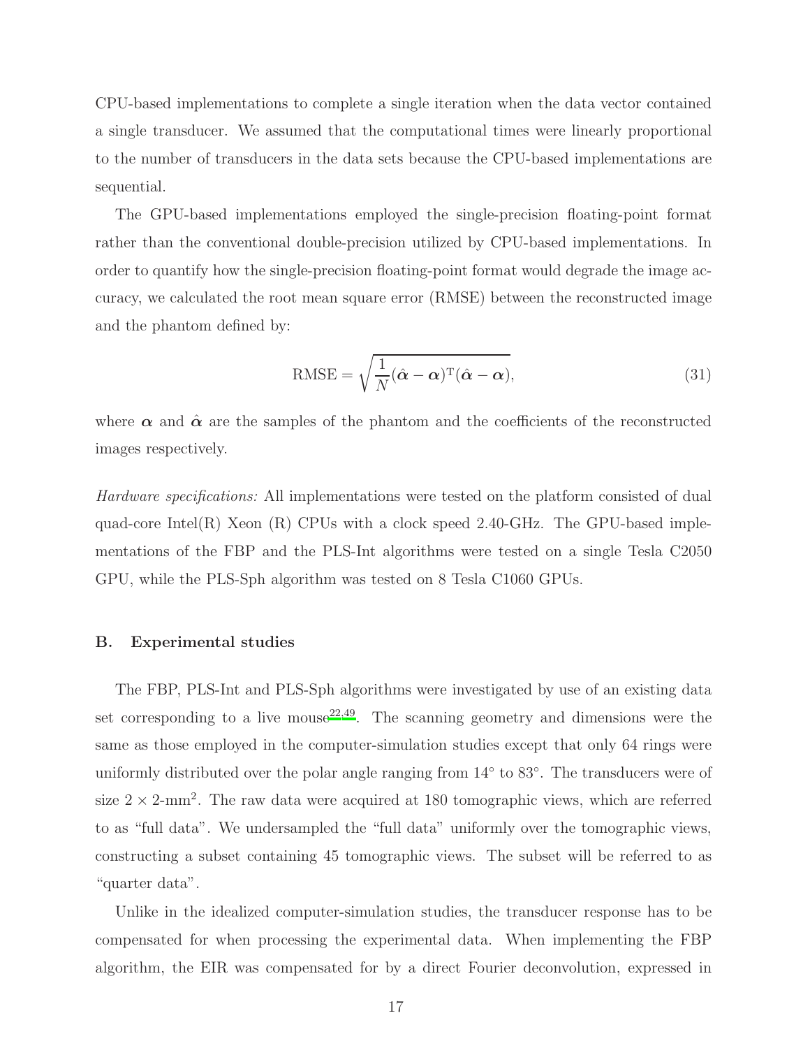CPU-based implementations to complete a single iteration when the data vector contained a single transducer. We assumed that the computational times were linearly proportional to the number of transducers in the data sets because the CPU-based implementations are sequential.

The GPU-based implementations employed the single-precision floating-point format rather than the conventional double-precision utilized by CPU-based implementations. In order to quantify how the single-precision floating-point format would degrade the image accuracy, we calculated the root mean square error (RMSE) between the reconstructed image and the phantom defined by:

$$\mathrm{RMSE} = \sqrt{\frac{1}{N}(\hat{\boldsymbol{\alpha}} - \boldsymbol{\alpha})^{\mathrm{T}}(\hat{\boldsymbol{\alpha}} - \boldsymbol{\alpha})}, \tag{31}$$

where $\boldsymbol{\alpha}$ and $\hat{\boldsymbol{\alpha}}$ are the samples of the phantom and the coefficients of the reconstructed images respectively.

*Hardware specifications:* All implementations were tested on the platform consisted of dual quad-core Intel(R) Xeon (R) CPUs with a clock speed 2.40-GHz. The GPU-based implementations of the FBP and the PLS-Int algorithms were tested on a single Tesla C2050 GPU, while the PLS-Sph algorithm was tested on 8 Tesla C1060 GPUs.

## B. Experimental studies

The FBP, PLS-Int and PLS-Sph algorithms were investigated by use of an existing data set corresponding to a live mouse[22,49]. The scanning geometry and dimensions were the same as those employed in the computer-simulation studies except that only 64 rings were uniformly distributed over the polar angle ranging from $14^\circ$ to $83^\circ$. The transducers were of size $2 \times 2$-mm$^2$. The raw data were acquired at 180 tomographic views, which are referred to as "full data". We undersampled the "full data" uniformly over the tomographic views, constructing a subset containing 45 tomographic views. The subset will be referred to as "quarter data".

Unlike in the idealized computer-simulation studies, the transducer response has to be compensated for when processing the experimental data. When implementing the FBP algorithm, the EIR was compensated for by a direct Fourier deconvolution, expressed in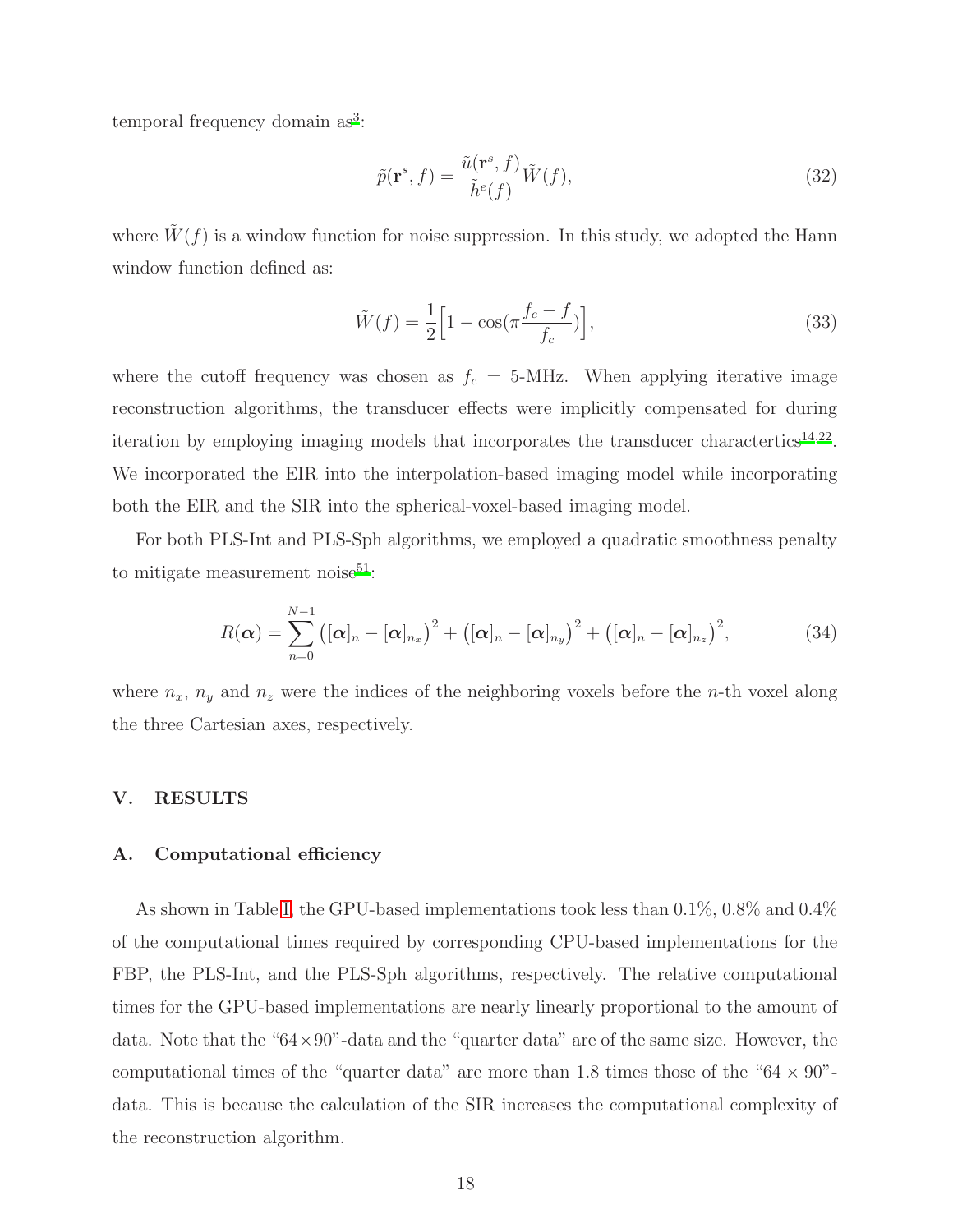temporal frequency domain as[3]:

$$\tilde{p}(\mathbf{r}^s, f) = \frac{\tilde{u}(\mathbf{r}^s, f)}{\tilde{h}^e(f)} \tilde{W}(f), \tag{32}$$

where $\tilde{W}(f)$ is a window function for noise suppression. In this study, we adopted the Hann window function defined as:

$$\tilde{W}(f) = \frac{1}{2}\Big[1 - \cos(\pi \frac{f_c - f}{f_c})\Big], \tag{33}$$

where the cutoff frequency was chosen as $f_c$ = 5-MHz. When applying iterative image reconstruction algorithms, the transducer effects were implicitly compensated for during iteration by employing imaging models that incorporates the transducer charactertics[14,22]. We incorporated the EIR into the interpolation-based imaging model while incorporating both the EIR and the SIR into the spherical-voxel-based imaging model.

For both PLS-Int and PLS-Sph algorithms, we employed a quadratic smoothness penalty to mitigate measurement noise[51]:

$$R(\boldsymbol{\alpha}) = \sum_{n=0}^{N-1} \big([\boldsymbol{\alpha}]_n - [\boldsymbol{\alpha}]_{n_x}\big)^2 + \big([\boldsymbol{\alpha}]_n - [\boldsymbol{\alpha}]_{n_y}\big)^2 + \big([\boldsymbol{\alpha}]_n - [\boldsymbol{\alpha}]_{n_z}\big)^2, \tag{34}$$

where $n_x$, $n_y$ and $n_z$ were the indices of the neighboring voxels before the $n$-th voxel along the three Cartesian axes, respectively.

## V. RESULTS

### A. Computational efficiency

As shown in Table I, the GPU-based implementations took less than 0.1%, 0.8% and 0.4% of the computational times required by corresponding CPU-based implementations for the FBP, the PLS-Int, and the PLS-Sph algorithms, respectively. The relative computational times for the GPU-based implementations are nearly linearly proportional to the amount of data. Note that the "$64 \times 90$"-data and the "quarter data" are of the same size. However, the computational times of the "quarter data" are more than 1.8 times those of the "$64 \times 90$"-data. This is because the calculation of the SIR increases the computational complexity of the reconstruction algorithm.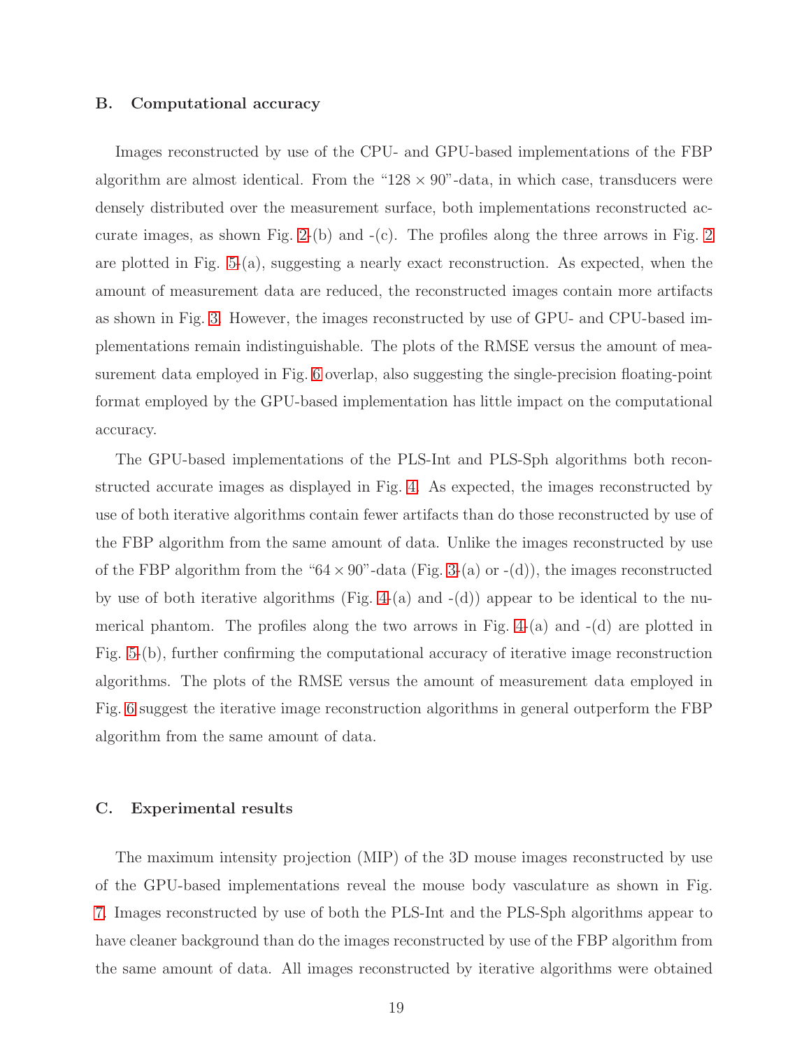### B. Computational accuracy

Images reconstructed by use of the CPU- and GPU-based implementations of the FBP algorithm are almost identical. From the "$128 \times 90$"-data, in which case, transducers were densely distributed over the measurement surface, both implementations reconstructed accurate images, as shown Fig. 2-(b) and -(c). The profiles along the three arrows in Fig. 2 are plotted in Fig. 5-(a), suggesting a nearly exact reconstruction. As expected, when the amount of measurement data are reduced, the reconstructed images contain more artifacts as shown in Fig. 3. However, the images reconstructed by use of GPU- and CPU-based implementations remain indistinguishable. The plots of the RMSE versus the amount of measurement data employed in Fig. 6 overlap, also suggesting the single-precision floating-point format employed by the GPU-based implementation has little impact on the computational accuracy.

The GPU-based implementations of the PLS-Int and PLS-Sph algorithms both reconstructed accurate images as displayed in Fig. 4. As expected, the images reconstructed by use of both iterative algorithms contain fewer artifacts than do those reconstructed by use of the FBP algorithm from the same amount of data. Unlike the images reconstructed by use of the FBP algorithm from the "$64 \times 90$"-data (Fig. 3-(a) or -(d)), the images reconstructed by use of both iterative algorithms (Fig. 4-(a) and -(d)) appear to be identical to the numerical phantom. The profiles along the two arrows in Fig. 4-(a) and -(d) are plotted in Fig. 5-(b), further confirming the computational accuracy of iterative image reconstruction algorithms. The plots of the RMSE versus the amount of measurement data employed in Fig. 6 suggest the iterative image reconstruction algorithms in general outperform the FBP algorithm from the same amount of data.

### C. Experimental results

The maximum intensity projection (MIP) of the 3D mouse images reconstructed by use of the GPU-based implementations reveal the mouse body vasculature as shown in Fig. 7. Images reconstructed by use of both the PLS-Int and the PLS-Sph algorithms appear to have cleaner background than do the images reconstructed by use of the FBP algorithm from the same amount of data. All images reconstructed by iterative algorithms were obtained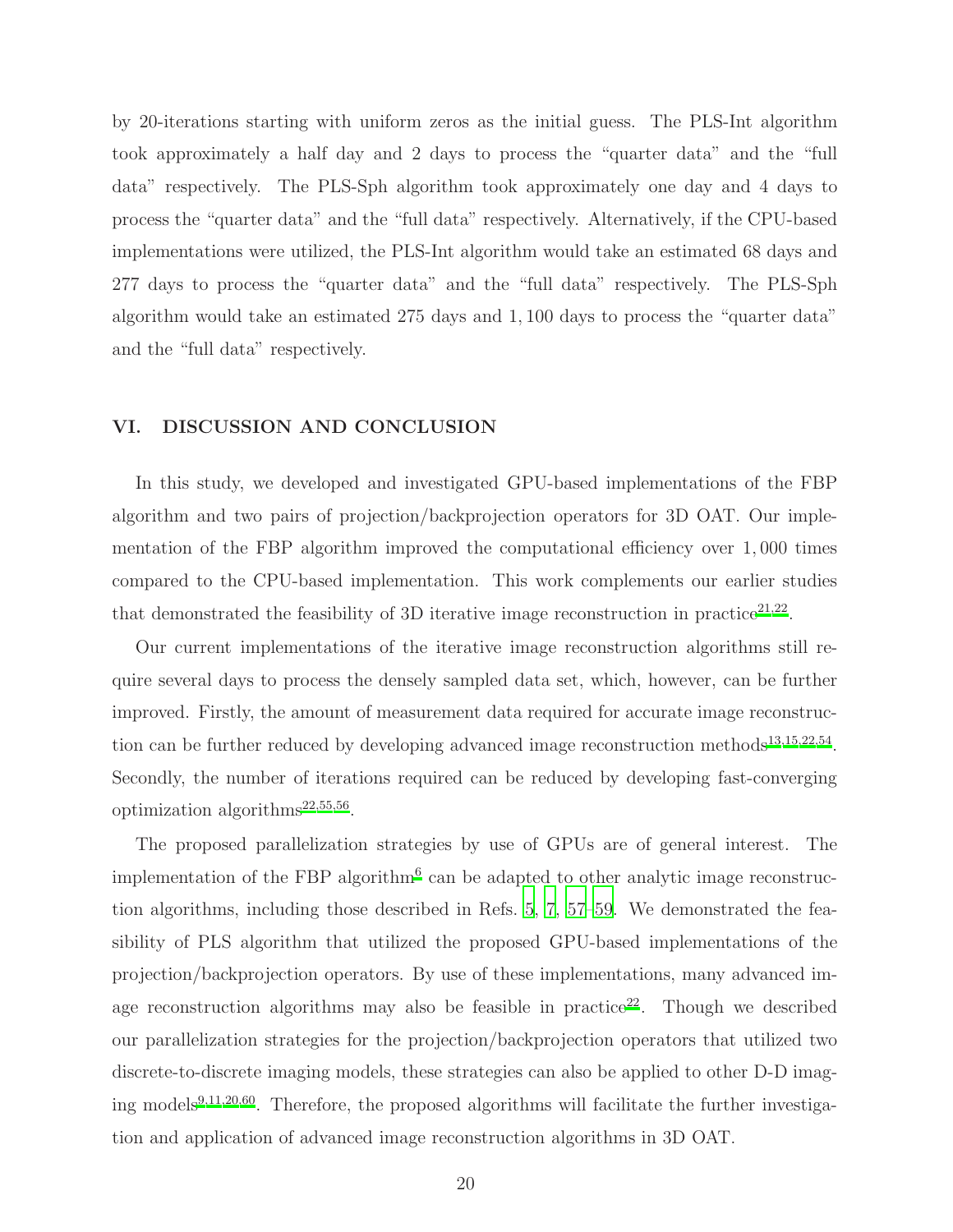by 20-iterations starting with uniform zeros as the initial guess. The PLS-Int algorithm took approximately a half day and 2 days to process the "quarter data" and the "full data" respectively. The PLS-Sph algorithm took approximately one day and 4 days to process the "quarter data" and the "full data" respectively. Alternatively, if the CPU-based implementations were utilized, the PLS-Int algorithm would take an estimated 68 days and 277 days to process the "quarter data" and the "full data" respectively. The PLS-Sph algorithm would take an estimated 275 days and 1,100 days to process the "quarter data" and the "full data" respectively.

## VI. DISCUSSION AND CONCLUSION

In this study, we developed and investigated GPU-based implementations of the FBP algorithm and two pairs of projection/backprojection operators for 3D OAT. Our implementation of the FBP algorithm improved the computational efficiency over 1,000 times compared to the CPU-based implementation. This work complements our earlier studies that demonstrated the feasibility of 3D iterative image reconstruction in practice[21,22].

Our current implementations of the iterative image reconstruction algorithms still require several days to process the densely sampled data set, which, however, can be further improved. Firstly, the amount of measurement data required for accurate image reconstruction can be further reduced by developing advanced image reconstruction methods[13,15,22,54]. Secondly, the number of iterations required can be reduced by developing fast-converging optimization algorithms[22,55,56].

The proposed parallelization strategies by use of GPUs are of general interest. The implementation of the FBP algorithm[6] can be adapted to other analytic image reconstruction algorithms, including those described in Refs. 5, 7, 57–59. We demonstrated the feasibility of PLS algorithm that utilized the proposed GPU-based implementations of the projection/backprojection operators. By use of these implementations, many advanced image reconstruction algorithms may also be feasible in practice[22]. Though we described our parallelization strategies for the projection/backprojection operators that utilized two discrete-to-discrete imaging models, these strategies can also be applied to other D-D imaging models[9,11,20,60]. Therefore, the proposed algorithms will facilitate the further investigation and application of advanced image reconstruction algorithms in 3D OAT.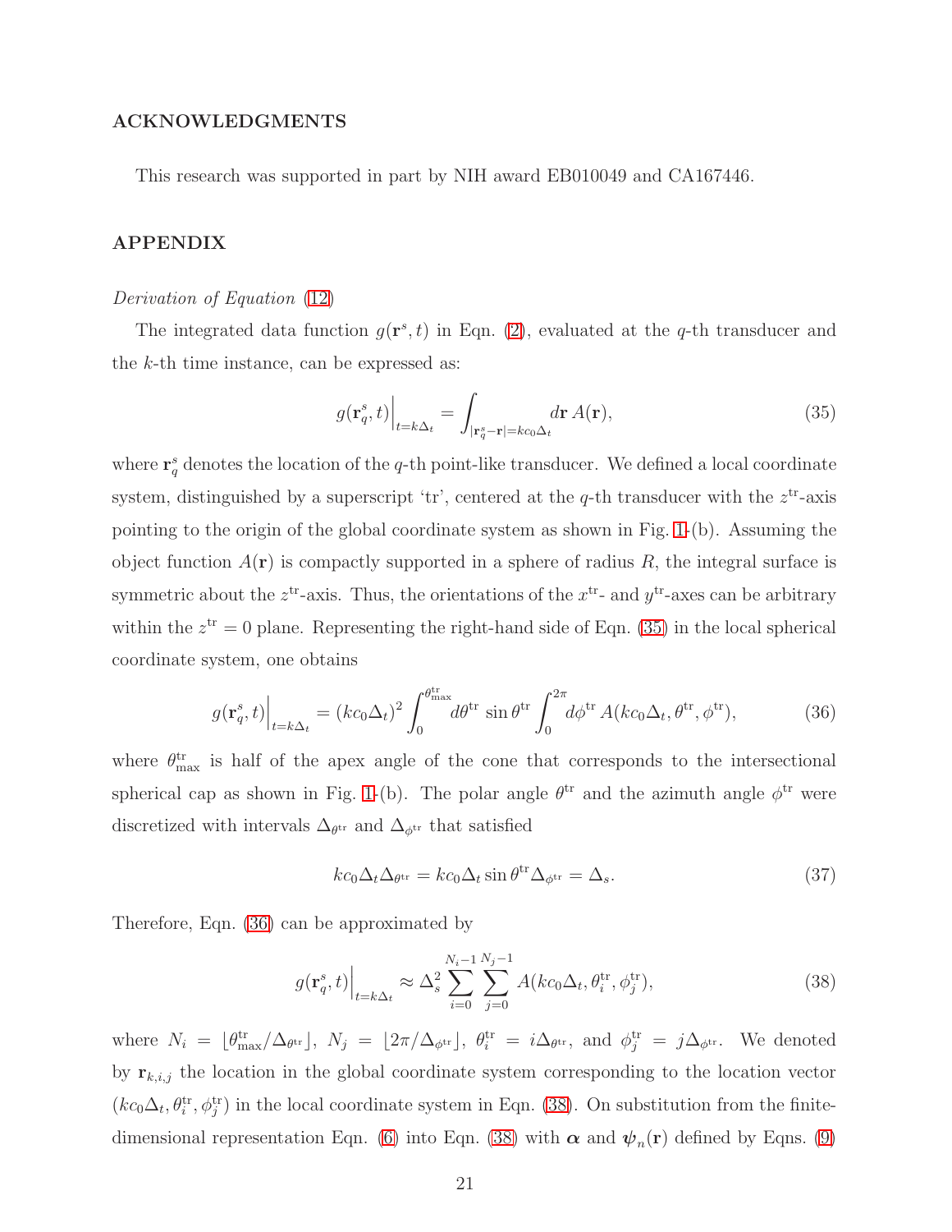## ACKNOWLEDGMENTS

This research was supported in part by NIH award EB010049 and CA167446.

## APPENDIX

*Derivation of Equation* (12)

The integrated data function $g(\mathbf{r}^s, t)$ in Eqn. (2), evaluated at the $q$-th transducer and the $k$-th time instance, can be expressed as:

$$g(\mathbf{r}^s_q, t)\Big|_{t=k\Delta_t} = \int_{|\mathbf{r}^s_q - \mathbf{r}| = kc_0\Delta_t} d\mathbf{r}\, A(\mathbf{r}), \tag{35}$$

where $\mathbf{r}^s_q$ denotes the location of the $q$-th point-like transducer. We defined a local coordinate system, distinguished by a superscript 'tr', centered at the $q$-th transducer with the $z^{\text{tr}}$-axis pointing to the origin of the global coordinate system as shown in Fig. 1-(b). Assuming the object function $A(\mathbf{r})$ is compactly supported in a sphere of radius $R$, the integral surface is symmetric about the $z^{\text{tr}}$-axis. Thus, the orientations of the $x^{\text{tr}}$- and $y^{\text{tr}}$-axes can be arbitrary within the $z^{\text{tr}} = 0$ plane. Representing the right-hand side of Eqn. (35) in the local spherical coordinate system, one obtains

$$g(\mathbf{r}^s_q, t)\Big|_{t=k\Delta_t} = (kc_0\Delta_t)^2 \int_0^{\theta^{\text{tr}}_{\max}} d\theta^{\text{tr}} \, \sin\theta^{\text{tr}} \int_0^{2\pi} d\phi^{\text{tr}} \, A(kc_0\Delta_t, \theta^{\text{tr}}, \phi^{\text{tr}}), \tag{36}$$

where $\theta^{\text{tr}}_{\max}$ is half of the apex angle of the cone that corresponds to the intersectional spherical cap as shown in Fig. 1-(b). The polar angle $\theta^{\text{tr}}$ and the azimuth angle $\phi^{\text{tr}}$ were discretized with intervals $\Delta_{\theta^{\text{tr}}}$ and $\Delta_{\phi^{\text{tr}}}$ that satisfied

$$kc_0\Delta_t\Delta_{\theta^{\text{tr}}} = kc_0\Delta_t \sin\theta^{\text{tr}} \Delta_{\phi^{\text{tr}}} = \Delta_s. \tag{37}$$

Therefore, Eqn. (36) can be approximated by

$$g(\mathbf{r}^s_q, t)\Big|_{t=k\Delta_t} \approx \Delta_s^2 \sum_{i=0}^{N_i - 1} \sum_{j=0}^{N_j - 1} A(kc_0\Delta_t, \theta^{\text{tr}}_i, \phi^{\text{tr}}_j), \tag{38}$$

where $N_i = \lfloor \theta^{\text{tr}}_{\max}/\Delta_{\theta^{\text{tr}}} \rfloor$, $N_j = \lfloor 2\pi/\Delta_{\phi^{\text{tr}}} \rfloor$, $\theta^{\text{tr}}_i = i\Delta_{\theta^{\text{tr}}}$, and $\phi^{\text{tr}}_j = j\Delta_{\phi^{\text{tr}}}$. We denoted by $\mathbf{r}_{k,i,j}$ the location in the global coordinate system corresponding to the location vector $(kc_0\Delta_t, \theta^{\text{tr}}_i, \phi^{\text{tr}}_j)$ in the local coordinate system in Eqn. (38). On substitution from the finite-dimensional representation Eqn. (6) into Eqn. (38) with $\boldsymbol{\alpha}$ and $\boldsymbol{\psi}_n(\mathbf{r})$ defined by Eqns. (9)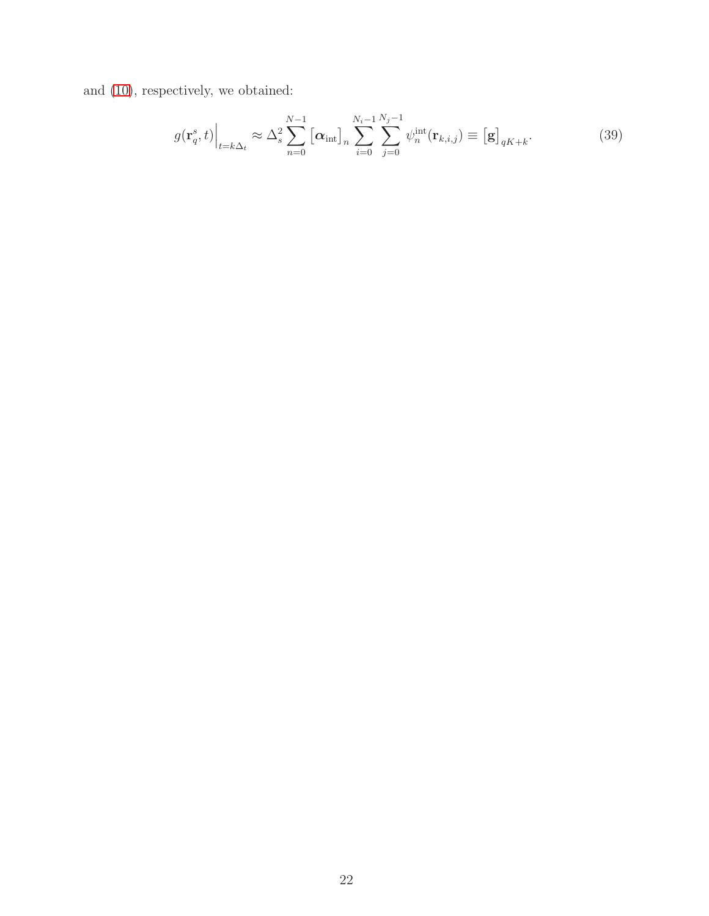and (10), respectively, we obtained:

$$g(\mathbf{r}_q^s, t)\Big|_{t=k\Delta_t} \approx \Delta_s^2 \sum_{n=0}^{N-1} \big[\boldsymbol{\alpha}_{\text{int}}\big]_n \sum_{i=0}^{N_i-1} \sum_{j=0}^{N_j-1} \psi_n^{\text{int}}(\mathbf{r}_{k,i,j}) \equiv \big[\mathbf{g}\big]_{qK+k}. \tag{39}$$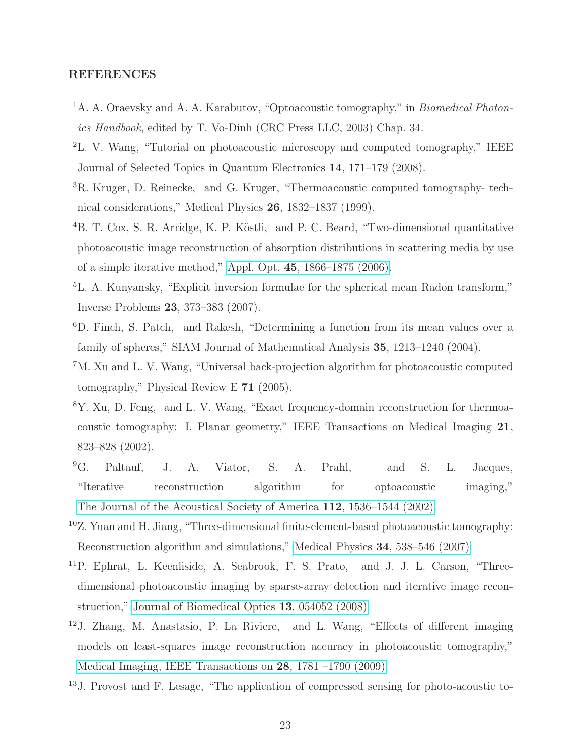## REFERENCES

[1]A. A. Oraevsky and A. A. Karabutov, “Optoacoustic tomography,” in *Biomedical Photonics Handbook*, edited by T. Vo-Dinh (CRC Press LLC, 2003) Chap. 34.

[2]L. V. Wang, “Tutorial on photoacoustic microscopy and computed tomography,” IEEE Journal of Selected Topics in Quantum Electronics **14**, 171–179 (2008).

[3]R. Kruger, D. Reinecke, and G. Kruger, “Thermoacoustic computed tomography- technical considerations,” Medical Physics **26**, 1832–1837 (1999).

[4]B. T. Cox, S. R. Arridge, K. P. Köstli, and P. C. Beard, “Two-dimensional quantitative photoacoustic image reconstruction of absorption distributions in scattering media by use of a simple iterative method,” Appl. Opt. **45**, 1866–1875 (2006).

[5]L. A. Kunyansky, “Explicit inversion formulae for the spherical mean Radon transform,” Inverse Problems **23**, 373–383 (2007).

[6]D. Finch, S. Patch, and Rakesh, “Determining a function from its mean values over a family of spheres,” SIAM Journal of Mathematical Analysis **35**, 1213–1240 (2004).

[7]M. Xu and L. V. Wang, “Universal back-projection algorithm for photoacoustic computed tomography,” Physical Review E **71** (2005).

[8]Y. Xu, D. Feng, and L. V. Wang, “Exact frequency-domain reconstruction for thermoacoustic tomography: I. Planar geometry,” IEEE Transactions on Medical Imaging **21**, 823–828 (2002).

[9]G. Paltauf, J. A. Viator, S. A. Prahl, and S. L. Jacques, “Iterative reconstruction algorithm for optoacoustic imaging,” The Journal of the Acoustical Society of America **112**, 1536–1544 (2002).

[10]Z. Yuan and H. Jiang, “Three-dimensional finite-element-based photoacoustic tomography: Reconstruction algorithm and simulations,” Medical Physics **34**, 538–546 (2007).

[11]P. Ephrat, L. Keenliside, A. Seabrook, F. S. Prato, and J. J. L. Carson, “Three-dimensional photoacoustic imaging by sparse-array detection and iterative image reconstruction,” Journal of Biomedical Optics **13**, 054052 (2008).

[12]J. Zhang, M. Anastasio, P. La Riviere, and L. Wang, “Effects of different imaging models on least-squares image reconstruction accuracy in photoacoustic tomography,” Medical Imaging, IEEE Transactions on **28**, 1781 –1790 (2009).

[13]J. Provost and F. Lesage, “The application of compressed sensing for photo-acoustic to-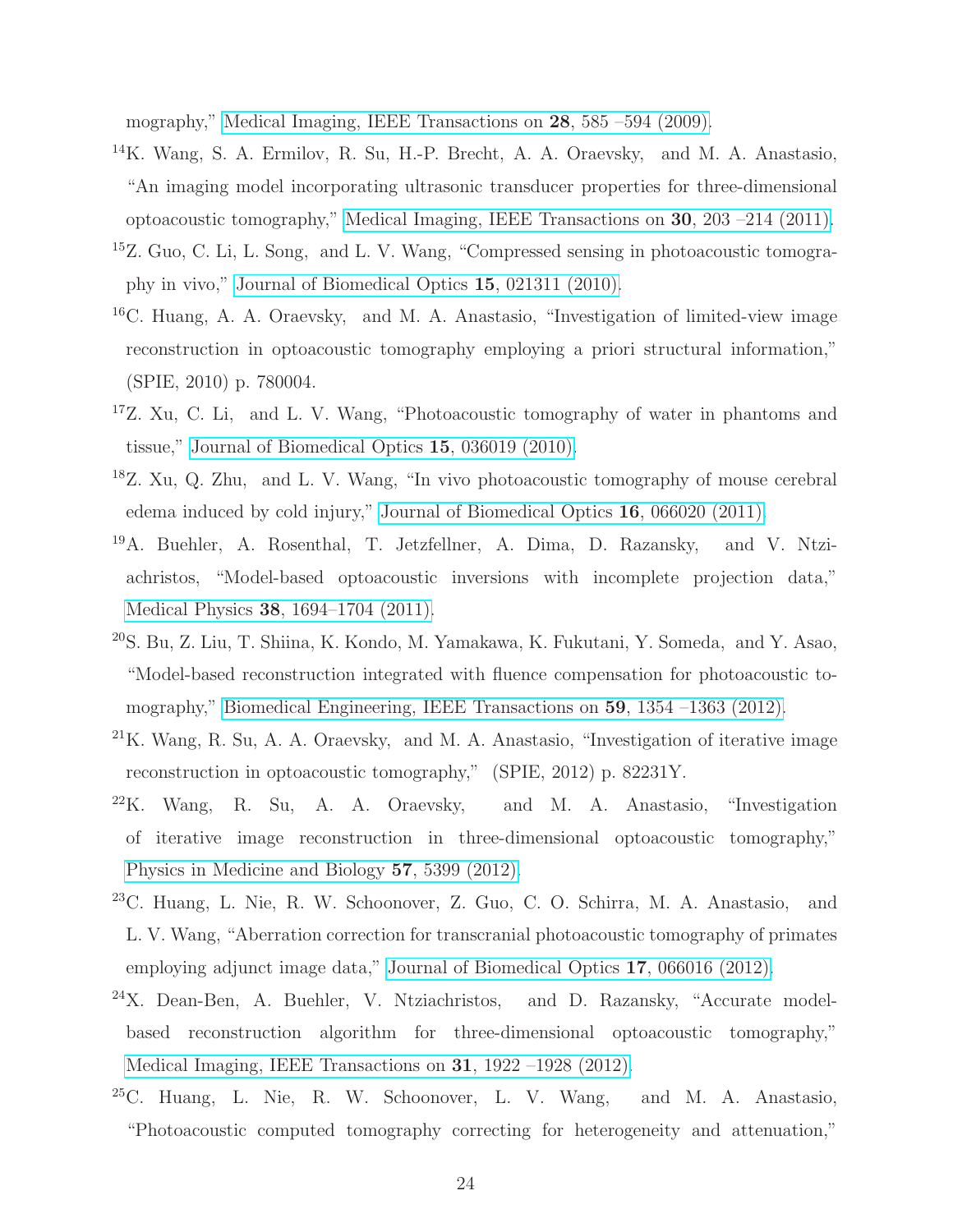mography," Medical Imaging, IEEE Transactions on **28**, 585 –594 (2009).

[14]K. Wang, S. A. Ermilov, R. Su, H.-P. Brecht, A. A. Oraevsky, and M. A. Anastasio, "An imaging model incorporating ultrasonic transducer properties for three-dimensional optoacoustic tomography," Medical Imaging, IEEE Transactions on **30**, 203 –214 (2011).

[15]Z. Guo, C. Li, L. Song, and L. V. Wang, "Compressed sensing in photoacoustic tomography in vivo," Journal of Biomedical Optics **15**, 021311 (2010).

[16]C. Huang, A. A. Oraevsky, and M. A. Anastasio, "Investigation of limited-view image reconstruction in optoacoustic tomography employing a priori structural information," (SPIE, 2010) p. 780004.

[17]Z. Xu, C. Li, and L. V. Wang, "Photoacoustic tomography of water in phantoms and tissue," Journal of Biomedical Optics **15**, 036019 (2010).

[18]Z. Xu, Q. Zhu, and L. V. Wang, "In vivo photoacoustic tomography of mouse cerebral edema induced by cold injury," Journal of Biomedical Optics **16**, 066020 (2011).

[19]A. Buehler, A. Rosenthal, T. Jetzfellner, A. Dima, D. Razansky, and V. Ntziachristos, "Model-based optoacoustic inversions with incomplete projection data," Medical Physics **38**, 1694–1704 (2011).

[20]S. Bu, Z. Liu, T. Shiina, K. Kondo, M. Yamakawa, K. Fukutani, Y. Someda, and Y. Asao, "Model-based reconstruction integrated with fluence compensation for photoacoustic tomography," Biomedical Engineering, IEEE Transactions on **59**, 1354 –1363 (2012).

[21]K. Wang, R. Su, A. A. Oraevsky, and M. A. Anastasio, "Investigation of iterative image reconstruction in optoacoustic tomography," (SPIE, 2012) p. 82231Y.

[22]K. Wang, R. Su, A. A. Oraevsky, and M. A. Anastasio, "Investigation of iterative image reconstruction in three-dimensional optoacoustic tomography," Physics in Medicine and Biology **57**, 5399 (2012).

[23]C. Huang, L. Nie, R. W. Schoonover, Z. Guo, C. O. Schirra, M. A. Anastasio, and L. V. Wang, "Aberration correction for transcranial photoacoustic tomography of primates employing adjunct image data," Journal of Biomedical Optics **17**, 066016 (2012).

[24]X. Dean-Ben, A. Buehler, V. Ntziachristos, and D. Razansky, "Accurate model-based reconstruction algorithm for three-dimensional optoacoustic tomography," Medical Imaging, IEEE Transactions on **31**, 1922 –1928 (2012).

[25]C. Huang, L. Nie, R. W. Schoonover, L. V. Wang, and M. A. Anastasio, "Photoacoustic computed tomography correcting for heterogeneity and attenuation,"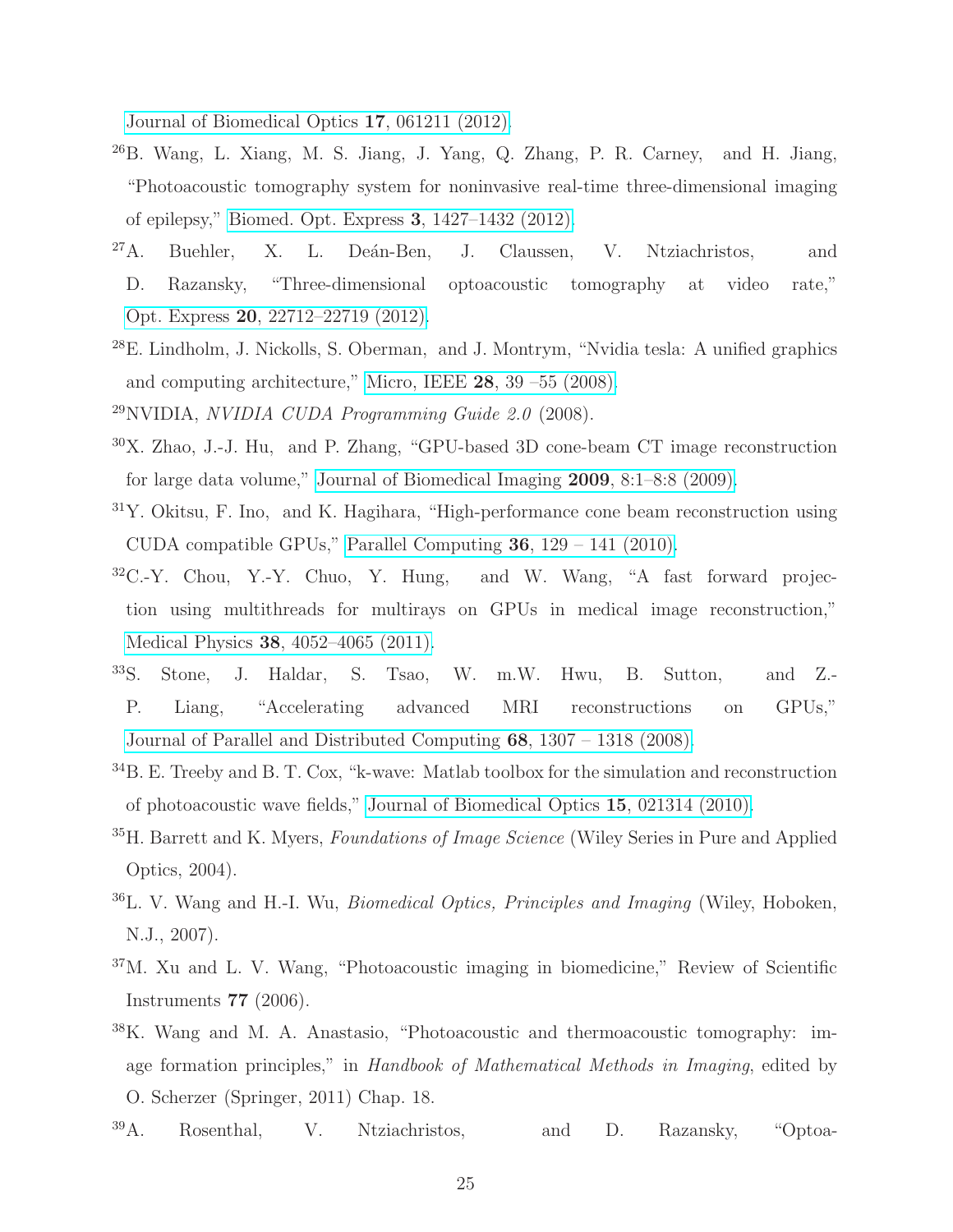Journal of Biomedical Optics **17**, 061211 (2012).

[26]B. Wang, L. Xiang, M. S. Jiang, J. Yang, Q. Zhang, P. R. Carney, and H. Jiang, "Photoacoustic tomography system for noninvasive real-time three-dimensional imaging of epilepsy," Biomed. Opt. Express **3**, 1427–1432 (2012).

[27]A. Buehler, X. L. Deán-Ben, J. Claussen, V. Ntziachristos, and D. Razansky, "Three-dimensional optoacoustic tomography at video rate," Opt. Express **20**, 22712–22719 (2012).

[28]E. Lindholm, J. Nickolls, S. Oberman, and J. Montrym, "Nvidia tesla: A unified graphics and computing architecture," Micro, IEEE **28**, 39 –55 (2008).

[29]NVIDIA, *NVIDIA CUDA Programming Guide 2.0* (2008).

[30]X. Zhao, J.-J. Hu, and P. Zhang, "GPU-based 3D cone-beam CT image reconstruction for large data volume," Journal of Biomedical Imaging **2009**, 8:1–8:8 (2009).

[31]Y. Okitsu, F. Ino, and K. Hagihara, "High-performance cone beam reconstruction using CUDA compatible GPUs," Parallel Computing **36**, 129 – 141 (2010).

[32]C.-Y. Chou, Y.-Y. Chuo, Y. Hung, and W. Wang, "A fast forward projection using multithreads for multirays on GPUs in medical image reconstruction," Medical Physics **38**, 4052–4065 (2011).

[33]S. Stone, J. Haldar, S. Tsao, W. m.W. Hwu, B. Sutton, and Z.-P. Liang, "Accelerating advanced MRI reconstructions on GPUs," Journal of Parallel and Distributed Computing **68**, 1307 – 1318 (2008).

[34]B. E. Treeby and B. T. Cox, "k-wave: Matlab toolbox for the simulation and reconstruction of photoacoustic wave fields," Journal of Biomedical Optics **15**, 021314 (2010).

[35]H. Barrett and K. Myers, *Foundations of Image Science* (Wiley Series in Pure and Applied Optics, 2004).

[36]L. V. Wang and H.-I. Wu, *Biomedical Optics, Principles and Imaging* (Wiley, Hoboken, N.J., 2007).

[37]M. Xu and L. V. Wang, "Photoacoustic imaging in biomedicine," Review of Scientific Instruments **77** (2006).

[38]K. Wang and M. A. Anastasio, "Photoacoustic and thermoacoustic tomography: image formation principles," in *Handbook of Mathematical Methods in Imaging*, edited by O. Scherzer (Springer, 2011) Chap. 18.

[39]A. Rosenthal, V. Ntziachristos, and D. Razansky, "Optoa-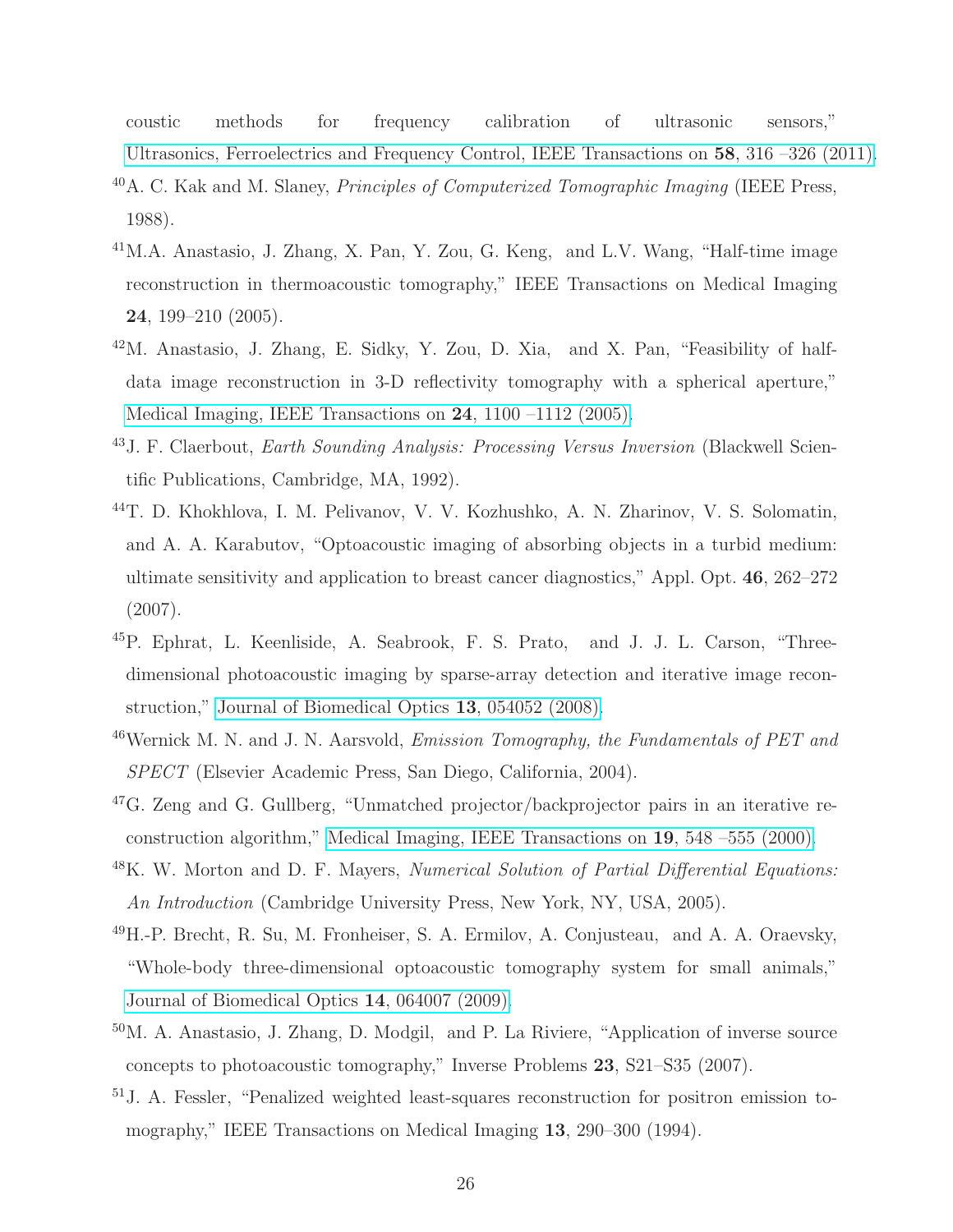coustic methods for frequency calibration of ultrasonic sensors," Ultrasonics, Ferroelectrics and Frequency Control, IEEE Transactions on **58**, 316 –326 (2011).

[40]A. C. Kak and M. Slaney, *Principles of Computerized Tomographic Imaging* (IEEE Press, 1988).

[41]M.A. Anastasio, J. Zhang, X. Pan, Y. Zou, G. Keng, and L.V. Wang, "Half-time image reconstruction in thermoacoustic tomography," IEEE Transactions on Medical Imaging **24**, 199–210 (2005).

[42]M. Anastasio, J. Zhang, E. Sidky, Y. Zou, D. Xia, and X. Pan, "Feasibility of half-data image reconstruction in 3-D reflectivity tomography with a spherical aperture," Medical Imaging, IEEE Transactions on **24**, 1100 –1112 (2005).

[43]J. F. Claerbout, *Earth Sounding Analysis: Processing Versus Inversion* (Blackwell Scientific Publications, Cambridge, MA, 1992).

[44]T. D. Khokhlova, I. M. Pelivanov, V. V. Kozhushko, A. N. Zharinov, V. S. Solomatin, and A. A. Karabutov, "Optoacoustic imaging of absorbing objects in a turbid medium: ultimate sensitivity and application to breast cancer diagnostics," Appl. Opt. **46**, 262–272 (2007).

[45]P. Ephrat, L. Keenliside, A. Seabrook, F. S. Prato, and J. J. L. Carson, "Three-dimensional photoacoustic imaging by sparse-array detection and iterative image reconstruction," Journal of Biomedical Optics **13**, 054052 (2008).

[46]Wernick M. N. and J. N. Aarsvold, *Emission Tomography, the Fundamentals of PET and SPECT* (Elsevier Academic Press, San Diego, California, 2004).

[47]G. Zeng and G. Gullberg, "Unmatched projector/backprojector pairs in an iterative reconstruction algorithm," Medical Imaging, IEEE Transactions on **19**, 548 –555 (2000).

[48]K. W. Morton and D. F. Mayers, *Numerical Solution of Partial Differential Equations: An Introduction* (Cambridge University Press, New York, NY, USA, 2005).

[49]H.-P. Brecht, R. Su, M. Fronheiser, S. A. Ermilov, A. Conjusteau, and A. A. Oraevsky, "Whole-body three-dimensional optoacoustic tomography system for small animals," Journal of Biomedical Optics **14**, 064007 (2009).

[50]M. A. Anastasio, J. Zhang, D. Modgil, and P. La Riviere, "Application of inverse source concepts to photoacoustic tomography," Inverse Problems **23**, S21–S35 (2007).

[51]J. A. Fessler, "Penalized weighted least-squares reconstruction for positron emission tomography," IEEE Transactions on Medical Imaging **13**, 290–300 (1994).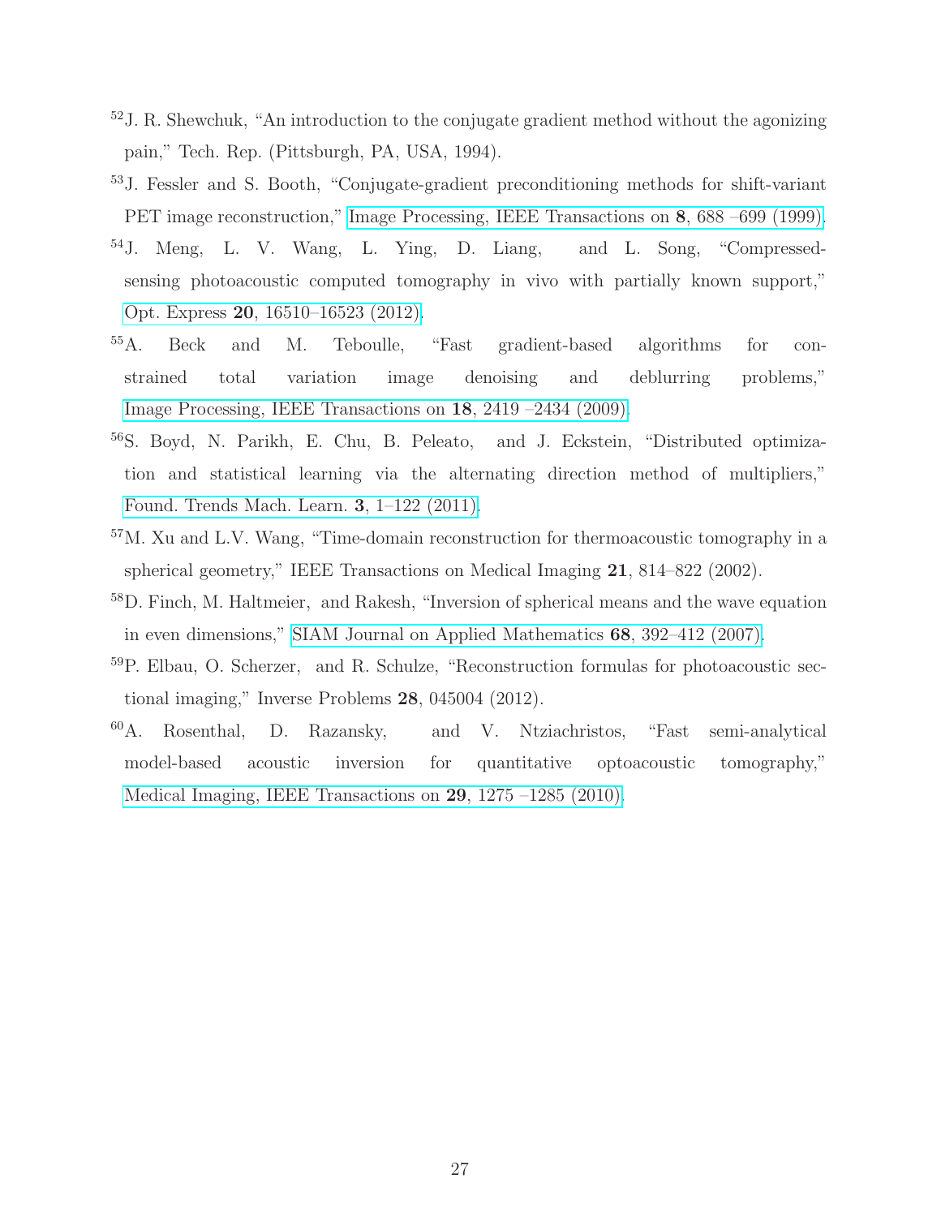[52] J. R. Shewchuk, "An introduction to the conjugate gradient method without the agonizing pain," Tech. Rep. (Pittsburgh, PA, USA, 1994).

[53] J. Fessler and S. Booth, "Conjugate-gradient preconditioning methods for shift-variant PET image reconstruction," Image Processing, IEEE Transactions on **8**, 688 –699 (1999).

[54] J. Meng, L. V. Wang, L. Ying, D. Liang, and L. Song, "Compressed-sensing photoacoustic computed tomography in vivo with partially known support," Opt. Express **20**, 16510–16523 (2012).

[55] A. Beck and M. Teboulle, "Fast gradient-based algorithms for constrained total variation image denoising and deblurring problems," Image Processing, IEEE Transactions on **18**, 2419 –2434 (2009).

[56] S. Boyd, N. Parikh, E. Chu, B. Peleato, and J. Eckstein, "Distributed optimization and statistical learning via the alternating direction method of multipliers," Found. Trends Mach. Learn. **3**, 1–122 (2011).

[57] M. Xu and L.V. Wang, "Time-domain reconstruction for thermoacoustic tomography in a spherical geometry," IEEE Transactions on Medical Imaging **21**, 814–822 (2002).

[58] D. Finch, M. Haltmeier, and Rakesh, "Inversion of spherical means and the wave equation in even dimensions," SIAM Journal on Applied Mathematics **68**, 392–412 (2007).

[59] P. Elbau, O. Scherzer, and R. Schulze, "Reconstruction formulas for photoacoustic sectional imaging," Inverse Problems **28**, 045004 (2012).

[60] A. Rosenthal, D. Razansky, and V. Ntziachristos, "Fast semi-analytical model-based acoustic inversion for quantitative optoacoustic tomography," Medical Imaging, IEEE Transactions on **29**, 1275 –1285 (2010).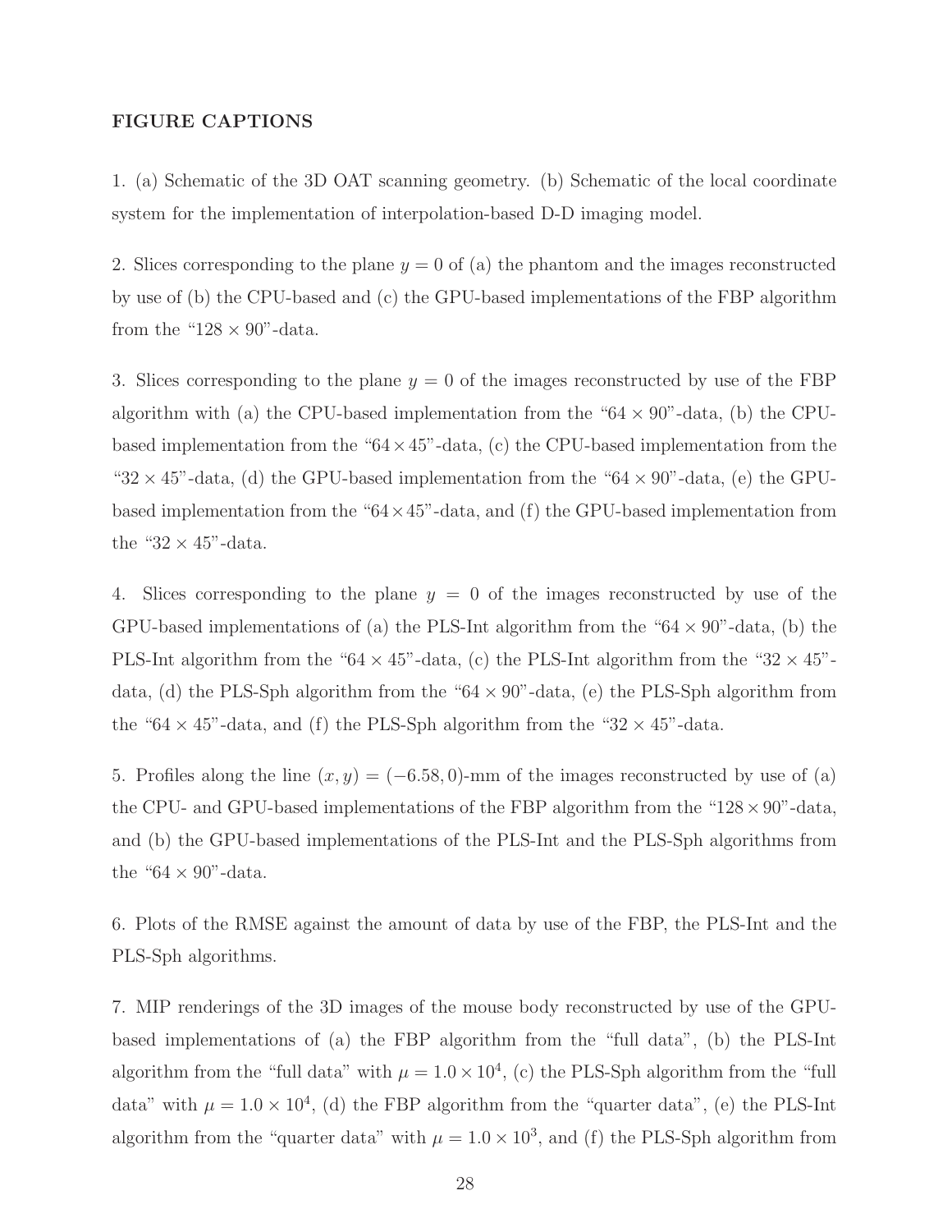## FIGURE CAPTIONS

1. (a) Schematic of the 3D OAT scanning geometry. (b) Schematic of the local coordinate system for the implementation of interpolation-based D-D imaging model.

2. Slices corresponding to the plane $y = 0$ of (a) the phantom and the images reconstructed by use of (b) the CPU-based and (c) the GPU-based implementations of the FBP algorithm from the "$128 \times 90$"-data.

3. Slices corresponding to the plane $y = 0$ of the images reconstructed by use of the FBP algorithm with (a) the CPU-based implementation from the "$64 \times 90$"-data, (b) the CPU-based implementation from the "$64 \times 45$"-data, (c) the CPU-based implementation from the "$32 \times 45$"-data, (d) the GPU-based implementation from the "$64 \times 90$"-data, (e) the GPU-based implementation from the "$64 \times 45$"-data, and (f) the GPU-based implementation from the "$32 \times 45$"-data.

4. Slices corresponding to the plane $y = 0$ of the images reconstructed by use of the GPU-based implementations of (a) the PLS-Int algorithm from the "$64 \times 90$"-data, (b) the PLS-Int algorithm from the "$64 \times 45$"-data, (c) the PLS-Int algorithm from the "$32 \times 45$"-data, (d) the PLS-Sph algorithm from the "$64 \times 90$"-data, (e) the PLS-Sph algorithm from the "$64 \times 45$"-data, and (f) the PLS-Sph algorithm from the "$32 \times 45$"-data.

5. Profiles along the line $(x, y) = (-6.58, 0)$-mm of the images reconstructed by use of (a) the CPU- and GPU-based implementations of the FBP algorithm from the "$128 \times 90$"-data, and (b) the GPU-based implementations of the PLS-Int and the PLS-Sph algorithms from the "$64 \times 90$"-data.

6. Plots of the RMSE against the amount of data by use of the FBP, the PLS-Int and the PLS-Sph algorithms.

7. MIP renderings of the 3D images of the mouse body reconstructed by use of the GPU-based implementations of (a) the FBP algorithm from the "full data", (b) the PLS-Int algorithm from the "full data" with $\mu = 1.0 \times 10^4$, (c) the PLS-Sph algorithm from the "full data" with $\mu = 1.0 \times 10^4$, (d) the FBP algorithm from the "quarter data", (e) the PLS-Int algorithm from the "quarter data" with $\mu = 1.0 \times 10^3$, and (f) the PLS-Sph algorithm from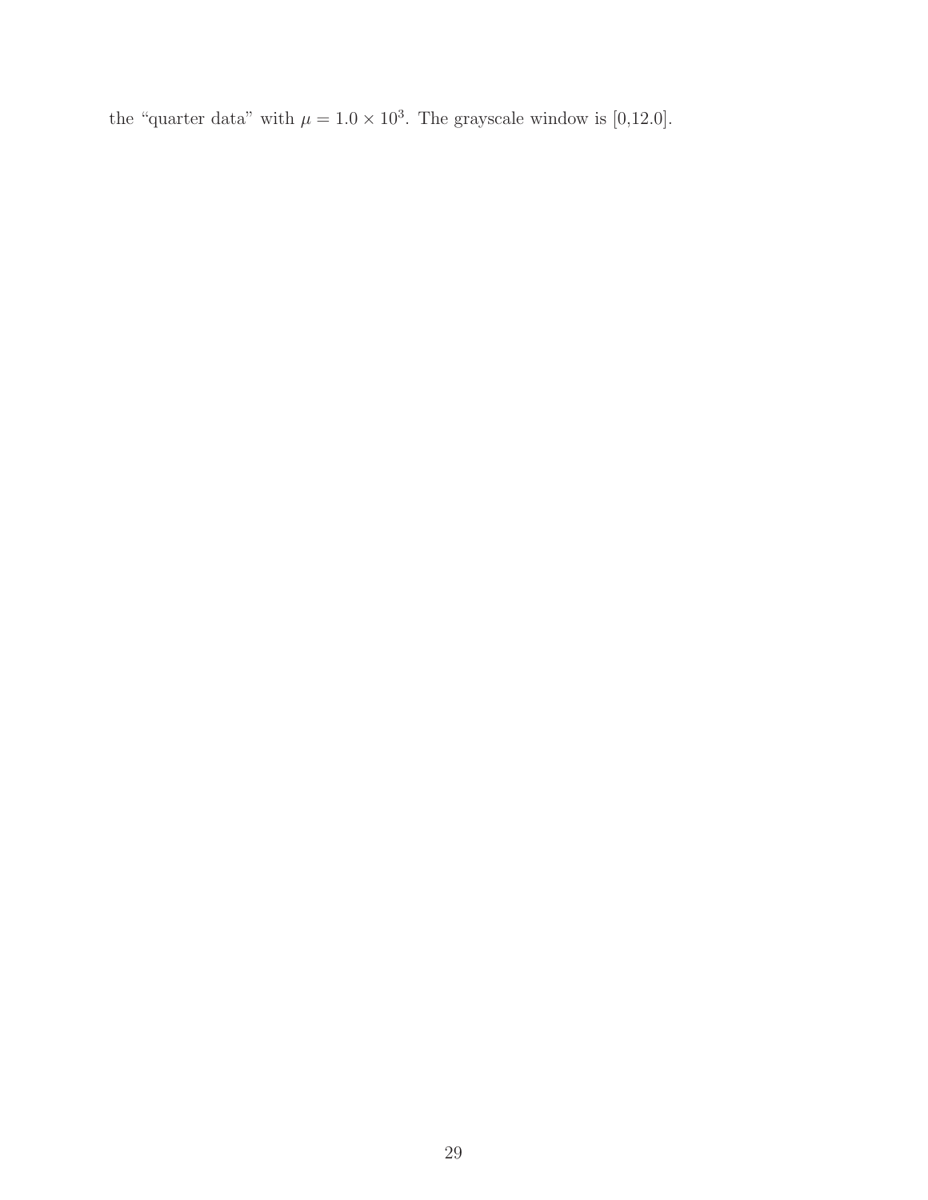the "quarter data" with $\mu = 1.0 \times 10^3$. The grayscale window is [0,12.0].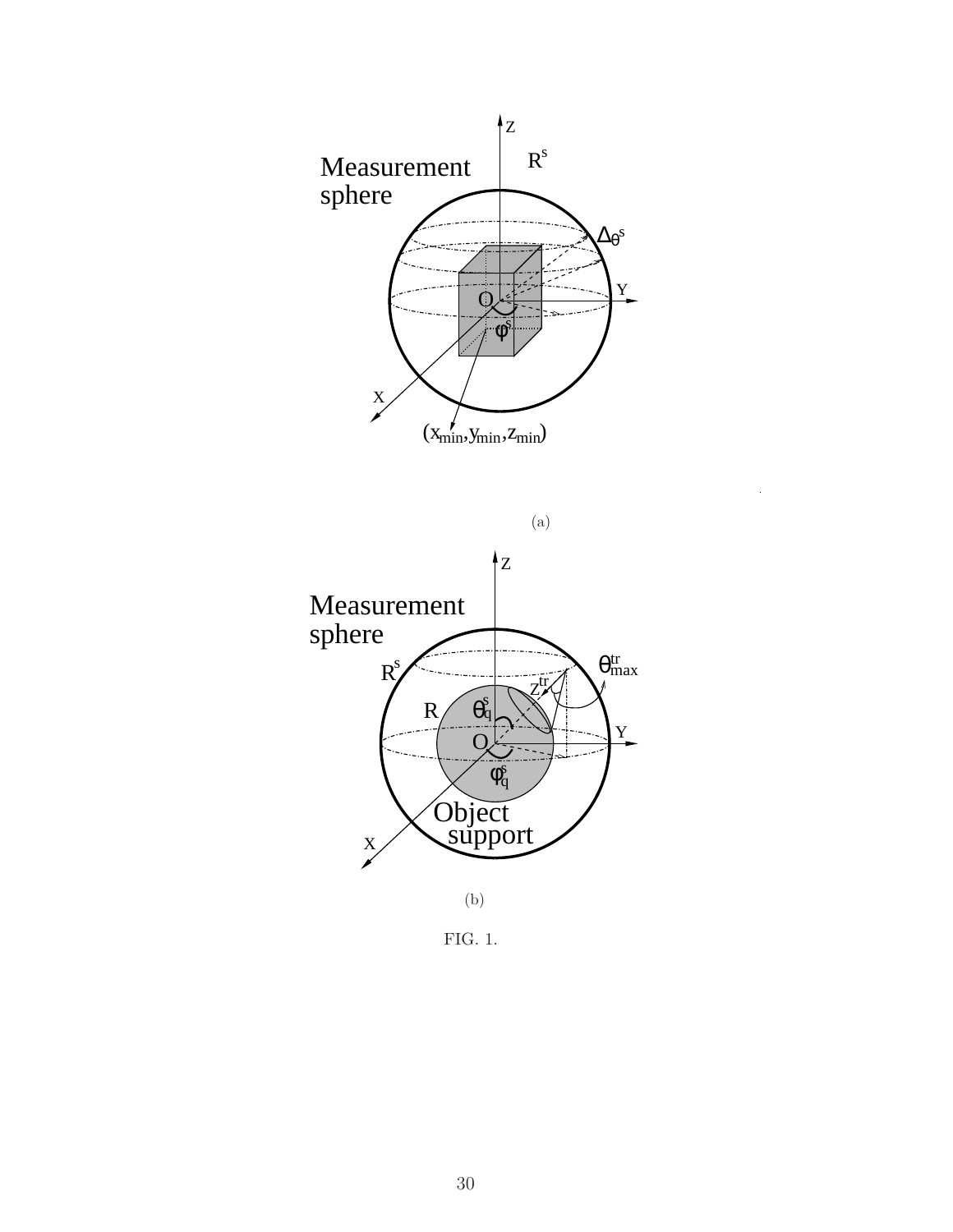(a)

(b)

FIG. 1.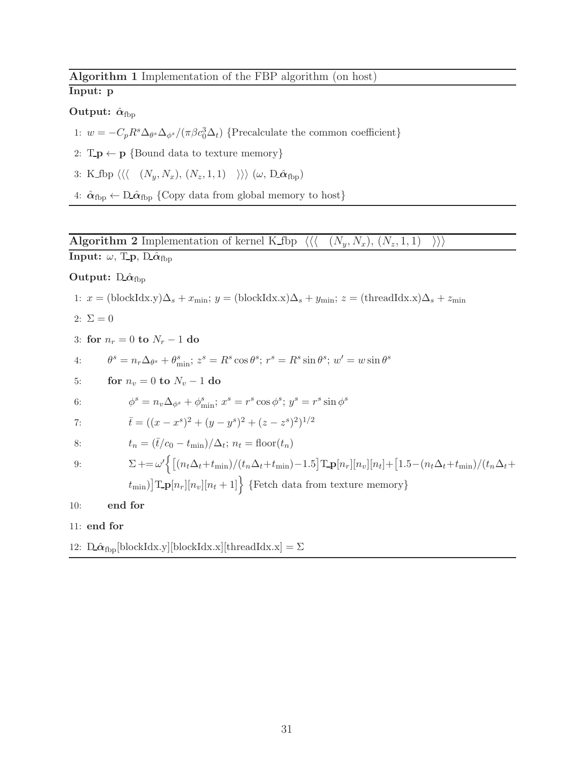**Algorithm 1** Implementation of the FBP algorithm (on host)

**Input:** $\mathbf{p}$

**Output:** $\hat{\boldsymbol{\alpha}}_{\text{fbp}}$

1: $w = -C_p R^s \Delta_{\theta^s} \Delta_{\phi^s} / (\pi \beta c_0^3 \Delta_t)$ {Precalculate the common coefficient}

2: $\text{T\_}\mathbf{p} \leftarrow \mathbf{p}$ {Bound data to texture memory}

3: K_fbp $\langle\langle\langle \quad (N_y, N_x),\, (N_z, 1, 1) \quad \rangle\rangle\rangle$ $(\omega,\, \text{D\_}\hat{\boldsymbol{\alpha}}_{\text{fbp}})$

4: $\hat{\boldsymbol{\alpha}}_{\text{fbp}} \leftarrow \text{D\_}\hat{\boldsymbol{\alpha}}_{\text{fbp}}$ {Copy data from global memory to host}

**Algorithm 2** Implementation of kernel K_fbp $\langle\langle\langle \quad (N_y, N_x),\, (N_z, 1, 1) \quad \rangle\rangle\rangle$

**Input:** $\omega$, $\text{T\_}\mathbf{p}$, $\text{D\_}\hat{\boldsymbol{\alpha}}_{\text{fbp}}$

**Output:** $\text{D\_}\hat{\boldsymbol{\alpha}}_{\text{fbp}}$

1: $x = (\text{blockIdx.y})\Delta_s + x_{\min}$; $y = (\text{blockIdx.x})\Delta_s + y_{\min}$; $z = (\text{threadIdx.x})\Delta_s + z_{\min}$

2: $\Sigma = 0$

3: **for** $n_r = 0$ **to** $N_r - 1$ **do**

4: $\quad$ $\theta^s = n_r \Delta_{\theta^s} + \theta^s_{\min}$; $z^s = R^s \cos\theta^s$; $r^s = R^s \sin\theta^s$; $w' = w \sin\theta^s$

5: $\quad$ **for** $n_v = 0$ **to** $N_v - 1$ **do**

6: $\quad\quad$ $\phi^s = n_v \Delta_{\phi^s} + \phi^s_{\min}$; $x^s = r^s \cos\phi^s$; $y^s = r^s \sin\phi^s$

7: $\quad\quad$ $\bar{t} = ((x - x^s)^2 + (y - y^s)^2 + (z - z^s)^2)^{1/2}$

8: $\quad\quad$ $t_n = (\bar{t}/c_0 - t_{\min})/\Delta_t$; $n_t = \text{floor}(t_n)$

9: $\quad\quad$ $\Sigma \mathrel{+}= \omega' \Big\{ \big[(n_t \Delta_t + t_{\min})/(t_n \Delta_t + t_{\min}) - 1.5\big] \text{T\_}\mathbf{p}[n_r][n_v][n_t] + \big[1.5 - (n_t \Delta_t + t_{\min})/(t_n \Delta_t + t_{\min})\big] \text{T\_}\mathbf{p}[n_r][n_v][n_t + 1] \Big\}$ {Fetch data from texture memory}

10: $\quad$ **end for**

11: **end for**

12: $\text{D\_}\hat{\boldsymbol{\alpha}}_{\text{fbp}}[\text{blockIdx.y}][\text{blockIdx.x}][\text{threadIdx.x}] = \Sigma$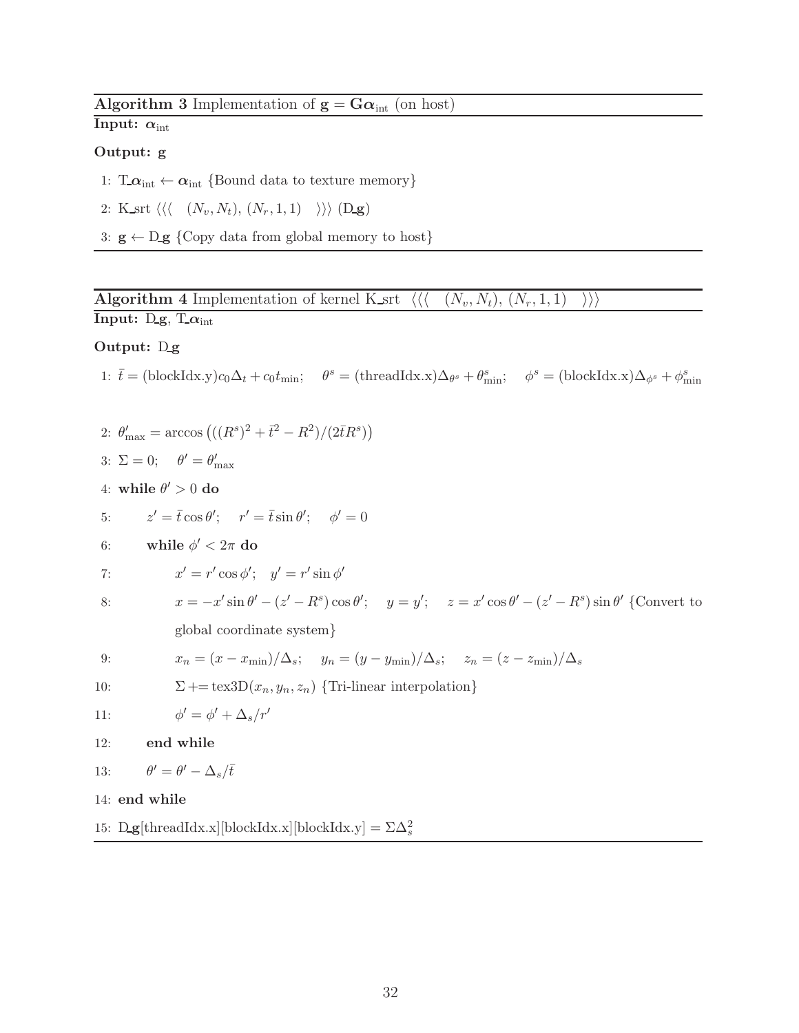**Algorithm 3** Implementation of $\mathbf{g} = \mathbf{G}\boldsymbol{\alpha}_{\text{int}}$ (on host)

**Input:** $\boldsymbol{\alpha}_{\text{int}}$

**Output:** $\mathbf{g}$

1: $\text{T\_}\boldsymbol{\alpha}_{\text{int}} \leftarrow \boldsymbol{\alpha}_{\text{int}}$ {Bound data to texture memory}

2: K_srt $\langle\langle\langle \ (N_v, N_t), \ (N_r, 1, 1) \ \rangle\rangle\rangle$ ($\text{D\_}\mathbf{g}$)

3: $\mathbf{g} \leftarrow \text{D\_}\mathbf{g}$ {Copy data from global memory to host}

**Algorithm 4** Implementation of kernel K_srt $\langle\langle\langle \ (N_v, N_t), \ (N_r, 1, 1) \ \rangle\rangle\rangle$

**Input:** $\text{D\_}\mathbf{g}$, $\text{T\_}\boldsymbol{\alpha}_{\text{int}}$

**Output:** $\text{D\_}\mathbf{g}$

1: $\bar{t} = (\text{blockIdx.y})c_0\Delta_t + c_0 t_{\min}$; $\quad \theta^s = (\text{threadIdx.x})\Delta_{\theta^s} + \theta^s_{\min}$; $\quad \phi^s = (\text{blockIdx.x})\Delta_{\phi^s} + \phi^s_{\min}$

2: $\theta'_{\max} = \arccos\left(((R^s)^2 + \bar{t}^2 - R^2)/(2\bar{t}R^s)\right)$

3: $\Sigma = 0$; $\quad \theta' = \theta'_{\max}$

4: **while** $\theta' > 0$ **do**

5: $\quad z' = \bar{t}\cos\theta'$; $\quad r' = \bar{t}\sin\theta'$; $\quad \phi' = 0$

6: $\quad$ **while** $\phi' < 2\pi$ **do**

7: $\quad\quad x' = r'\cos\phi'$; $\quad y' = r'\sin\phi'$

8: $\quad\quad x = -x'\sin\theta' - (z' - R^s)\cos\theta'$; $\quad y = y'$; $\quad z = x'\cos\theta' - (z' - R^s)\sin\theta'$ {Convert to global coordinate system}

9: $\quad\quad x_n = (x - x_{\min})/\Delta_s$; $\quad y_n = (y - y_{\min})/\Delta_s$; $\quad z_n = (z - z_{\min})/\Delta_s$

10: $\quad\quad \Sigma \mathrel{+}= \text{tex3D}(x_n, y_n, z_n)$ {Tri-linear interpolation}

11: $\quad\quad \phi' = \phi' + \Delta_s/r'$

12: $\quad$ **end while**

13: $\quad \theta' = \theta' - \Delta_s/\bar{t}$

14: **end while**

15: $\text{D\_}\mathbf{g}[\text{threadIdx.x}][\text{blockIdx.x}][\text{blockIdx.y}] = \Sigma\Delta_s^2$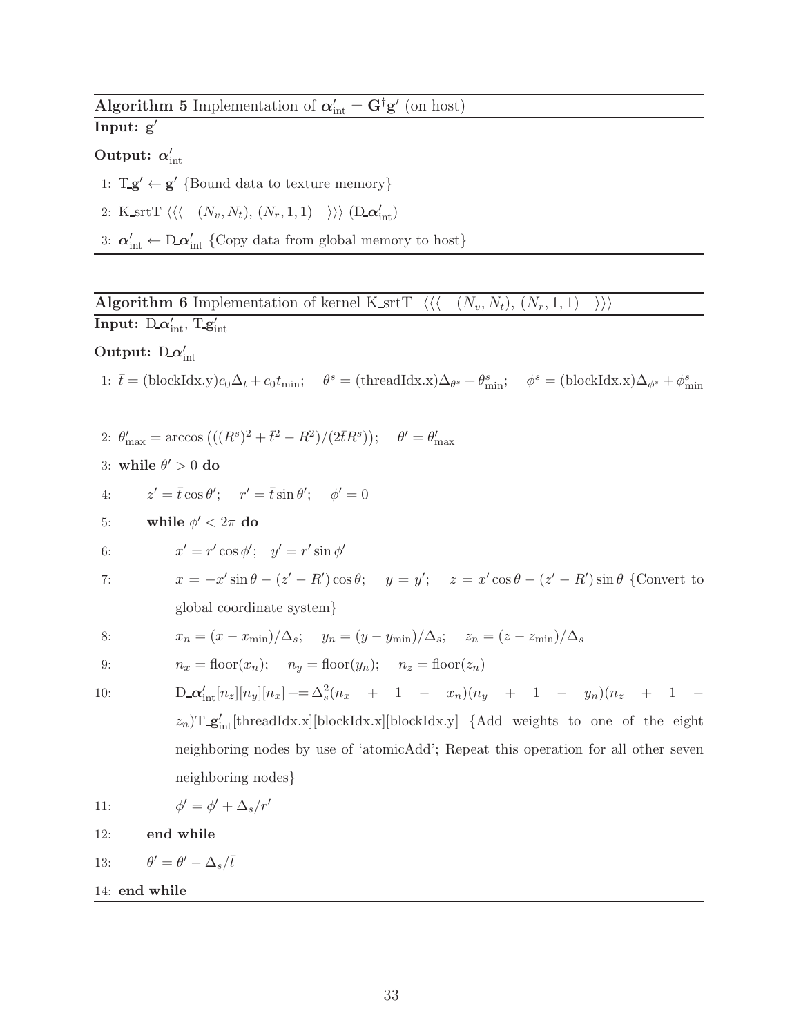**Algorithm 5** Implementation of $\boldsymbol{\alpha}'_{\text{int}} = \mathbf{G}^{\dagger}\mathbf{g}'$ (on host)

**Input:** $\mathbf{g}'$

**Output:** $\boldsymbol{\alpha}'_{\text{int}}$

1: $\text{T\_}\mathbf{g}' \leftarrow \mathbf{g}'$ {Bound data to texture memory}

2: K_srtT $\langle\langle\langle\ (N_v, N_t), (N_r, 1, 1)\ \rangle\rangle\rangle$ $(\text{D\_}\boldsymbol{\alpha}'_{\text{int}})$

3: $\boldsymbol{\alpha}'_{\text{int}} \leftarrow \text{D\_}\boldsymbol{\alpha}'_{\text{int}}$ {Copy data from global memory to host}

---

**Algorithm 6** Implementation of kernel K_srtT $\langle\langle\langle\ (N_v, N_t), (N_r, 1, 1)\ \rangle\rangle\rangle$

**Input:** $\text{D\_}\boldsymbol{\alpha}'_{\text{int}}$, $\text{T\_}\mathbf{g}'_{\text{int}}$

**Output:** $\text{D\_}\boldsymbol{\alpha}'_{\text{int}}$

1: $\bar{t} = (\text{blockIdx.y})c_0\Delta_t + c_0 t_{\min}$; $\quad \theta^s = (\text{threadIdx.x})\Delta_{\theta^s} + \theta^s_{\min}$; $\quad \phi^s = (\text{blockIdx.x})\Delta_{\phi^s} + \phi^s_{\min}$

2: $\theta'_{\max} = \arccos\left(((R^s)^2 + \bar{t}^2 - R^2)/(2\bar{t}R^s)\right)$; $\quad \theta' = \theta'_{\max}$

3: **while** $\theta' > 0$ **do**

4: $\quad z' = \bar{t}\cos\theta'$; $\quad r' = \bar{t}\sin\theta'$; $\quad \phi' = 0$

5: $\quad$ **while** $\phi' < 2\pi$ **do**

6: $\quad\quad x' = r'\cos\phi'$; $\quad y' = r'\sin\phi'$

7: $\quad\quad x = -x'\sin\theta - (z' - R')\cos\theta$; $\quad y = y'$; $\quad z = x'\cos\theta - (z' - R')\sin\theta$ {Convert to global coordinate system}

8: $\quad\quad x_n = (x - x_{\min})/\Delta_s$; $\quad y_n = (y - y_{\min})/\Delta_s$; $\quad z_n = (z - z_{\min})/\Delta_s$

9: $\quad\quad n_x = \text{floor}(x_n)$; $\quad n_y = \text{floor}(y_n)$; $\quad n_z = \text{floor}(z_n)$

10: $\quad\quad \text{D\_}\boldsymbol{\alpha}'_{\text{int}}[n_z][n_y][n_x] \mathrel{+}= \Delta_s^2(n_x + 1 - x_n)(n_y + 1 - y_n)(n_z + 1 - z_n)\text{T\_}\mathbf{g}'_{\text{int}}[\text{threadIdx.x}][\text{blockIdx.x}][\text{blockIdx.y}]$ {Add weights to one of the eight neighboring nodes by use of 'atomicAdd'; Repeat this operation for all other seven neighboring nodes}

11: $\quad\quad \phi' = \phi' + \Delta_s/r'$

12: $\quad$ **end while**

13: $\quad \theta' = \theta' - \Delta_s/\bar{t}$

14: **end while**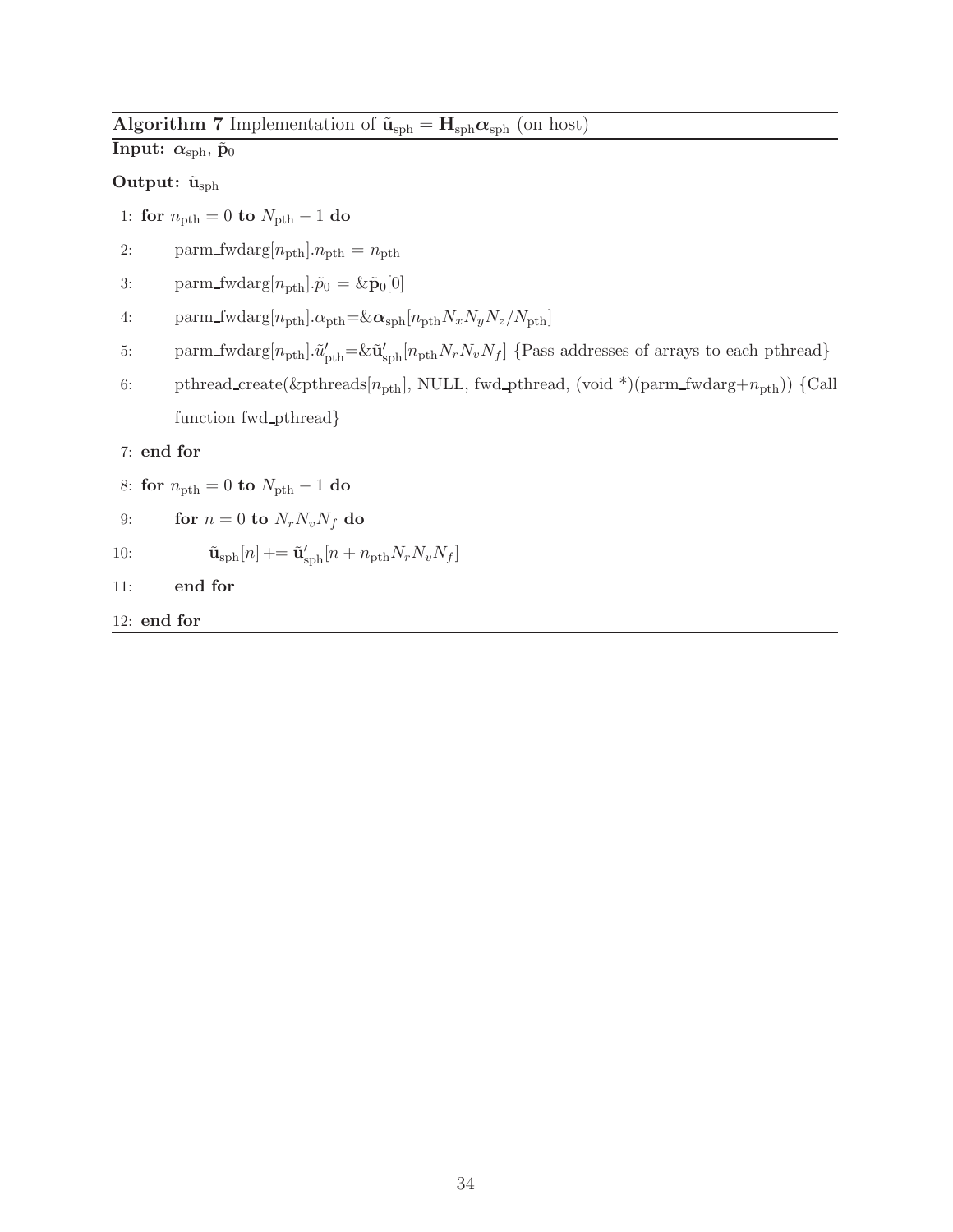**Algorithm 7** Implementation of $\tilde{\mathbf{u}}_{\rm sph} = \mathbf{H}_{\rm sph}\boldsymbol{\alpha}_{\rm sph}$ (on host)

**Input:** $\boldsymbol{\alpha}_{\rm sph}$, $\tilde{\mathbf{p}}_0$

**Output:** $\tilde{\mathbf{u}}_{\rm sph}$

1: **for** $n_{\rm pth} = 0$ **to** $N_{\rm pth} - 1$ **do**

2: parm_fwdarg[$n_{\rm pth}$].$n_{\rm pth}$ = $n_{\rm pth}$

3: parm_fwdarg[$n_{\rm pth}$].$\tilde{p}_0$ = &$\tilde{\mathbf{p}}_0[0]$

4: parm_fwdarg[$n_{\rm pth}$].$\alpha_{\rm pth}$=&$\boldsymbol{\alpha}_{\rm sph}[n_{\rm pth}N_xN_yN_z/N_{\rm pth}]$

5: parm_fwdarg[$n_{\rm pth}$].$\tilde{u}'_{\rm pth}$=&$\tilde{\mathbf{u}}'_{\rm sph}[n_{\rm pth}N_rN_vN_f]$ {Pass addresses of arrays to each pthread}

6: pthread_create(&pthreads[$n_{\rm pth}$], NULL, fwd_pthread, (void *)(parm_fwdarg+$n_{\rm pth}$)) {Call function fwd_pthread}

7: **end for**

8: **for** $n_{\rm pth} = 0$ **to** $N_{\rm pth} - 1$ **do**

9: **for** $n = 0$ **to** $N_rN_vN_f$ **do**

10: $\tilde{\mathbf{u}}_{\rm sph}[n] \mathrel{+}= \tilde{\mathbf{u}}'_{\rm sph}[n + n_{\rm pth}N_rN_vN_f]$

11: **end for**

12: **end for**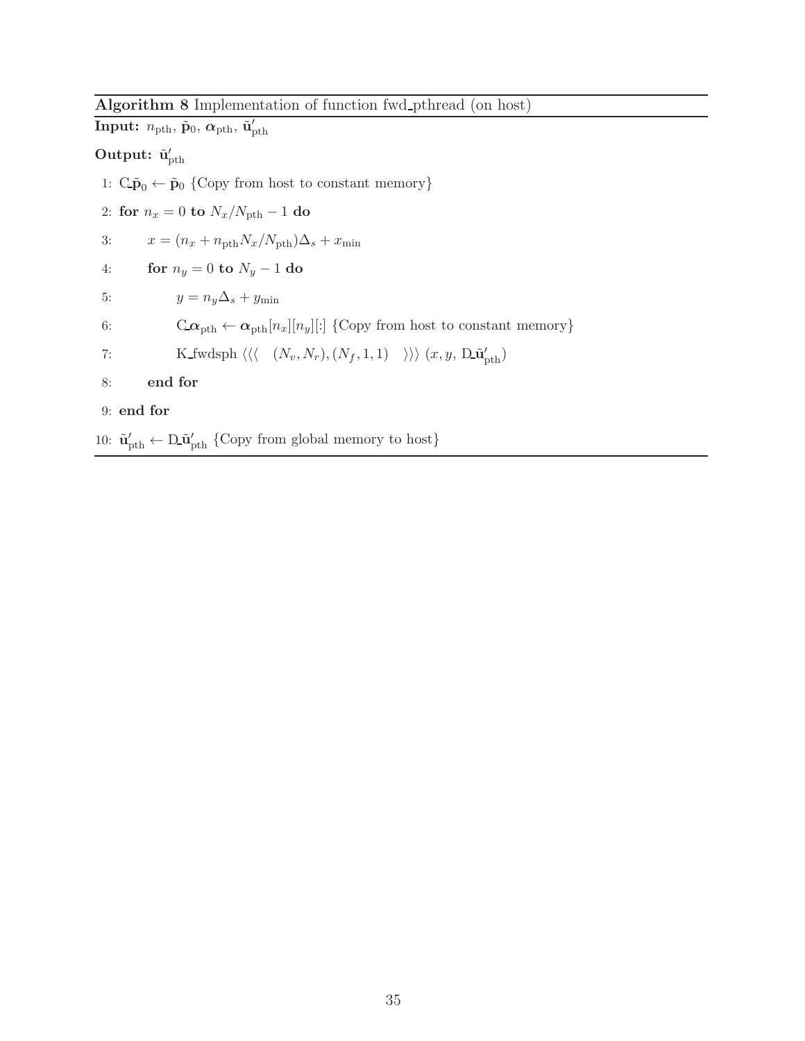**Algorithm 8** Implementation of function fwd_pthread (on host)

**Input:** $n_{\text{pth}}$, $\tilde{\mathbf{p}}_0$, $\boldsymbol{\alpha}_{\text{pth}}$, $\tilde{\mathbf{u}}'_{\text{pth}}$

**Output:** $\tilde{\mathbf{u}}'_{\text{pth}}$

1: $\text{C\_}\tilde{\mathbf{p}}_0 \leftarrow \tilde{\mathbf{p}}_0$ {Copy from host to constant memory}

2: **for** $n_x = 0$ **to** $N_x/N_{\text{pth}} - 1$ **do**

3: $\quad x = (n_x + n_{\text{pth}} N_x/N_{\text{pth}})\Delta_s + x_{\min}$

4: $\quad$ **for** $n_y = 0$ **to** $N_y - 1$ **do**

5: $\quad\quad y = n_y \Delta_s + y_{\min}$

6: $\quad\quad \text{C\_}\boldsymbol{\alpha}_{\text{pth}} \leftarrow \boldsymbol{\alpha}_{\text{pth}}[n_x][n_y][:]$ {Copy from host to constant memory}

7: $\quad\quad$ K_fwdsph $\langle\langle\langle \quad (N_v, N_r), (N_f, 1, 1) \quad \rangle\rangle\rangle$ $(x, y, \text{D\_}\tilde{\mathbf{u}}'_{\text{pth}})$

8: $\quad$ **end for**

9: **end for**

10: $\tilde{\mathbf{u}}'_{\text{pth}} \leftarrow \text{D\_}\tilde{\mathbf{u}}'_{\text{pth}}$ {Copy from global memory to host}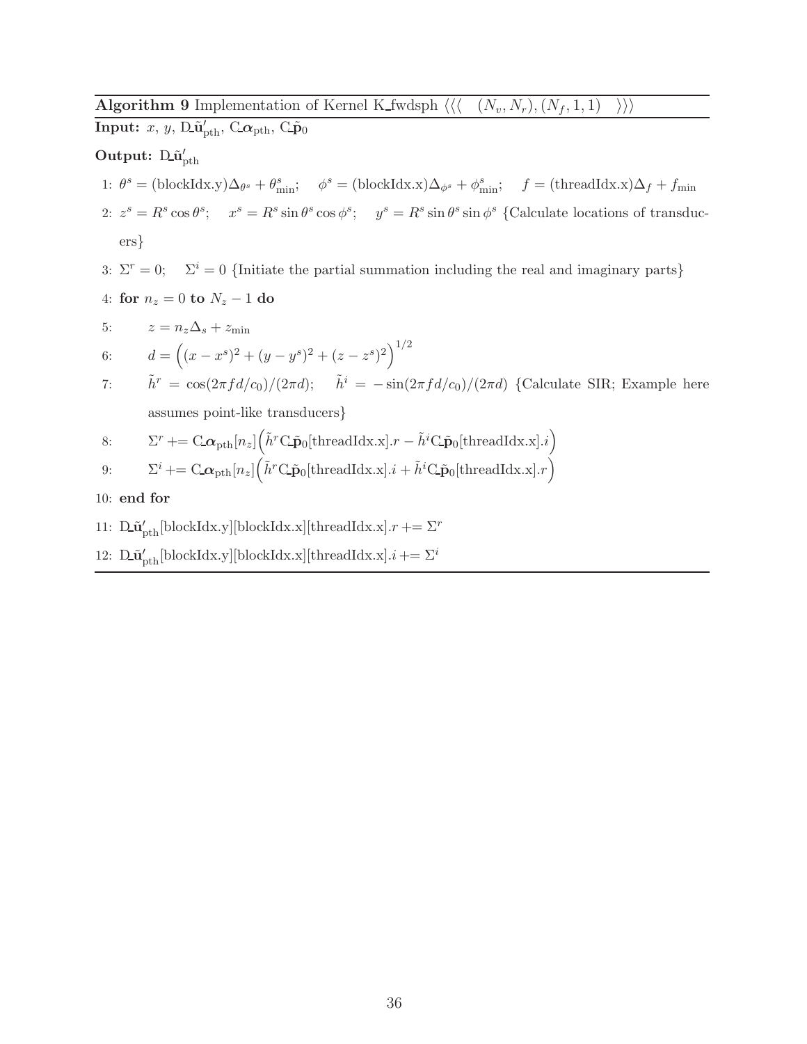**Algorithm 9** Implementation of Kernel K_fwdsph $\langle\langle\langle \quad (N_v, N_r), (N_f, 1, 1) \quad \rangle\rangle\rangle$

**Input:** $x$, $y$, D_$\tilde{\mathbf{u}}'_{\text{pth}}$, C_$\boldsymbol{\alpha}_{\text{pth}}$, C_$\tilde{\mathbf{p}}_0$

**Output:** D_$\tilde{\mathbf{u}}'_{\text{pth}}$

1: $\theta^s = (\text{blockIdx.y})\Delta_{\theta^s} + \theta^s_{\min}$; $\quad \phi^s = (\text{blockIdx.x})\Delta_{\phi^s} + \phi^s_{\min}$; $\quad f = (\text{threadIdx.x})\Delta_f + f_{\min}$

2: $z^s = R^s \cos\theta^s$; $\quad x^s = R^s \sin\theta^s \cos\phi^s$; $\quad y^s = R^s \sin\theta^s \sin\phi^s$ {Calculate locations of transducers}

3: $\Sigma^r = 0$; $\quad \Sigma^i = 0$ {Initiate the partial summation including the real and imaginary parts}

4: **for** $n_z = 0$ **to** $N_z - 1$ **do**

5: $\quad z = n_z \Delta_s + z_{\min}$

6: $\quad d = \Big((x - x^s)^2 + (y - y^s)^2 + (z - z^s)^2\Big)^{1/2}$

7: $\quad \tilde{h}^r = \cos(2\pi f d/c_0)/(2\pi d)$; $\quad \tilde{h}^i = -\sin(2\pi f d/c_0)/(2\pi d)$ {Calculate SIR; Example here assumes point-like transducers}

8: $\quad \Sigma^r \mathrel{+}= \text{C\_}\boldsymbol{\alpha}_{\text{pth}}[n_z]\Big(\tilde{h}^r \text{C\_}\tilde{\mathbf{p}}_0[\text{threadIdx.x}].r - \tilde{h}^i \text{C\_}\tilde{\mathbf{p}}_0[\text{threadIdx.x}].i\Big)$

9: $\quad \Sigma^i \mathrel{+}= \text{C\_}\boldsymbol{\alpha}_{\text{pth}}[n_z]\Big(\tilde{h}^r \text{C\_}\tilde{\mathbf{p}}_0[\text{threadIdx.x}].i + \tilde{h}^i \text{C\_}\tilde{\mathbf{p}}_0[\text{threadIdx.x}].r\Big)$

10: **end for**

11: D_$\tilde{\mathbf{u}}'_{\text{pth}}[\text{blockIdx.y}][\text{blockIdx.x}][\text{threadIdx.x}].r \mathrel{+}= \Sigma^r$

12: D_$\tilde{\mathbf{u}}'_{\text{pth}}[\text{blockIdx.y}][\text{blockIdx.x}][\text{threadIdx.x}].i \mathrel{+}= \Sigma^i$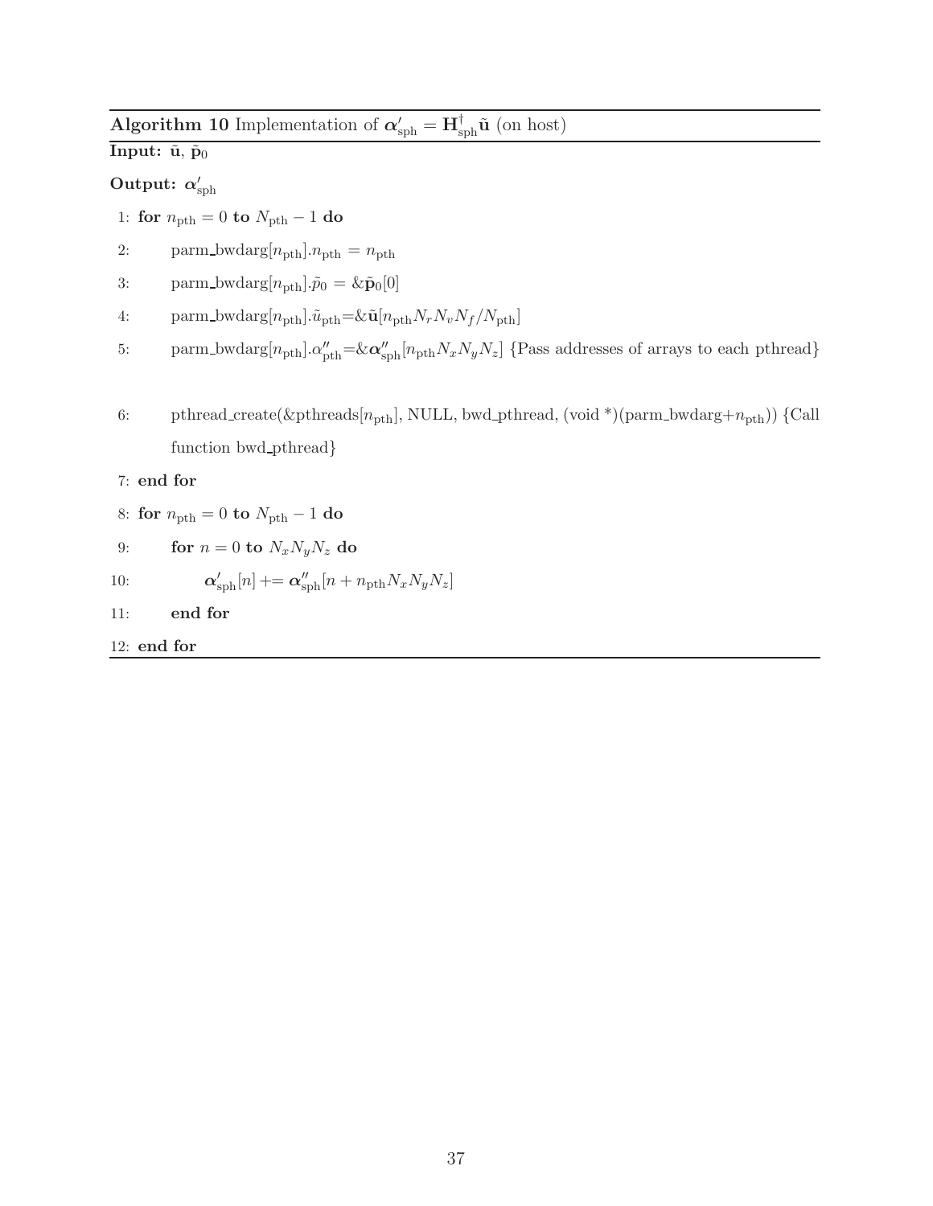**Algorithm 10** Implementation of $\boldsymbol{\alpha}'_{\text{sph}} = \mathbf{H}^{\dagger}_{\text{sph}}\tilde{\mathbf{u}}$ (on host)

**Input:** $\tilde{\mathbf{u}}$, $\tilde{\mathbf{p}}_0$

**Output:** $\boldsymbol{\alpha}'_{\text{sph}}$

1: **for** $n_{\text{pth}} = 0$ **to** $N_{\text{pth}} - 1$ **do**

2: parm_bwdarg[$n_{\text{pth}}$].$n_{\text{pth}}$ = $n_{\text{pth}}$

3: parm_bwdarg[$n_{\text{pth}}$].$\tilde{p}_0$ = &$\tilde{\mathbf{p}}_0$[0]

4: parm_bwdarg[$n_{\text{pth}}$].$\tilde{u}_{\text{pth}}$=&$\tilde{\mathbf{u}}$[$n_{\text{pth}} N_r N_v N_f / N_{\text{pth}}$]

5: parm_bwdarg[$n_{\text{pth}}$].$\alpha''_{\text{pth}}$=&$\boldsymbol{\alpha}''_{\text{sph}}$[$n_{\text{pth}} N_x N_y N_z$] {Pass addresses of arrays to each pthread}

6: pthread_create(&pthreads[$n_{\text{pth}}$], NULL, bwd_pthread, (void *)(parm_bwdarg+$n_{\text{pth}}$)) {Call function bwd_pthread}

7: **end for**

8: **for** $n_{\text{pth}} = 0$ **to** $N_{\text{pth}} - 1$ **do**

9: **for** $n = 0$ **to** $N_x N_y N_z$ **do**

10: $\boldsymbol{\alpha}'_{\text{sph}}[n]$ += $\boldsymbol{\alpha}''_{\text{sph}}[n + n_{\text{pth}} N_x N_y N_z]$

11: **end for**

12: **end for**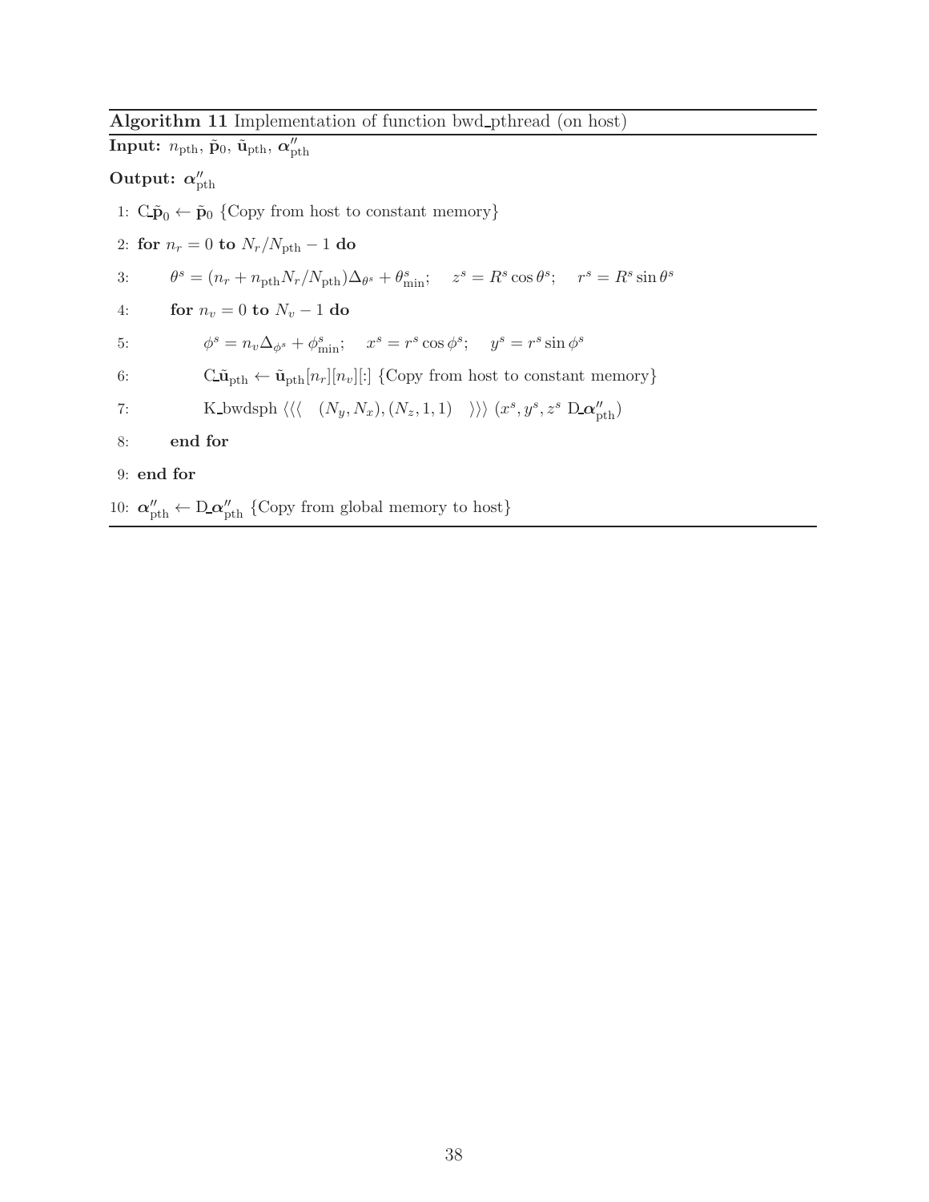**Algorithm 11** Implementation of function bwd_pthread (on host)

**Input:** $n_{\text{pth}}$, $\tilde{\mathbf{p}}_0$, $\tilde{\mathbf{u}}_{\text{pth}}$, $\boldsymbol{\alpha}''_{\text{pth}}$

**Output:** $\boldsymbol{\alpha}''_{\text{pth}}$

1: $\text{C\_}\tilde{\mathbf{p}}_0 \leftarrow \tilde{\mathbf{p}}_0$ {Copy from host to constant memory}

2: **for** $n_r = 0$ **to** $N_r/N_{\text{pth}} - 1$ **do**

3: $\quad\theta^s = (n_r + n_{\text{pth}} N_r/N_{\text{pth}})\Delta_{\theta^s} + \theta^s_{\min}$; $\quad z^s = R^s \cos\theta^s$; $\quad r^s = R^s \sin\theta^s$

4: $\quad$**for** $n_v = 0$ **to** $N_v - 1$ **do**

5: $\quad\quad\phi^s = n_v \Delta_{\phi^s} + \phi^s_{\min}$; $\quad x^s = r^s \cos\phi^s$; $\quad y^s = r^s \sin\phi^s$

6: $\quad\quad\text{C\_}\tilde{\mathbf{u}}_{\text{pth}} \leftarrow \tilde{\mathbf{u}}_{\text{pth}}[n_r][n_v][:]$ {Copy from host to constant memory}

7: $\quad\quad$K_bwdsph $\langle\langle\langle \quad (N_y, N_x), (N_z, 1, 1) \quad \rangle\rangle\rangle$ $(x^s, y^s, z^s\ \text{D\_}\boldsymbol{\alpha}''_{\text{pth}})$

8: $\quad$**end for**

9: **end for**

10: $\boldsymbol{\alpha}''_{\text{pth}} \leftarrow \text{D\_}\boldsymbol{\alpha}''_{\text{pth}}$ {Copy from global memory to host}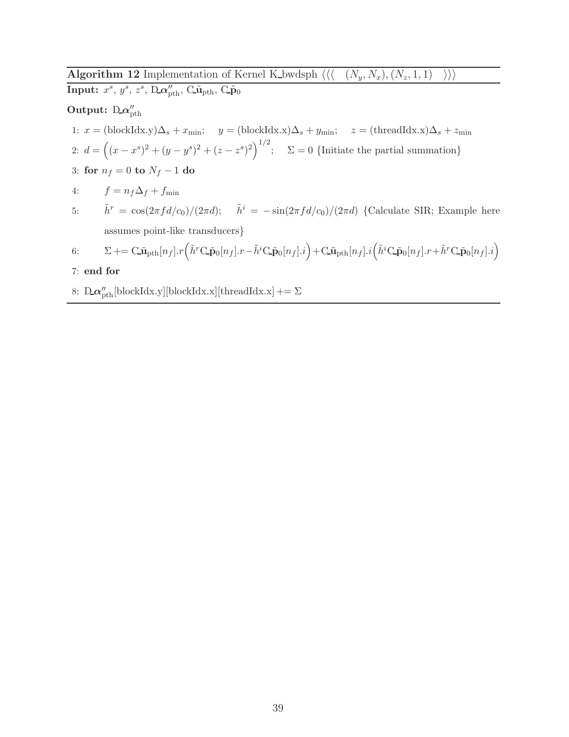**Algorithm 12** Implementation of Kernel K_bwdsph $\langle\langle\langle \quad (N_y, N_x), (N_z, 1, 1) \quad \rangle\rangle\rangle$

**Input:** $x^s$, $y^s$, $z^s$, $\mathrm{D\_}\boldsymbol{\alpha}''_{\mathrm{pth}}$, $\mathrm{C\_}\tilde{\mathbf{u}}_{\mathrm{pth}}$, $\mathrm{C\_}\tilde{\mathbf{p}}_0$

**Output:** $\mathrm{D\_}\boldsymbol{\alpha}''_{\mathrm{pth}}$

1: $x = (\text{blockIdx.y})\Delta_s + x_{\min}$; $\quad y = (\text{blockIdx.x})\Delta_s + y_{\min}$; $\quad z = (\text{threadIdx.x})\Delta_s + z_{\min}$

2: $d = \left((x - x^s)^2 + (y - y^s)^2 + (z - z^s)^2\right)^{1/2}$; $\quad \Sigma = 0$ {Initiate the partial summation}

3: **for** $n_f = 0$ **to** $N_f - 1$ **do**

4: $\quad f = n_f \Delta_f + f_{\min}$

5: $\quad \tilde{h}^r = \cos(2\pi f d/c_0)/(2\pi d)$; $\quad \tilde{h}^i = -\sin(2\pi f d/c_0)/(2\pi d)$ {Calculate SIR; Example here assumes point-like transducers}

6: $\quad \Sigma \mathrel{+}= \mathrm{C\_}\tilde{\mathbf{u}}_{\mathrm{pth}}[n_f].r\left(\tilde{h}^r \mathrm{C\_}\tilde{\mathbf{p}}_0[n_f].r - \tilde{h}^i \mathrm{C\_}\tilde{\mathbf{p}}_0[n_f].i\right) + \mathrm{C\_}\tilde{\mathbf{u}}_{\mathrm{pth}}[n_f].i\left(\tilde{h}^i \mathrm{C\_}\tilde{\mathbf{p}}_0[n_f].r + \tilde{h}^r \mathrm{C\_}\tilde{\mathbf{p}}_0[n_f].i\right)$

7: **end for**

8: $\mathrm{D\_}\boldsymbol{\alpha}''_{\mathrm{pth}}[\text{blockIdx.y}][\text{blockIdx.x}][\text{threadIdx.x}] \mathrel{+}= \Sigma$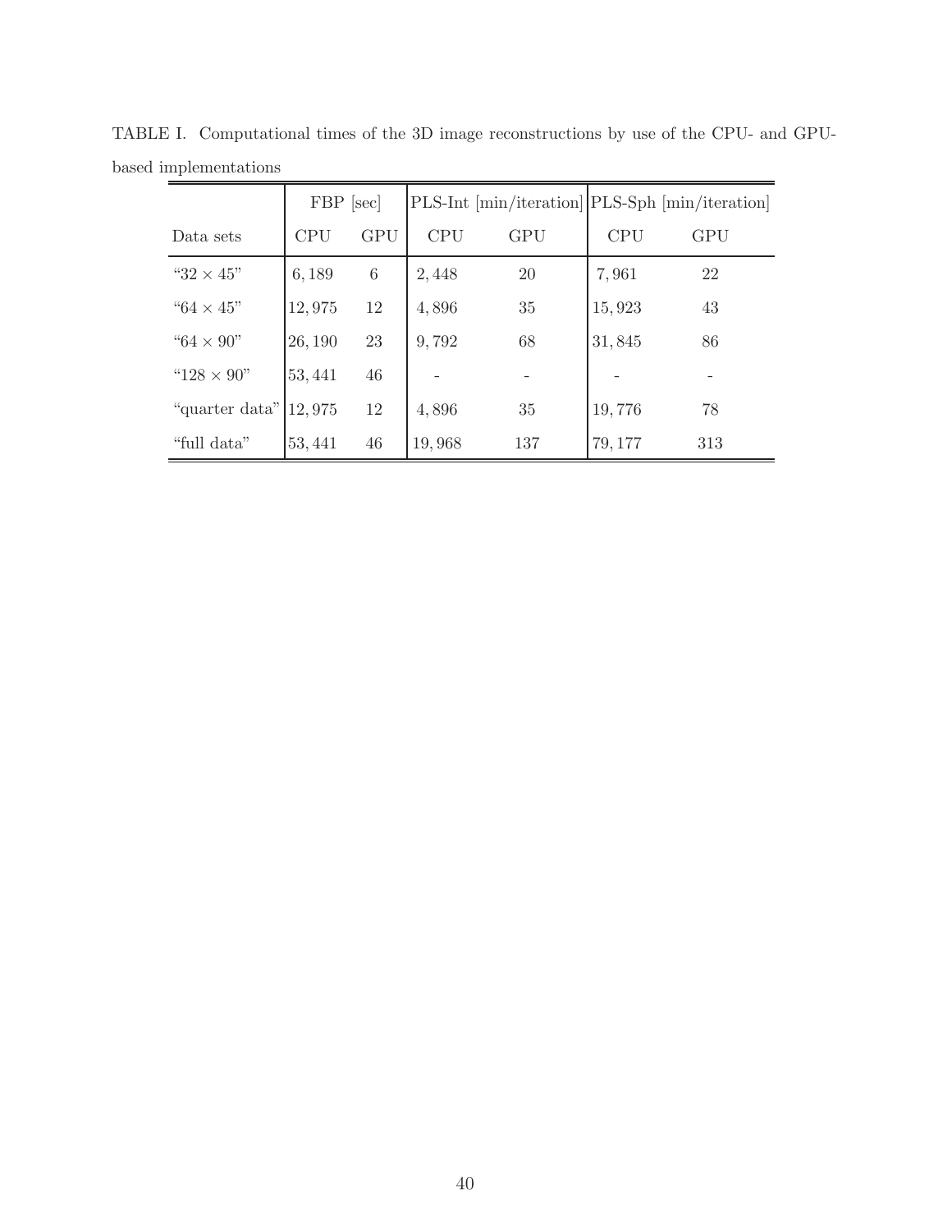TABLE I. Computational times of the 3D image reconstructions by use of the CPU- and GPU-based implementations

| | FBP [sec] | | PLS-Int [min/iteration] | | PLS-Sph [min/iteration] | |
|---|---|---|---|---|---|---|
| Data sets | CPU | GPU | CPU | GPU | CPU | GPU |
| "$32 \times 45$" | 6,189 | 6 | 2,448 | 20 | 7,961 | 22 |
| "$64 \times 45$" | 12,975 | 12 | 4,896 | 35 | 15,923 | 43 |
| "$64 \times 90$" | 26,190 | 23 | 9,792 | 68 | 31,845 | 86 |
| "$128 \times 90$" | 53,441 | 46 | - | - | - | - |
| "quarter data" | 12,975 | 12 | 4,896 | 35 | 19,776 | 78 |
| "full data" | 53,441 | 46 | 19,968 | 137 | 79,177 | 313 |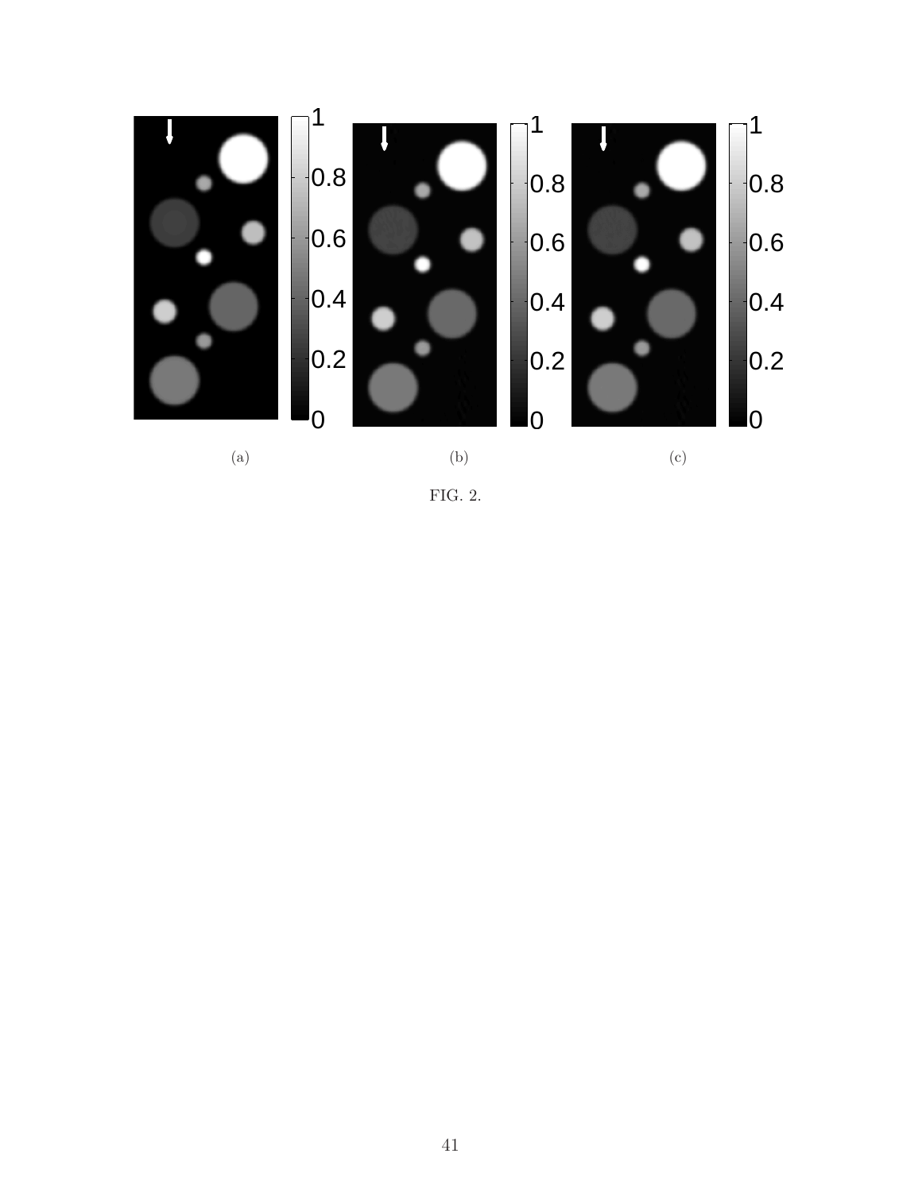(a)

(b)

(c)

FIG. 2.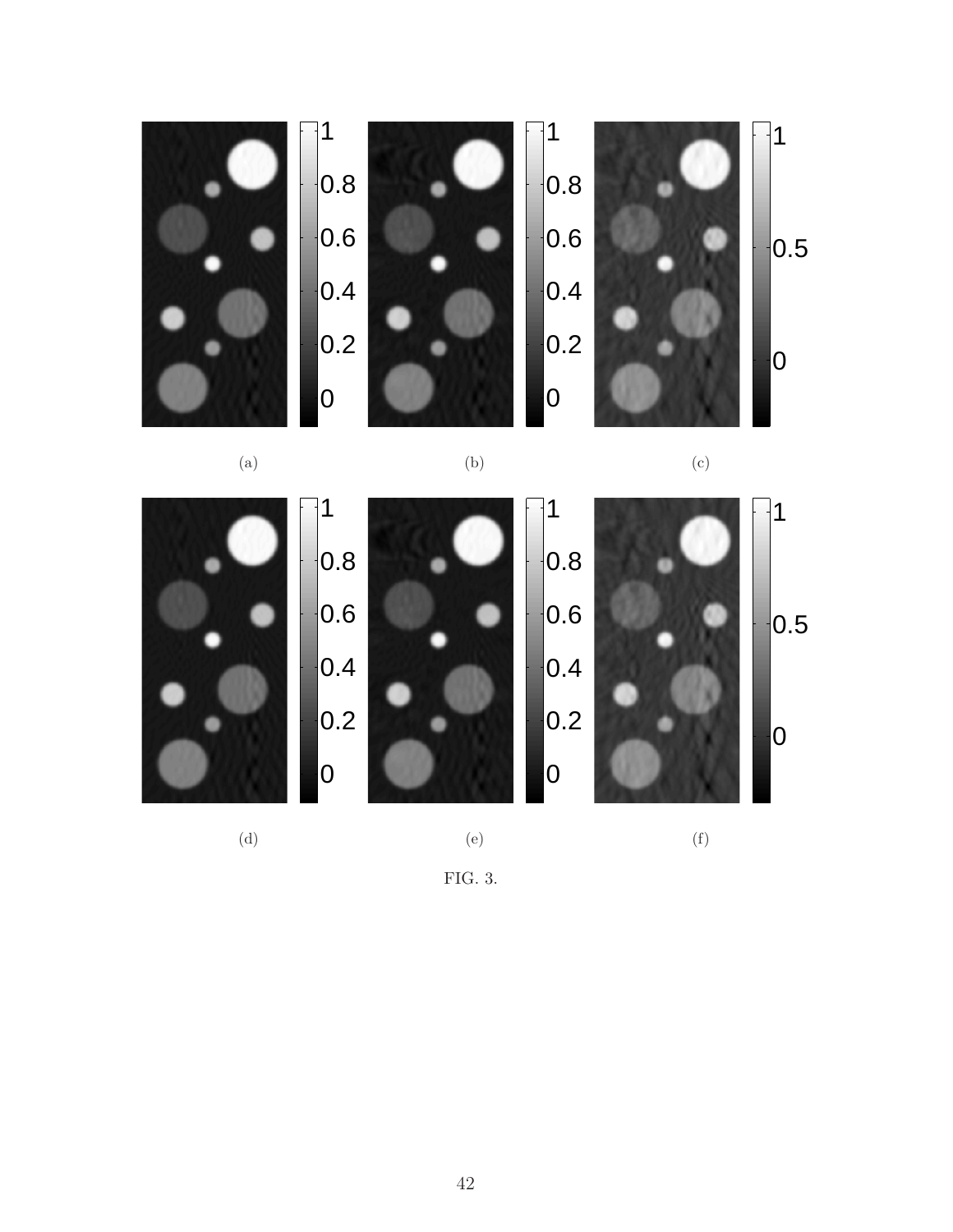(a)

(b)

(c)

(d)

(e)

(f)

FIG. 3.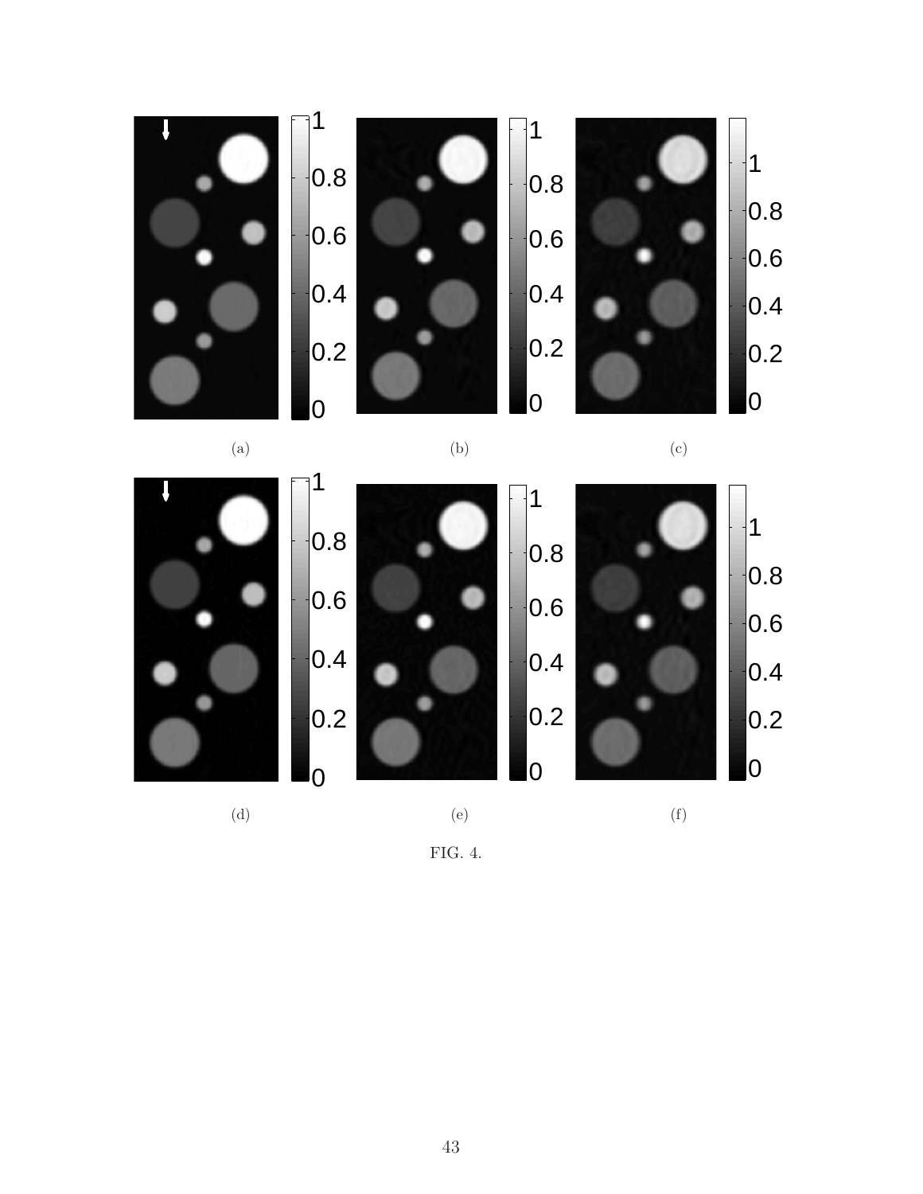(a)

(b)

(c)

(d)

(e)

(f)

FIG. 4.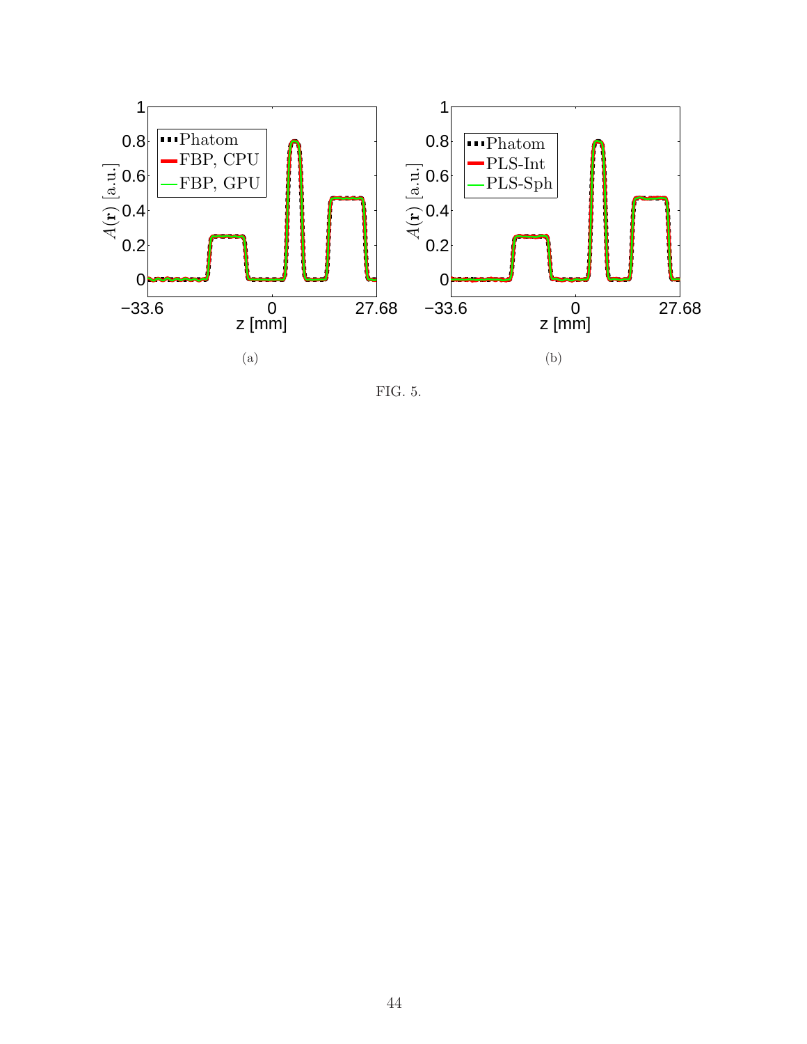(a)

(b)

FIG. 5.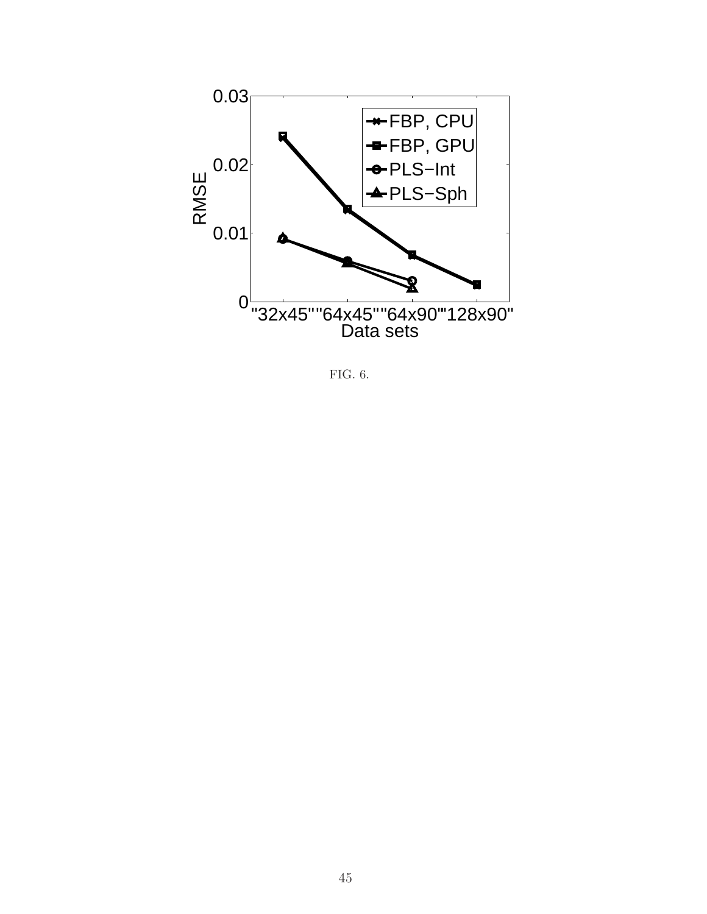FIG. 6.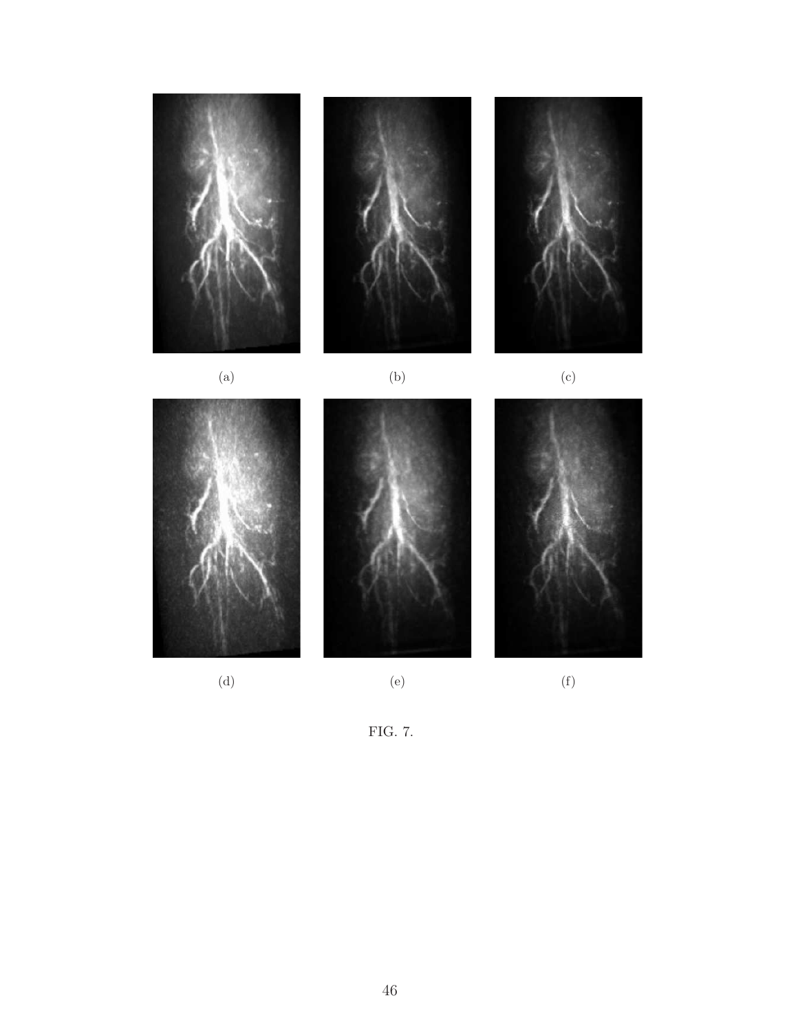(a)

(b)

(c)

(d)

(e)

(f)

FIG. 7.